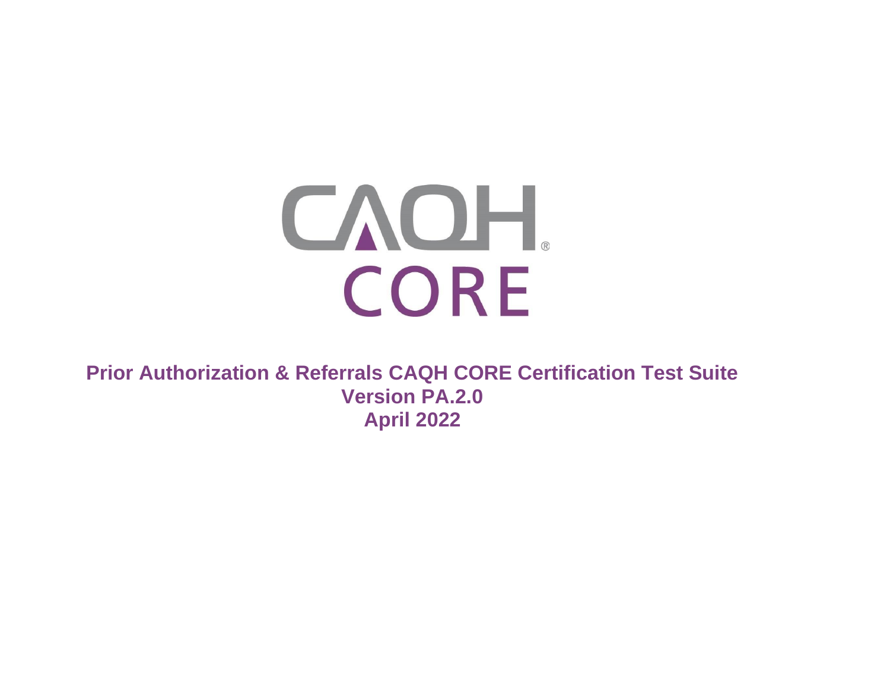CAQH® CORE

# Prior Authorization & Referrals CAQH CORE Certification Test Suite

**Version PA.2.0**

**April 2022**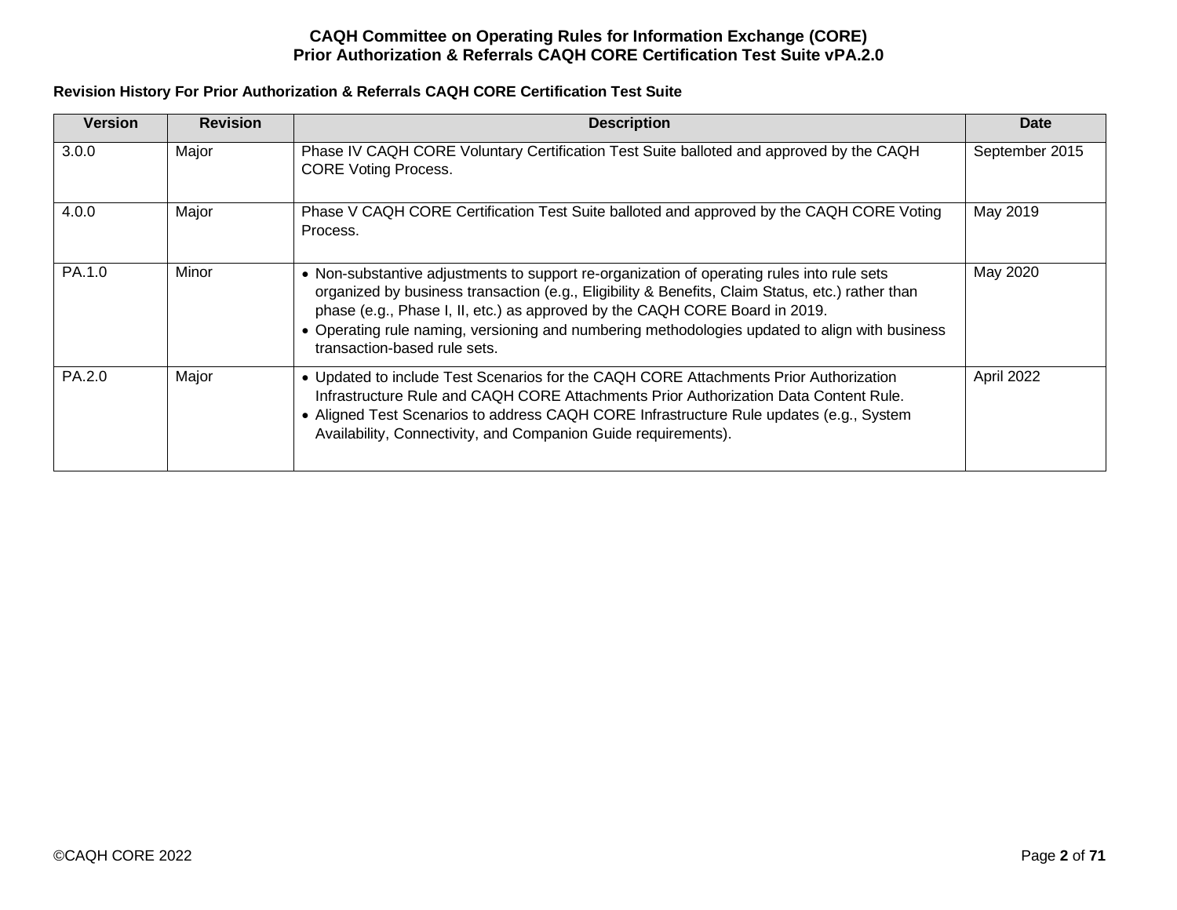**Revision History For Prior Authorization & Referrals CAQH CORE Certification Test Suite**

| Version | Revision | Description | Date |
|---|---|---|---|
| 3.0.0 | Major | Phase IV CAQH CORE Voluntary Certification Test Suite balloted and approved by the CAQH CORE Voting Process. | September 2015 |
| 4.0.0 | Major | Phase V CAQH CORE Certification Test Suite balloted and approved by the CAQH CORE Voting Process. | May 2019 |
| PA.1.0 | Minor | • Non-substantive adjustments to support re-organization of operating rules into rule sets organized by business transaction (e.g., Eligibility & Benefits, Claim Status, etc.) rather than phase (e.g., Phase I, II, etc.) as approved by the CAQH CORE Board in 2019.<br>• Operating rule naming, versioning and numbering methodologies updated to align with business transaction-based rule sets. | May 2020 |
| PA.2.0 | Major | • Updated to include Test Scenarios for the CAQH CORE Attachments Prior Authorization Infrastructure Rule and CAQH CORE Attachments Prior Authorization Data Content Rule.<br>• Aligned Test Scenarios to address CAQH CORE Infrastructure Rule updates (e.g., System Availability, Connectivity, and Companion Guide requirements). | April 2022 |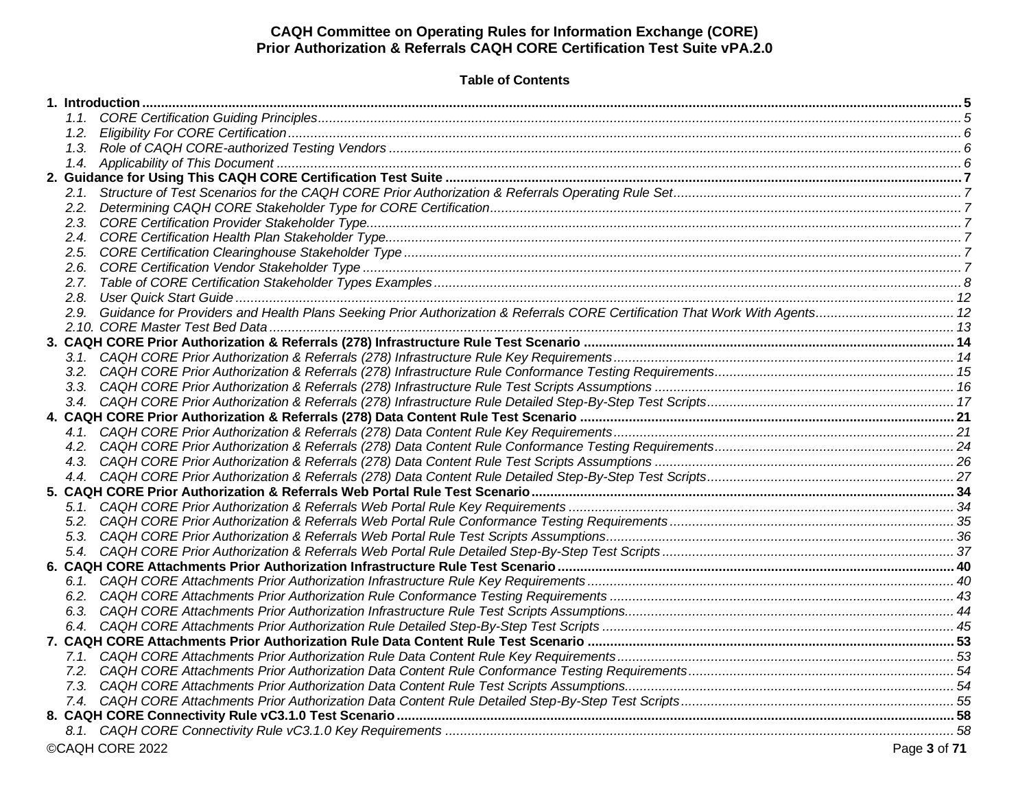**CAQH Committee on Operating Rules for Information Exchange (CORE)**
**Prior Authorization & Referrals CAQH CORE Certification Test Suite vPA.2.0**

**Table of Contents**

**1. Introduction** ..... 5
- *1.1. CORE Certification Guiding Principles* ..... 5
- *1.2. Eligibility For CORE Certification* ..... 6
- *1.3. Role of CAQH CORE-authorized Testing Vendors* ..... 6
- *1.4. Applicability of This Document* ..... 6

**2. Guidance for Using This CAQH CORE Certification Test Suite** ..... 7
- *2.1. Structure of Test Scenarios for the CAQH CORE Prior Authorization & Referrals Operating Rule Set* ..... 7
- *2.2. Determining CAQH CORE Stakeholder Type for CORE Certification* ..... 7
- *2.3. CORE Certification Provider Stakeholder Type* ..... 7
- *2.4. CORE Certification Health Plan Stakeholder Type* ..... 7
- *2.5. CORE Certification Clearinghouse Stakeholder Type* ..... 7
- *2.6. CORE Certification Vendor Stakeholder Type* ..... 7
- *2.7. Table of CORE Certification Stakeholder Types Examples* ..... 8
- *2.8. User Quick Start Guide* ..... 12
- *2.9. Guidance for Providers and Health Plans Seeking Prior Authorization & Referrals CORE Certification That Work With Agents* ..... 12
- *2.10. CORE Master Test Bed Data* ..... 13

**3. CAQH CORE Prior Authorization & Referrals (278) Infrastructure Rule Test Scenario** ..... 14
- *3.1. CAQH CORE Prior Authorization & Referrals (278) Infrastructure Rule Key Requirements* ..... 14
- *3.2. CAQH CORE Prior Authorization & Referrals (278) Infrastructure Rule Conformance Testing Requirements* ..... 15
- *3.3. CAQH CORE Prior Authorization & Referrals (278) Infrastructure Rule Test Scripts Assumptions* ..... 16
- *3.4. CAQH CORE Prior Authorization & Referrals (278) Infrastructure Rule Detailed Step-By-Step Test Scripts* ..... 17

**4. CAQH CORE Prior Authorization & Referrals (278) Data Content Rule Test Scenario** ..... 21
- *4.1. CAQH CORE Prior Authorization & Referrals (278) Data Content Rule Key Requirements* ..... 21
- *4.2. CAQH CORE Prior Authorization & Referrals (278) Data Content Rule Conformance Testing Requirements* ..... 24
- *4.3. CAQH CORE Prior Authorization & Referrals (278) Data Content Rule Test Scripts Assumptions* ..... 26
- *4.4. CAQH CORE Prior Authorization & Referrals (278) Data Content Rule Detailed Step-By-Step Test Scripts* ..... 27

**5. CAQH CORE Prior Authorization & Referrals Web Portal Rule Test Scenario** ..... 34
- *5.1. CAQH CORE Prior Authorization & Referrals Web Portal Rule Key Requirements* ..... 34
- *5.2. CAQH CORE Prior Authorization & Referrals Web Portal Rule Conformance Testing Requirements* ..... 35
- *5.3. CAQH CORE Prior Authorization & Referrals Web Portal Rule Test Scripts Assumptions* ..... 36
- *5.4. CAQH CORE Prior Authorization & Referrals Web Portal Rule Detailed Step-By-Step Test Scripts* ..... 37

**6. CAQH CORE Attachments Prior Authorization Infrastructure Rule Test Scenario** ..... 40
- *6.1. CAQH CORE Attachments Prior Authorization Infrastructure Rule Key Requirements* ..... 40
- *6.2. CAQH CORE Attachments Prior Authorization Rule Conformance Testing Requirements* ..... 43
- *6.3. CAQH CORE Attachments Prior Authorization Infrastructure Rule Test Scripts Assumptions* ..... 44
- *6.4. CAQH CORE Attachments Prior Authorization Rule Detailed Step-By-Step Test Scripts* ..... 45

**7. CAQH CORE Attachments Prior Authorization Rule Data Content Rule Test Scenario** ..... 53
- *7.1. CAQH CORE Attachments Prior Authorization Rule Data Content Rule Key Requirements* ..... 53
- *7.2. CAQH CORE Attachments Prior Authorization Data Content Rule Conformance Testing Requirements* ..... 54
- *7.3. CAQH CORE Attachments Prior Authorization Data Content Rule Test Scripts Assumptions* ..... 54
- *7.4. CAQH CORE Attachments Prior Authorization Data Content Rule Detailed Step-By-Step Test Scripts* ..... 55

**8. CAQH CORE Connectivity Rule vC3.1.0 Test Scenario** ..... 58
- *8.1. CAQH CORE Connectivity Rule vC3.1.0 Key Requirements* ..... 58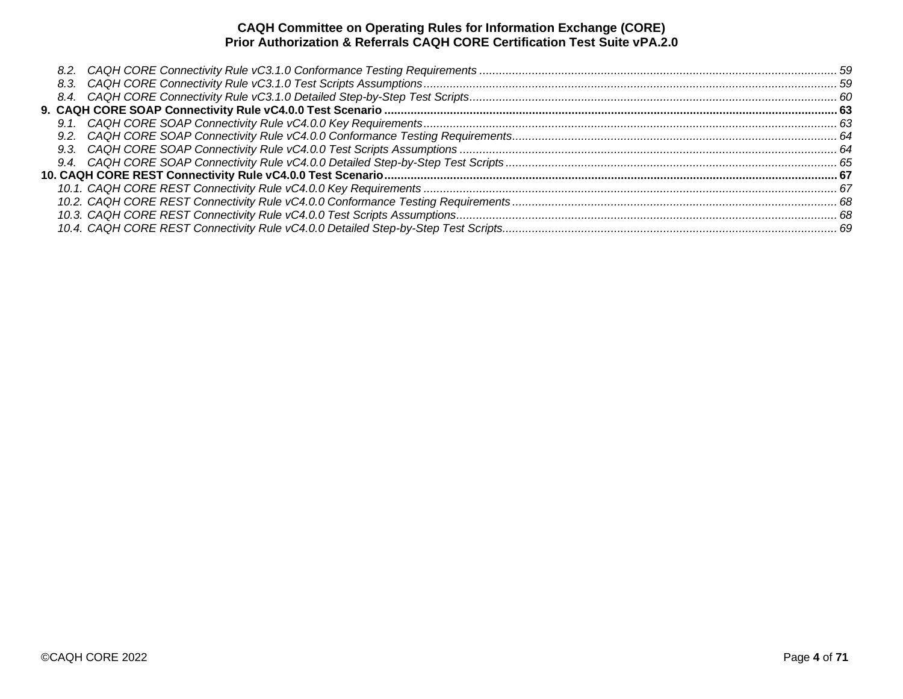*8.2. CAQH CORE Connectivity Rule vC3.1.0 Conformance Testing Requirements ..... 59*
*8.3. CAQH CORE Connectivity Rule vC3.1.0 Test Scripts Assumptions ..... 59*
*8.4. CAQH CORE Connectivity Rule vC3.1.0 Detailed Step-by-Step Test Scripts ..... 60*

**9. CAQH CORE SOAP Connectivity Rule vC4.0.0 Test Scenario ..... 63**

*9.1. CAQH CORE SOAP Connectivity Rule vC4.0.0 Key Requirements ..... 63*
*9.2. CAQH CORE SOAP Connectivity Rule vC4.0.0 Conformance Testing Requirements ..... 64*
*9.3. CAQH CORE SOAP Connectivity Rule vC4.0.0 Test Scripts Assumptions ..... 64*
*9.4. CAQH CORE SOAP Connectivity Rule vC4.0.0 Detailed Step-by-Step Test Scripts ..... 65*

**10. CAQH CORE REST Connectivity Rule vC4.0.0 Test Scenario ..... 67**

*10.1. CAQH CORE REST Connectivity Rule vC4.0.0 Key Requirements ..... 67*
*10.2. CAQH CORE REST Connectivity Rule vC4.0.0 Conformance Testing Requirements ..... 68*
*10.3. CAQH CORE REST Connectivity Rule vC4.0.0 Test Scripts Assumptions ..... 68*
*10.4. CAQH CORE REST Connectivity Rule vC4.0.0 Detailed Step-by-Step Test Scripts ..... 69*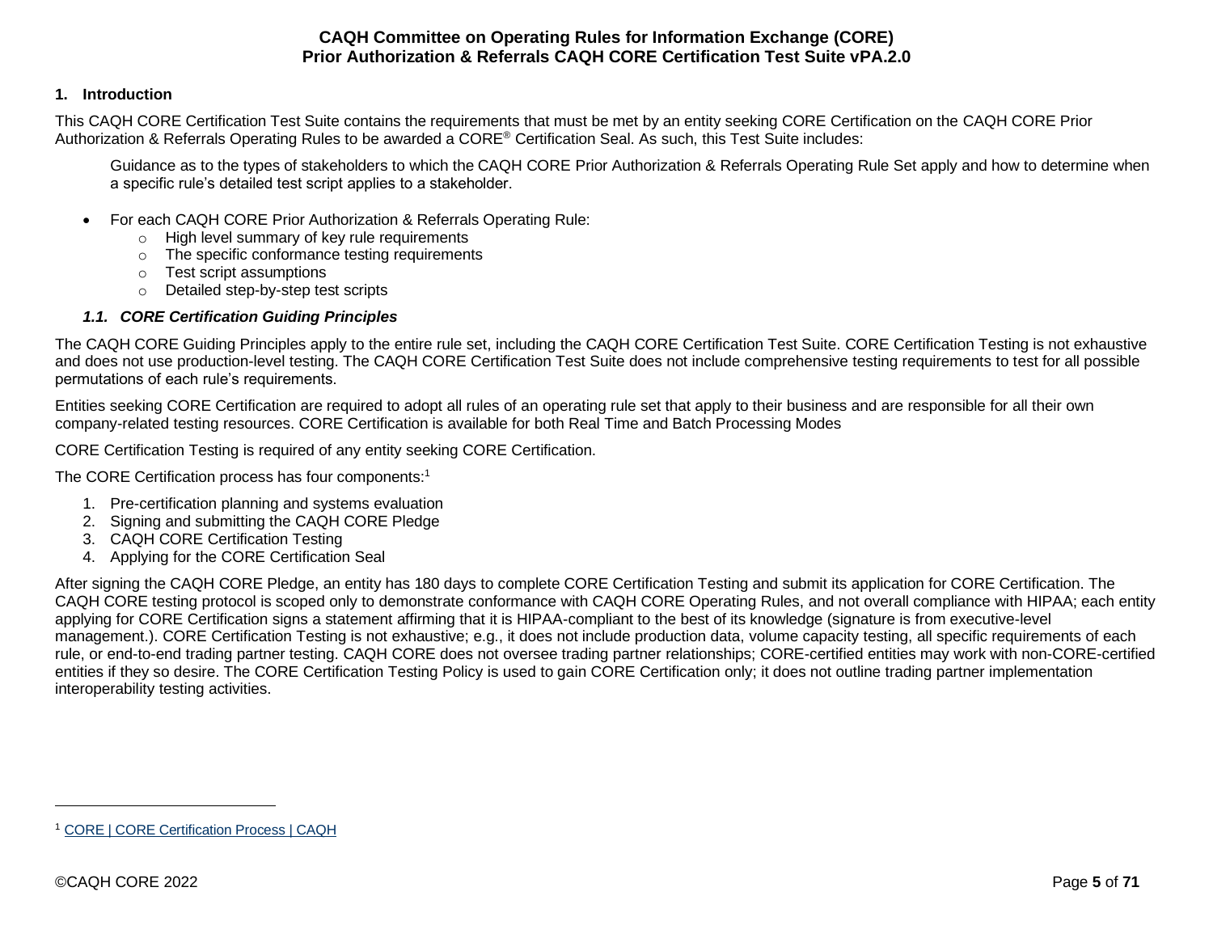## 1. Introduction

This CAQH CORE Certification Test Suite contains the requirements that must be met by an entity seeking CORE Certification on the CAQH CORE Prior Authorization & Referrals Operating Rules to be awarded a CORE® Certification Seal. As such, this Test Suite includes:

Guidance as to the types of stakeholders to which the CAQH CORE Prior Authorization & Referrals Operating Rule Set apply and how to determine when a specific rule's detailed test script applies to a stakeholder.

- For each CAQH CORE Prior Authorization & Referrals Operating Rule:
  - High level summary of key rule requirements
  - The specific conformance testing requirements
  - Test script assumptions
  - Detailed step-by-step test scripts

### *1.1. CORE Certification Guiding Principles*

The CAQH CORE Guiding Principles apply to the entire rule set, including the CAQH CORE Certification Test Suite. CORE Certification Testing is not exhaustive and does not use production-level testing. The CAQH CORE Certification Test Suite does not include comprehensive testing requirements to test for all possible permutations of each rule's requirements.

Entities seeking CORE Certification are required to adopt all rules of an operating rule set that apply to their business and are responsible for all their own company-related testing resources. CORE Certification is available for both Real Time and Batch Processing Modes

CORE Certification Testing is required of any entity seeking CORE Certification.

The CORE Certification process has four components:[1]

1. Pre-certification planning and systems evaluation
2. Signing and submitting the CAQH CORE Pledge
3. CAQH CORE Certification Testing
4. Applying for the CORE Certification Seal

After signing the CAQH CORE Pledge, an entity has 180 days to complete CORE Certification Testing and submit its application for CORE Certification. The CAQH CORE testing protocol is scoped only to demonstrate conformance with CAQH CORE Operating Rules, and not overall compliance with HIPAA; each entity applying for CORE Certification signs a statement affirming that it is HIPAA-compliant to the best of its knowledge (signature is from executive-level management.). CORE Certification Testing is not exhaustive; e.g., it does not include production data, volume capacity testing, all specific requirements of each rule, or end-to-end trading partner testing. CAQH CORE does not oversee trading partner relationships; CORE-certified entities may work with non-CORE-certified entities if they so desire. The CORE Certification Testing Policy is used to gain CORE Certification only; it does not outline trading partner implementation interoperability testing activities.

---

[1] CORE | CORE Certification Process | CAQH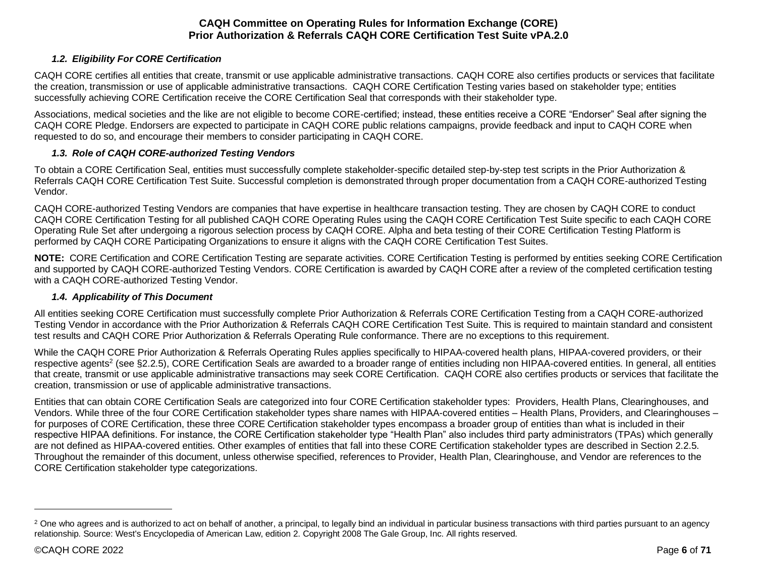### *1.2. Eligibility For CORE Certification*

CAQH CORE certifies all entities that create, transmit or use applicable administrative transactions. CAQH CORE also certifies products or services that facilitate the creation, transmission or use of applicable administrative transactions. CAQH CORE Certification Testing varies based on stakeholder type; entities successfully achieving CORE Certification receive the CORE Certification Seal that corresponds with their stakeholder type.

Associations, medical societies and the like are not eligible to become CORE-certified; instead, these entities receive a CORE "Endorser" Seal after signing the CAQH CORE Pledge. Endorsers are expected to participate in CAQH CORE public relations campaigns, provide feedback and input to CAQH CORE when requested to do so, and encourage their members to consider participating in CAQH CORE.

### *1.3. Role of CAQH CORE-authorized Testing Vendors*

To obtain a CORE Certification Seal, entities must successfully complete stakeholder-specific detailed step-by-step test scripts in the Prior Authorization & Referrals CAQH CORE Certification Test Suite. Successful completion is demonstrated through proper documentation from a CAQH CORE-authorized Testing Vendor.

CAQH CORE-authorized Testing Vendors are companies that have expertise in healthcare transaction testing. They are chosen by CAQH CORE to conduct CAQH CORE Certification Testing for all published CAQH CORE Operating Rules using the CAQH CORE Certification Test Suite specific to each CAQH CORE Operating Rule Set after undergoing a rigorous selection process by CAQH CORE. Alpha and beta testing of their CORE Certification Testing Platform is performed by CAQH CORE Participating Organizations to ensure it aligns with the CAQH CORE Certification Test Suites.

**NOTE:** CORE Certification and CORE Certification Testing are separate activities. CORE Certification Testing is performed by entities seeking CORE Certification and supported by CAQH CORE-authorized Testing Vendors. CORE Certification is awarded by CAQH CORE after a review of the completed certification testing with a CAQH CORE-authorized Testing Vendor.

### *1.4. Applicability of This Document*

All entities seeking CORE Certification must successfully complete Prior Authorization & Referrals CORE Certification Testing from a CAQH CORE-authorized Testing Vendor in accordance with the Prior Authorization & Referrals CAQH CORE Certification Test Suite. This is required to maintain standard and consistent test results and CAQH CORE Prior Authorization & Referrals Operating Rule conformance. There are no exceptions to this requirement.

While the CAQH CORE Prior Authorization & Referrals Operating Rules applies specifically to HIPAA-covered health plans, HIPAA-covered providers, or their respective agents[2] (see §2.2.5), CORE Certification Seals are awarded to a broader range of entities including non HIPAA-covered entities. In general, all entities that create, transmit or use applicable administrative transactions may seek CORE Certification. CAQH CORE also certifies products or services that facilitate the creation, transmission or use of applicable administrative transactions.

Entities that can obtain CORE Certification Seals are categorized into four CORE Certification stakeholder types: Providers, Health Plans, Clearinghouses, and Vendors. While three of the four CORE Certification stakeholder types share names with HIPAA-covered entities – Health Plans, Providers, and Clearinghouses – for purposes of CORE Certification, these three CORE Certification stakeholder types encompass a broader group of entities than what is included in their respective HIPAA definitions. For instance, the CORE Certification stakeholder type "Health Plan" also includes third party administrators (TPAs) which generally are not defined as HIPAA-covered entities. Other examples of entities that fall into these CORE Certification stakeholder types are described in Section 2.2.5. Throughout the remainder of this document, unless otherwise specified, references to Provider, Health Plan, Clearinghouse, and Vendor are references to the CORE Certification stakeholder type categorizations.

---

[2] One who agrees and is authorized to act on behalf of another, a principal, to legally bind an individual in particular business transactions with third parties pursuant to an agency relationship. Source: West's Encyclopedia of American Law, edition 2. Copyright 2008 The Gale Group, Inc. All rights reserved.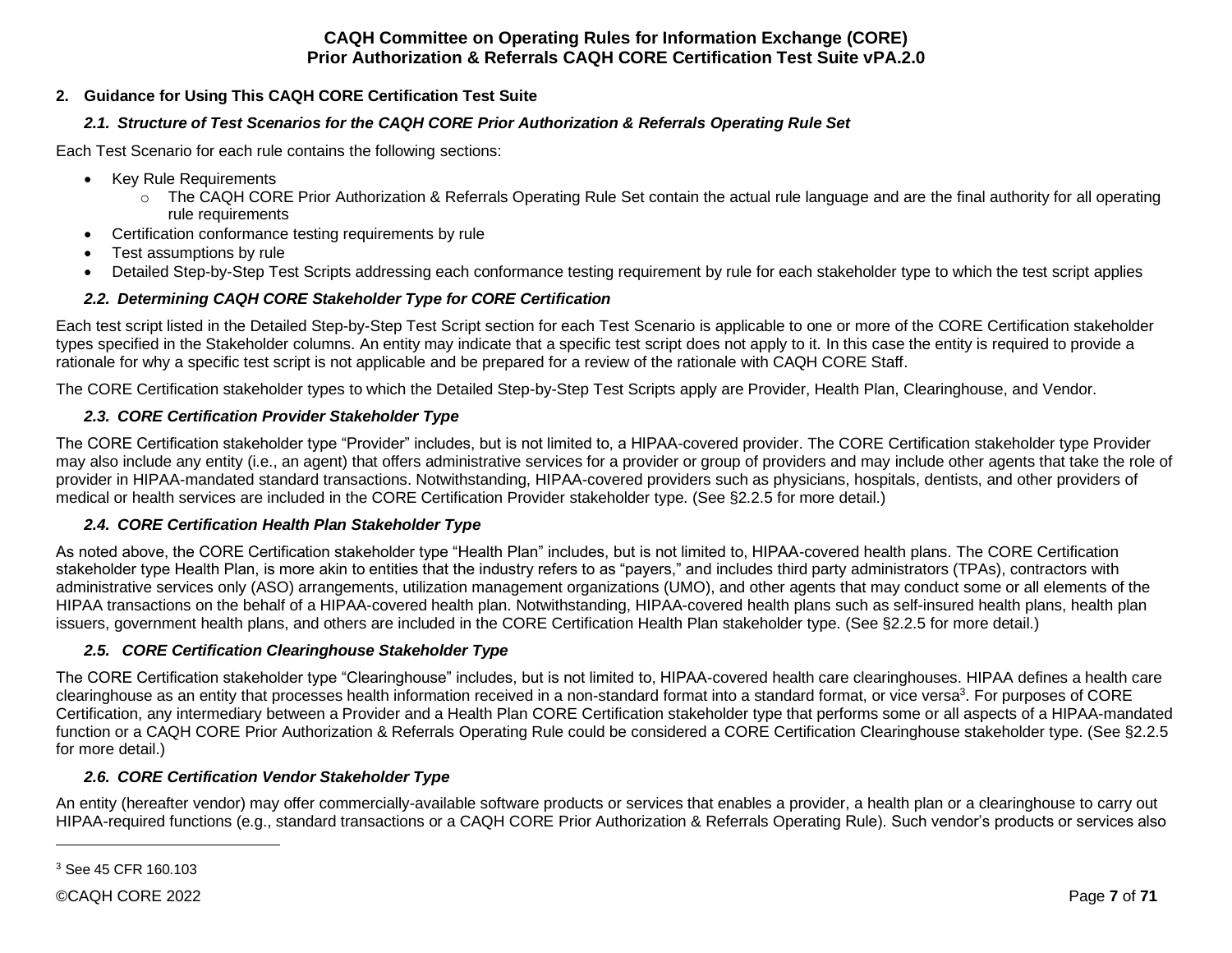## 2. Guidance for Using This CAQH CORE Certification Test Suite

### *2.1. Structure of Test Scenarios for the CAQH CORE Prior Authorization & Referrals Operating Rule Set*

Each Test Scenario for each rule contains the following sections:

- Key Rule Requirements
  - The CAQH CORE Prior Authorization & Referrals Operating Rule Set contain the actual rule language and are the final authority for all operating rule requirements
- Certification conformance testing requirements by rule
- Test assumptions by rule
- Detailed Step-by-Step Test Scripts addressing each conformance testing requirement by rule for each stakeholder type to which the test script applies

### *2.2. Determining CAQH CORE Stakeholder Type for CORE Certification*

Each test script listed in the Detailed Step-by-Step Test Script section for each Test Scenario is applicable to one or more of the CORE Certification stakeholder types specified in the Stakeholder columns. An entity may indicate that a specific test script does not apply to it. In this case the entity is required to provide a rationale for why a specific test script is not applicable and be prepared for a review of the rationale with CAQH CORE Staff.

The CORE Certification stakeholder types to which the Detailed Step-by-Step Test Scripts apply are Provider, Health Plan, Clearinghouse, and Vendor.

### *2.3. CORE Certification Provider Stakeholder Type*

The CORE Certification stakeholder type "Provider" includes, but is not limited to, a HIPAA-covered provider. The CORE Certification stakeholder type Provider may also include any entity (i.e., an agent) that offers administrative services for a provider or group of providers and may include other agents that take the role of provider in HIPAA-mandated standard transactions. Notwithstanding, HIPAA-covered providers such as physicians, hospitals, dentists, and other providers of medical or health services are included in the CORE Certification Provider stakeholder type. (See §2.2.5 for more detail.)

### *2.4. CORE Certification Health Plan Stakeholder Type*

As noted above, the CORE Certification stakeholder type "Health Plan" includes, but is not limited to, HIPAA-covered health plans. The CORE Certification stakeholder type Health Plan, is more akin to entities that the industry refers to as "payers," and includes third party administrators (TPAs), contractors with administrative services only (ASO) arrangements, utilization management organizations (UMO), and other agents that may conduct some or all elements of the HIPAA transactions on the behalf of a HIPAA-covered health plan. Notwithstanding, HIPAA-covered health plans such as self-insured health plans, health plan issuers, government health plans, and others are included in the CORE Certification Health Plan stakeholder type. (See §2.2.5 for more detail.)

### *2.5. CORE Certification Clearinghouse Stakeholder Type*

The CORE Certification stakeholder type "Clearinghouse" includes, but is not limited to, HIPAA-covered health care clearinghouses. HIPAA defines a health care clearinghouse as an entity that processes health information received in a non-standard format into a standard format, or vice versa[3]. For purposes of CORE Certification, any intermediary between a Provider and a Health Plan CORE Certification stakeholder type that performs some or all aspects of a HIPAA-mandated function or a CAQH CORE Prior Authorization & Referrals Operating Rule could be considered a CORE Certification Clearinghouse stakeholder type. (See §2.2.5 for more detail.)

### *2.6. CORE Certification Vendor Stakeholder Type*

An entity (hereafter vendor) may offer commercially-available software products or services that enables a provider, a health plan or a clearinghouse to carry out HIPAA-required functions (e.g., standard transactions or a CAQH CORE Prior Authorization & Referrals Operating Rule). Such vendor's products or services also

[3] See 45 CFR 160.103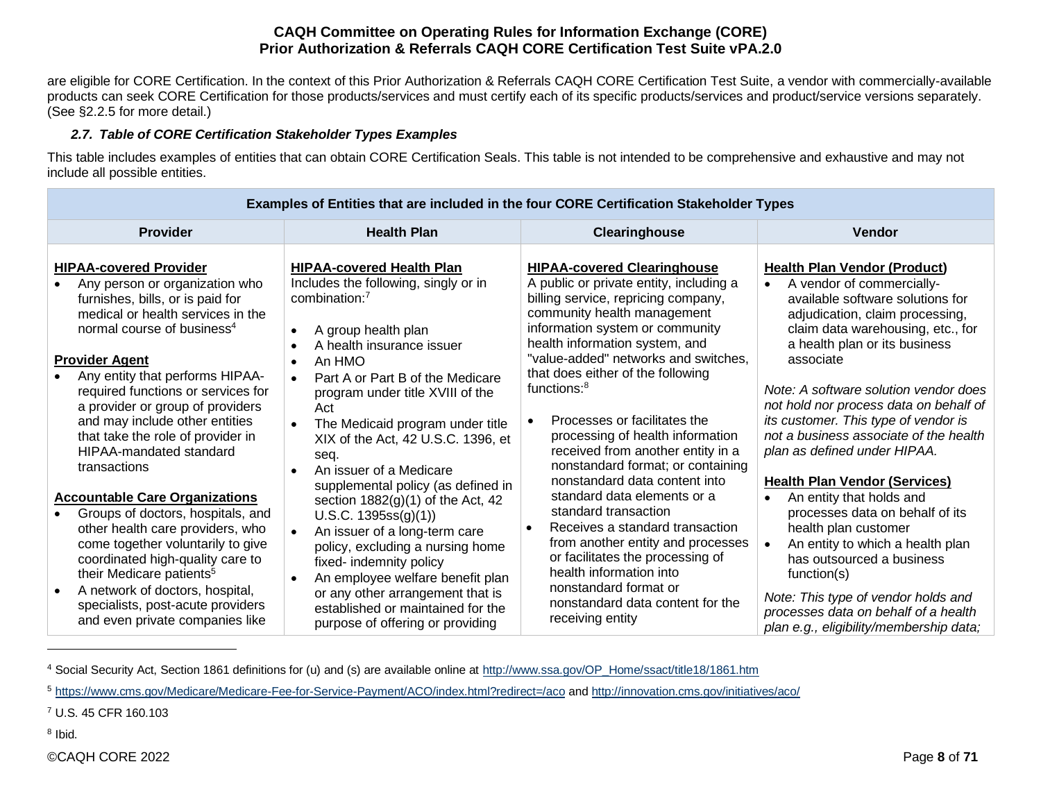are eligible for CORE Certification. In the context of this Prior Authorization & Referrals CAQH CORE Certification Test Suite, a vendor with commercially-available products can seek CORE Certification for those products/services and must certify each of its specific products/services and product/service versions separately. (See §2.2.5 for more detail.)

### *2.7. Table of CORE Certification Stakeholder Types Examples*

This table includes examples of entities that can obtain CORE Certification Seals. This table is not intended to be comprehensive and exhaustive and may not include all possible entities.

| **Examples of Entities that are included in the four CORE Certification Stakeholder Types** | | | |
|---|---|---|---|
| **Provider** | **Health Plan** | **Clearinghouse** | **Vendor** |
| **HIPAA-covered Provider**<br>• Any person or organization who furnishes, bills, or is paid for medical or health services in the normal course of business[4]<br><br>**Provider Agent**<br>• Any entity that performs HIPAA-required functions or services for a provider or group of providers and may include other entities that take the role of provider in HIPAA-mandated standard transactions<br><br>**Accountable Care Organizations**<br>• Groups of doctors, hospitals, and other health care providers, who come together voluntarily to give coordinated high-quality care to their Medicare patients[5]<br>• A network of doctors, hospital, specialists, post-acute providers and even private companies like | **HIPAA-covered Health Plan**<br>Includes the following, singly or in combination:[7]<br><br>• A group health plan<br>• A health insurance issuer<br>• An HMO<br>• Part A or Part B of the Medicare program under title XVIII of the Act<br>• The Medicaid program under title XIX of the Act, 42 U.S.C. 1396, et seq.<br>• An issuer of a Medicare supplemental policy (as defined in section 1882(g)(1) of the Act, 42 U.S.C. 1395ss(g)(1))<br>• An issuer of a long-term care policy, excluding a nursing home fixed- indemnity policy<br>• An employee welfare benefit plan or any other arrangement that is established or maintained for the purpose of offering or providing | **HIPAA-covered Clearinghouse**<br>A public or private entity, including a billing service, repricing company, community health management information system or community health information system, and "value-added" networks and switches, that does either of the following functions:[8]<br><br>• Processes or facilitates the processing of health information received from another entity in a nonstandard format; or containing nonstandard data content into standard data elements or a standard transaction<br>• Receives a standard transaction from another entity and processes or facilitates the processing of health information into nonstandard format or nonstandard data content for the receiving entity | **Health Plan Vendor (Product)**<br>• A vendor of commercially-available software solutions for adjudication, claim processing, claim data warehousing, etc., for a health plan or its business associate<br><br>*Note: A software solution vendor does not hold nor process data on behalf of its customer. This type of vendor is not a business associate of the health plan as defined under HIPAA.*<br><br>**Health Plan Vendor (Services)**<br>• An entity that holds and processes data on behalf of its health plan customer<br>• An entity to which a health plan has outsourced a business function(s)<br><br>*Note: This type of vendor holds and processes data on behalf of a health plan e.g., eligibility/membership data;* |

---

[4] Social Security Act, Section 1861 definitions for (u) and (s) are available online at http://www.ssa.gov/OP_Home/ssact/title18/1861.htm

[5] https://www.cms.gov/Medicare/Medicare-Fee-for-Service-Payment/ACO/index.html?redirect=/aco and http://innovation.cms.gov/initiatives/aco/

[7] U.S. 45 CFR 160.103

[8] Ibid.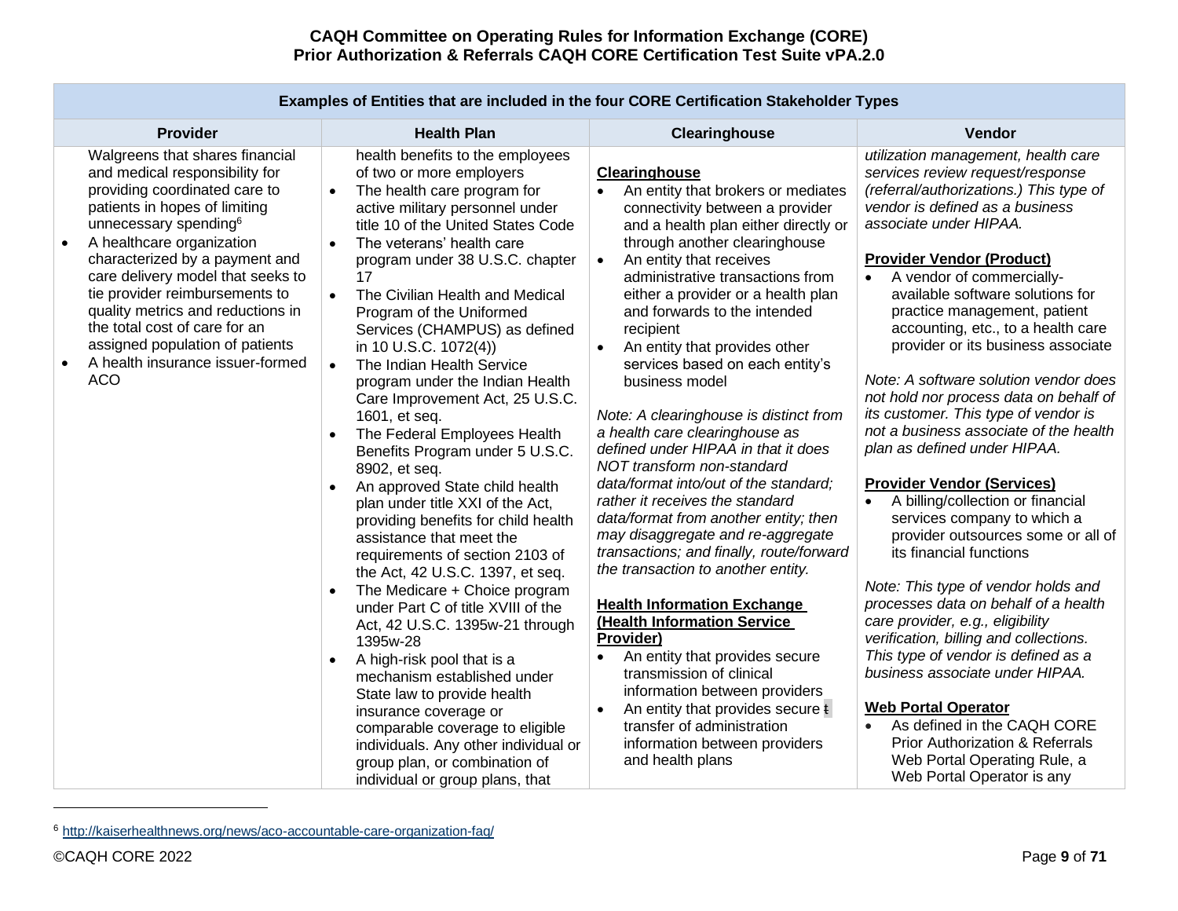| Examples of Entities that are included in the four CORE Certification Stakeholder Types | | | |
|---|---|---|---|
| **Provider** | **Health Plan** | **Clearinghouse** | **Vendor** |
| Walgreens that shares financial and medical responsibility for providing coordinated care to patients in hopes of limiting unnecessary spending[6]<br>• A healthcare organization characterized by a payment and care delivery model that seeks to tie provider reimbursements to quality metrics and reductions in the total cost of care for an assigned population of patients<br>• A health insurance issuer-formed ACO | health benefits to the employees of two or more employers<br>• The health care program for active military personnel under title 10 of the United States Code<br>• The veterans' health care program under 38 U.S.C. chapter 17<br>• The Civilian Health and Medical Program of the Uniformed Services (CHAMPUS) as defined in 10 U.S.C. 1072(4))<br>• The Indian Health Service program under the Indian Health Care Improvement Act, 25 U.S.C. 1601, et seq.<br>• The Federal Employees Health Benefits Program under 5 U.S.C. 8902, et seq.<br>• An approved State child health plan under title XXI of the Act, providing benefits for child health assistance that meet the requirements of section 2103 of the Act, 42 U.S.C. 1397, et seq.<br>• The Medicare + Choice program under Part C of title XVIII of the Act, 42 U.S.C. 1395w-21 through 1395w-28<br>• A high-risk pool that is a mechanism established under State law to provide health insurance coverage or comparable coverage to eligible individuals. Any other individual or group plan, or combination of individual or group plans, that | **Clearinghouse**<br>• An entity that brokers or mediates connectivity between a provider and a health plan either directly or through another clearinghouse<br>• An entity that receives administrative transactions from either a provider or a health plan and forwards to the intended recipient<br>• An entity that provides other services based on each entity's business model<br><br>*Note: A clearinghouse is distinct from a health care clearinghouse as defined under HIPAA in that it does NOT transform non-standard data/format into/out of the standard; rather it receives the standard data/format from another entity; then may disaggregate and re-aggregate transactions; and finally, route/forward the transaction to another entity.*<br><br>**Health Information Exchange (Health Information Service Provider)**<br>• An entity that provides secure transmission of clinical information between providers<br>• An entity that provides secure t transfer of administration information between providers and health plans | *utilization management, health care services review request/response (referral/authorizations.) This type of vendor is defined as a business associate under HIPAA.*<br><br>**Provider Vendor (Product)**<br>• A vendor of commercially-available software solutions for practice management, patient accounting, etc., to a health care provider or its business associate<br><br>*Note: A software solution vendor does not hold nor process data on behalf of its customer. This type of vendor is not a business associate of the health plan as defined under HIPAA.*<br><br>**Provider Vendor (Services)**<br>• A billing/collection or financial services company to which a provider outsources some or all of its financial functions<br><br>*Note: This type of vendor holds and processes data on behalf of a health care provider, e.g., eligibility verification, billing and collections. This type of vendor is defined as a business associate under HIPAA.*<br><br>**Web Portal Operator**<br>• As defined in the CAQH CORE Prior Authorization & Referrals Web Portal Operating Rule, a Web Portal Operator is any |

[6] http://kaiserhealthnews.org/news/aco-accountable-care-organization-faq/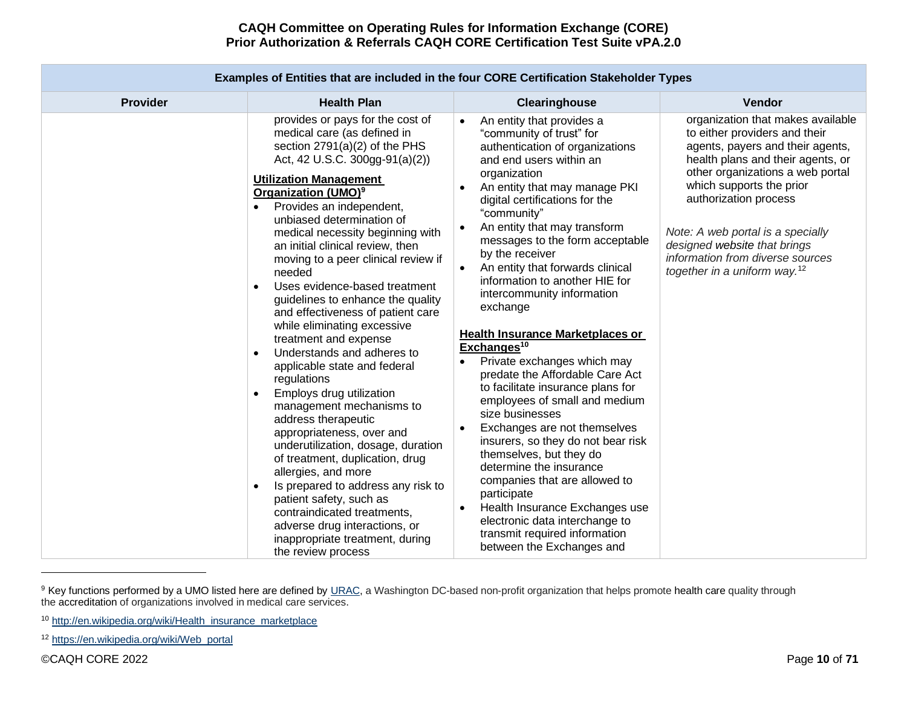| Examples of Entities that are included in the four CORE Certification Stakeholder Types | | | |
|---|---|---|---|
| **Provider** | **Health Plan** | **Clearinghouse** | **Vendor** |
| | provides or pays for the cost of medical care (as defined in section 2791(a)(2) of the PHS Act, 42 U.S.C. 300gg-91(a)(2))<br><br>**Utilization Management Organization (UMO)**[9]<br>• Provides an independent, unbiased determination of medical necessity beginning with an initial clinical review, then moving to a peer clinical review if needed<br>• Uses evidence-based treatment guidelines to enhance the quality and effectiveness of patient care while eliminating excessive treatment and expense<br>• Understands and adheres to applicable state and federal regulations<br>• Employs drug utilization management mechanisms to address therapeutic appropriateness, over and underutilization, dosage, duration of treatment, duplication, drug allergies, and more<br>• Is prepared to address any risk to patient safety, such as contraindicated treatments, adverse drug interactions, or inappropriate treatment, during the review process | • An entity that provides a "community of trust" for authentication of organizations and end users within an organization<br>• An entity that may manage PKI digital certifications for the "community"<br>• An entity that may transform messages to the form acceptable by the receiver<br>• An entity that forwards clinical information to another HIE for intercommunity information exchange<br><br>**Health Insurance Marketplaces or Exchanges**[10]<br>• Private exchanges which may predate the Affordable Care Act to facilitate insurance plans for employees of small and medium size businesses<br>• Exchanges are not themselves insurers, so they do not bear risk themselves, but they do determine the insurance companies that are allowed to participate<br>• Health Insurance Exchanges use electronic data interchange to transmit required information between the Exchanges and | organization that makes available to either providers and their agents, payers and their agents, health plans and their agents, or other organizations a web portal which supports the prior authorization process<br><br>*Note: A web portal is a specially designed website that brings information from diverse sources together in a uniform way.*[12] |

---

[9] Key functions performed by a UMO listed here are defined by URAC, a Washington DC-based non-profit organization that helps promote health care quality through the accreditation of organizations involved in medical care services.

[10] http://en.wikipedia.org/wiki/Health_insurance_marketplace

[12] https://en.wikipedia.org/wiki/Web_portal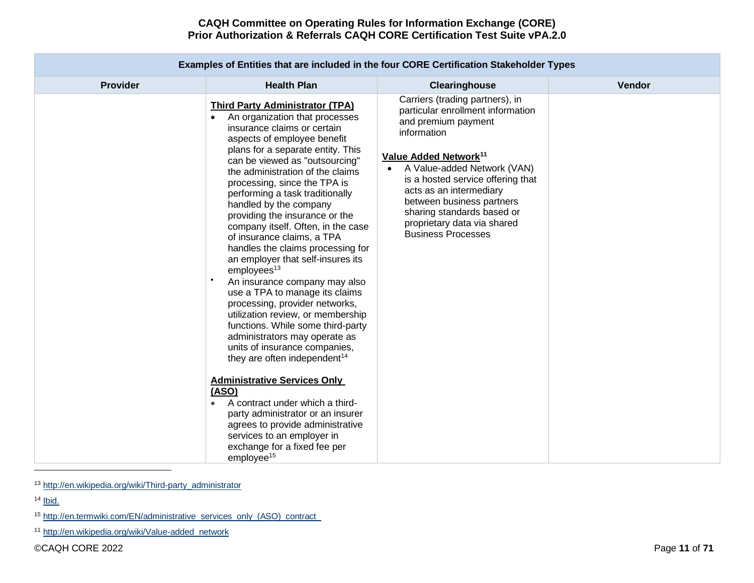| Examples of Entities that are included in the four CORE Certification Stakeholder Types | | | |
|---|---|---|---|
| **Provider** | **Health Plan** | **Clearinghouse** | **Vendor** |
| | **Third Party Administrator (TPA)**<br>• An organization that processes insurance claims or certain aspects of employee benefit plans for a separate entity. This can be viewed as "outsourcing" the administration of the claims processing, since the TPA is performing a task traditionally handled by the company providing the insurance or the company itself. Often, in the case of insurance claims, a TPA handles the claims processing for an employer that self-insures its employees[13]<br>• An insurance company may also use a TPA to manage its claims processing, provider networks, utilization review, or membership functions. While some third-party administrators may operate as units of insurance companies, they are often independent[14]<br><br>**Administrative Services Only (ASO)**<br>• A contract under which a third-party administrator or an insurer agrees to provide administrative services to an employer in exchange for a fixed fee per employee[15] | Carriers (trading partners), in particular enrollment information and premium payment information<br><br>**Value Added Network**[11]<br>• A Value-added Network (VAN) is a hosted service offering that acts as an intermediary between business partners sharing standards based or proprietary data via shared Business Processes | |

[13] http://en.wikipedia.org/wiki/Third-party_administrator

[14] Ibid.

[15] http://en.termwiki.com/EN/administrative_services_only_(ASO)_contract_

[11] http://en.wikipedia.org/wiki/Value-added_network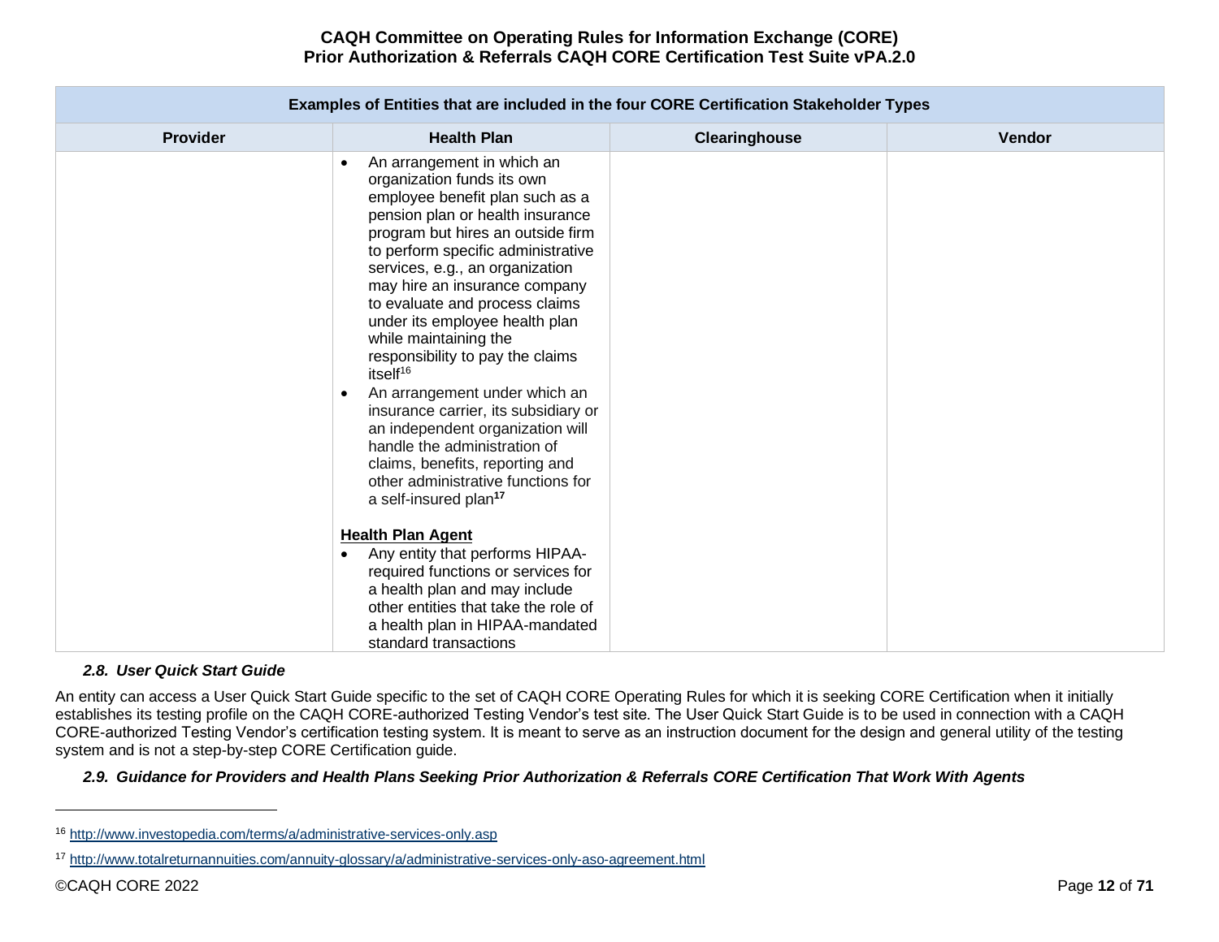| Examples of Entities that are included in the four CORE Certification Stakeholder Types | | | |
|---|---|---|---|
| **Provider** | **Health Plan** | **Clearinghouse** | **Vendor** |
| | • An arrangement in which an organization funds its own employee benefit plan such as a pension plan or health insurance program but hires an outside firm to perform specific administrative services, e.g., an organization may hire an insurance company to evaluate and process claims under its employee health plan while maintaining the responsibility to pay the claims itself[16]<br>• An arrangement under which an insurance carrier, its subsidiary or an independent organization will handle the administration of claims, benefits, reporting and other administrative functions for a self-insured plan[17]<br><br>**Health Plan Agent**<br>• Any entity that performs HIPAA-required functions or services for a health plan and may include other entities that take the role of a health plan in HIPAA-mandated standard transactions | | |

### *2.8. User Quick Start Guide*

An entity can access a User Quick Start Guide specific to the set of CAQH CORE Operating Rules for which it is seeking CORE Certification when it initially establishes its testing profile on the CAQH CORE-authorized Testing Vendor's test site. The User Quick Start Guide is to be used in connection with a CAQH CORE-authorized Testing Vendor's certification testing system. It is meant to serve as an instruction document for the design and general utility of the testing system and is not a step-by-step CORE Certification guide.

### *2.9. Guidance for Providers and Health Plans Seeking Prior Authorization & Referrals CORE Certification That Work With Agents*

---

[16] http://www.investopedia.com/terms/a/administrative-services-only.asp

[17] http://www.totalreturnannuities.com/annuity-glossary/a/administrative-services-only-aso-agreement.html

©CAQH CORE 2022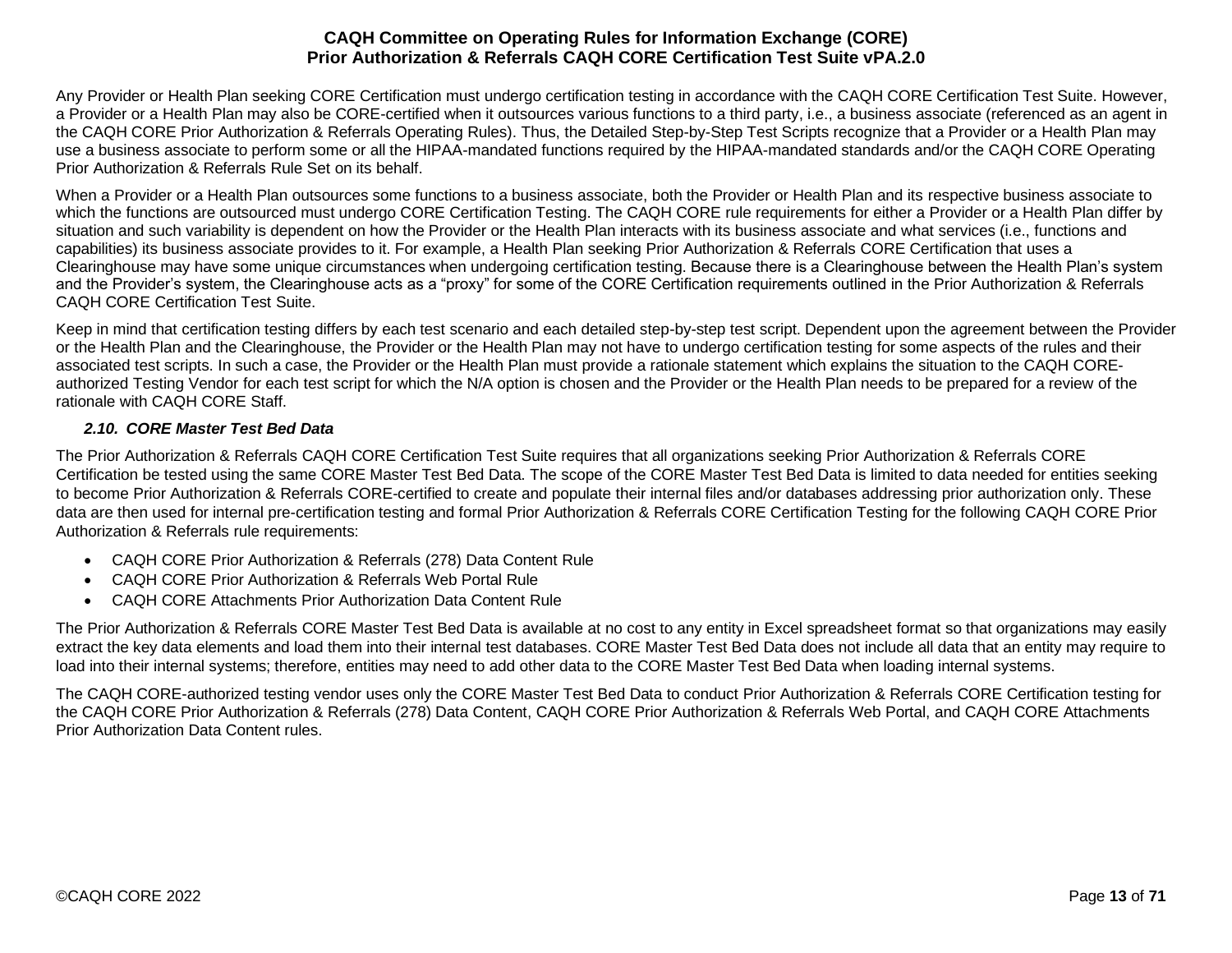Any Provider or Health Plan seeking CORE Certification must undergo certification testing in accordance with the CAQH CORE Certification Test Suite. However, a Provider or a Health Plan may also be CORE-certified when it outsources various functions to a third party, i.e., a business associate (referenced as an agent in the CAQH CORE Prior Authorization & Referrals Operating Rules). Thus, the Detailed Step-by-Step Test Scripts recognize that a Provider or a Health Plan may use a business associate to perform some or all the HIPAA-mandated functions required by the HIPAA-mandated standards and/or the CAQH CORE Operating Prior Authorization & Referrals Rule Set on its behalf.

When a Provider or a Health Plan outsources some functions to a business associate, both the Provider or Health Plan and its respective business associate to which the functions are outsourced must undergo CORE Certification Testing. The CAQH CORE rule requirements for either a Provider or a Health Plan differ by situation and such variability is dependent on how the Provider or the Health Plan interacts with its business associate and what services (i.e., functions and capabilities) its business associate provides to it. For example, a Health Plan seeking Prior Authorization & Referrals CORE Certification that uses a Clearinghouse may have some unique circumstances when undergoing certification testing. Because there is a Clearinghouse between the Health Plan's system and the Provider's system, the Clearinghouse acts as a "proxy" for some of the CORE Certification requirements outlined in the Prior Authorization & Referrals CAQH CORE Certification Test Suite.

Keep in mind that certification testing differs by each test scenario and each detailed step-by-step test script. Dependent upon the agreement between the Provider or the Health Plan and the Clearinghouse, the Provider or the Health Plan may not have to undergo certification testing for some aspects of the rules and their associated test scripts. In such a case, the Provider or the Health Plan must provide a rationale statement which explains the situation to the CAQH CORE-authorized Testing Vendor for each test script for which the N/A option is chosen and the Provider or the Health Plan needs to be prepared for a review of the rationale with CAQH CORE Staff.

### *2.10. CORE Master Test Bed Data*

The Prior Authorization & Referrals CAQH CORE Certification Test Suite requires that all organizations seeking Prior Authorization & Referrals CORE Certification be tested using the same CORE Master Test Bed Data. The scope of the CORE Master Test Bed Data is limited to data needed for entities seeking to become Prior Authorization & Referrals CORE-certified to create and populate their internal files and/or databases addressing prior authorization only. These data are then used for internal pre-certification testing and formal Prior Authorization & Referrals CORE Certification Testing for the following CAQH CORE Prior Authorization & Referrals rule requirements:

- CAQH CORE Prior Authorization & Referrals (278) Data Content Rule
- CAQH CORE Prior Authorization & Referrals Web Portal Rule
- CAQH CORE Attachments Prior Authorization Data Content Rule

The Prior Authorization & Referrals CORE Master Test Bed Data is available at no cost to any entity in Excel spreadsheet format so that organizations may easily extract the key data elements and load them into their internal test databases. CORE Master Test Bed Data does not include all data that an entity may require to load into their internal systems; therefore, entities may need to add other data to the CORE Master Test Bed Data when loading internal systems.

The CAQH CORE-authorized testing vendor uses only the CORE Master Test Bed Data to conduct Prior Authorization & Referrals CORE Certification testing for the CAQH CORE Prior Authorization & Referrals (278) Data Content, CAQH CORE Prior Authorization & Referrals Web Portal, and CAQH CORE Attachments Prior Authorization Data Content rules.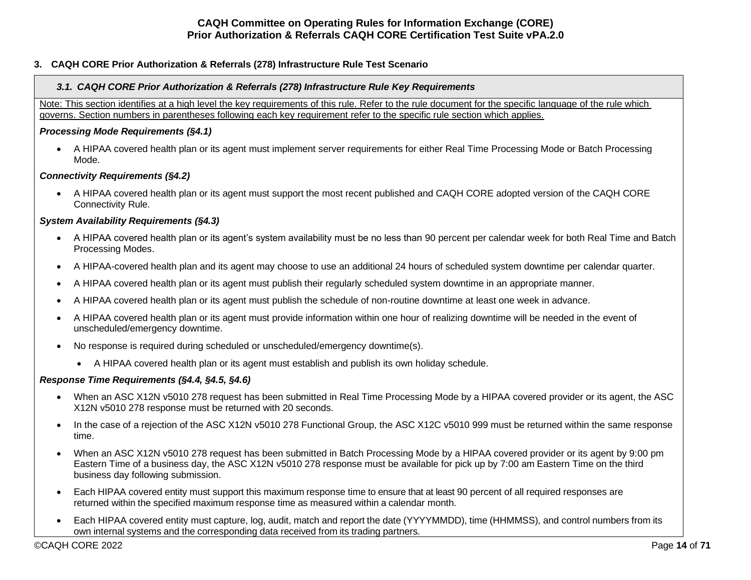## 3. CAQH CORE Prior Authorization & Referrals (278) Infrastructure Rule Test Scenario

### *3.1. CAQH CORE Prior Authorization & Referrals (278) Infrastructure Rule Key Requirements*

Note: This section identifies at a high level the key requirements of this rule. Refer to the rule document for the specific language of the rule which governs. Section numbers in parentheses following each key requirement refer to the specific rule section which applies.

***Processing Mode Requirements (§4.1)***

- A HIPAA covered health plan or its agent must implement server requirements for either Real Time Processing Mode or Batch Processing Mode.

***Connectivity Requirements (§4.2)***

- A HIPAA covered health plan or its agent must support the most recent published and CAQH CORE adopted version of the CAQH CORE Connectivity Rule.

***System Availability Requirements (§4.3)***

- A HIPAA covered health plan or its agent's system availability must be no less than 90 percent per calendar week for both Real Time and Batch Processing Modes.
- A HIPAA-covered health plan and its agent may choose to use an additional 24 hours of scheduled system downtime per calendar quarter.
- A HIPAA covered health plan or its agent must publish their regularly scheduled system downtime in an appropriate manner.
- A HIPAA covered health plan or its agent must publish the schedule of non-routine downtime at least one week in advance.
- A HIPAA covered health plan or its agent must provide information within one hour of realizing downtime will be needed in the event of unscheduled/emergency downtime.
- No response is required during scheduled or unscheduled/emergency downtime(s).
  - A HIPAA covered health plan or its agent must establish and publish its own holiday schedule.

***Response Time Requirements (§4.4, §4.5, §4.6)***

- When an ASC X12N v5010 278 request has been submitted in Real Time Processing Mode by a HIPAA covered provider or its agent, the ASC X12N v5010 278 response must be returned with 20 seconds.
- In the case of a rejection of the ASC X12N v5010 278 Functional Group, the ASC X12C v5010 999 must be returned within the same response time.
- When an ASC X12N v5010 278 request has been submitted in Batch Processing Mode by a HIPAA covered provider or its agent by 9:00 pm Eastern Time of a business day, the ASC X12N v5010 278 response must be available for pick up by 7:00 am Eastern Time on the third business day following submission.
- Each HIPAA covered entity must support this maximum response time to ensure that at least 90 percent of all required responses are returned within the specified maximum response time as measured within a calendar month.
- Each HIPAA covered entity must capture, log, audit, match and report the date (YYYYMMDD), time (HHMMSS), and control numbers from its own internal systems and the corresponding data received from its trading partners.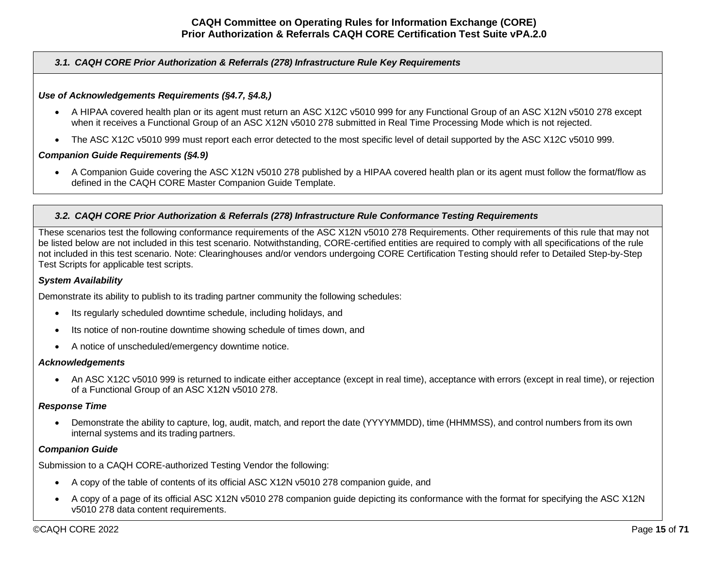### 3.1. CAQH CORE Prior Authorization & Referrals (278) Infrastructure Rule Key Requirements

***Use of Acknowledgements Requirements (§4.7, §4.8,)***

- A HIPAA covered health plan or its agent must return an ASC X12C v5010 999 for any Functional Group of an ASC X12N v5010 278 except when it receives a Functional Group of an ASC X12N v5010 278 submitted in Real Time Processing Mode which is not rejected.
- The ASC X12C v5010 999 must report each error detected to the most specific level of detail supported by the ASC X12C v5010 999.

***Companion Guide Requirements (§4.9)***

- A Companion Guide covering the ASC X12N v5010 278 published by a HIPAA covered health plan or its agent must follow the format/flow as defined in the CAQH CORE Master Companion Guide Template.

### 3.2. CAQH CORE Prior Authorization & Referrals (278) Infrastructure Rule Conformance Testing Requirements

These scenarios test the following conformance requirements of the ASC X12N v5010 278 Requirements. Other requirements of this rule that may not be listed below are not included in this test scenario. Notwithstanding, CORE-certified entities are required to comply with all specifications of the rule not included in this test scenario. Note: Clearinghouses and/or vendors undergoing CORE Certification Testing should refer to Detailed Step-by-Step Test Scripts for applicable test scripts.

***System Availability***

Demonstrate its ability to publish to its trading partner community the following schedules:

- Its regularly scheduled downtime schedule, including holidays, and
- Its notice of non-routine downtime showing schedule of times down, and
- A notice of unscheduled/emergency downtime notice.

***Acknowledgements***

- An ASC X12C v5010 999 is returned to indicate either acceptance (except in real time), acceptance with errors (except in real time), or rejection of a Functional Group of an ASC X12N v5010 278.

***Response Time***

- Demonstrate the ability to capture, log, audit, match, and report the date (YYYYMMDD), time (HHMMSS), and control numbers from its own internal systems and its trading partners.

***Companion Guide***

Submission to a CAQH CORE-authorized Testing Vendor the following:

- A copy of the table of contents of its official ASC X12N v5010 278 companion guide, and
- A copy of a page of its official ASC X12N v5010 278 companion guide depicting its conformance with the format for specifying the ASC X12N v5010 278 data content requirements.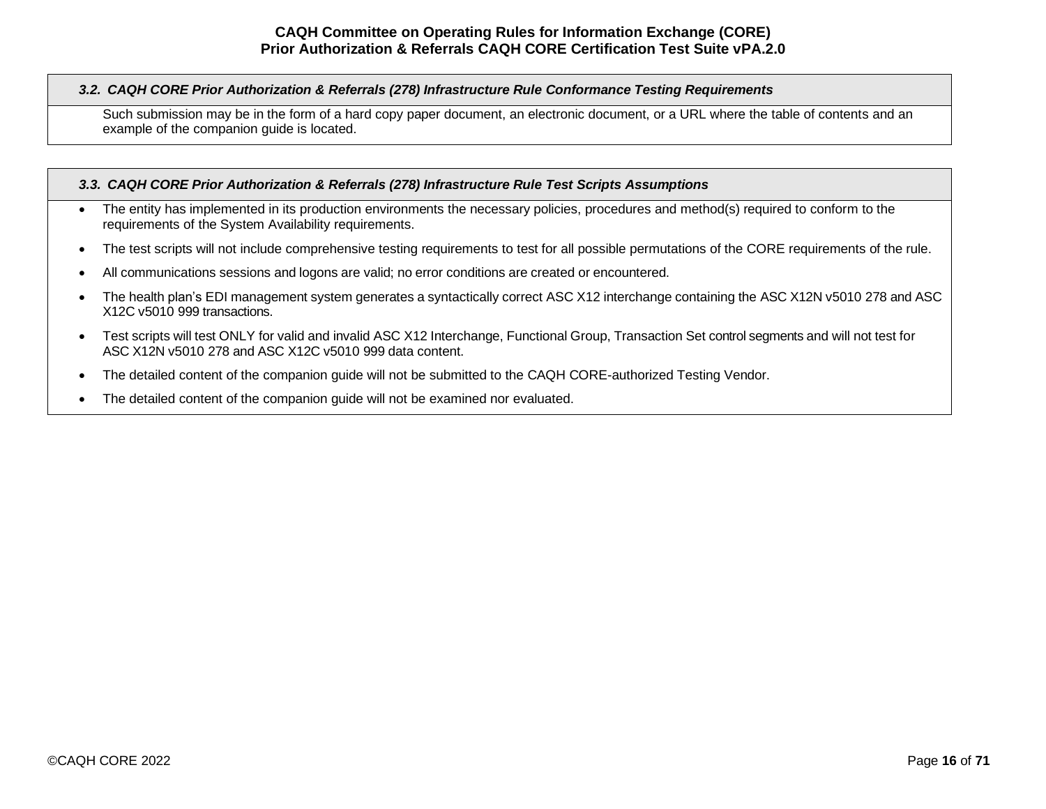### *3.2. CAQH CORE Prior Authorization & Referrals (278) Infrastructure Rule Conformance Testing Requirements*

Such submission may be in the form of a hard copy paper document, an electronic document, or a URL where the table of contents and an example of the companion guide is located.

### *3.3. CAQH CORE Prior Authorization & Referrals (278) Infrastructure Rule Test Scripts Assumptions*

- The entity has implemented in its production environments the necessary policies, procedures and method(s) required to conform to the requirements of the System Availability requirements.
- The test scripts will not include comprehensive testing requirements to test for all possible permutations of the CORE requirements of the rule.
- All communications sessions and logons are valid; no error conditions are created or encountered.
- The health plan's EDI management system generates a syntactically correct ASC X12 interchange containing the ASC X12N v5010 278 and ASC X12C v5010 999 transactions.
- Test scripts will test ONLY for valid and invalid ASC X12 Interchange, Functional Group, Transaction Set control segments and will not test for ASC X12N v5010 278 and ASC X12C v5010 999 data content.
- The detailed content of the companion guide will not be submitted to the CAQH CORE-authorized Testing Vendor.
- The detailed content of the companion guide will not be examined nor evaluated.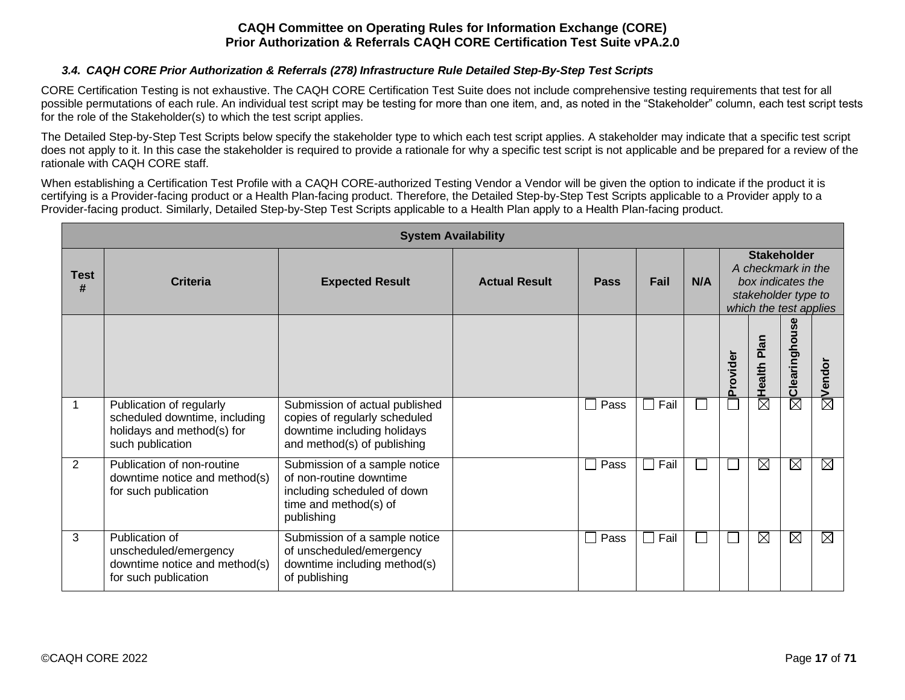### *3.4. CAQH CORE Prior Authorization & Referrals (278) Infrastructure Rule Detailed Step-By-Step Test Scripts*

CORE Certification Testing is not exhaustive. The CAQH CORE Certification Test Suite does not include comprehensive testing requirements that test for all possible permutations of each rule. An individual test script may be testing for more than one item, and, as noted in the "Stakeholder" column, each test script tests for the role of the Stakeholder(s) to which the test script applies.

The Detailed Step-by-Step Test Scripts below specify the stakeholder type to which each test script applies. A stakeholder may indicate that a specific test script does not apply to it. In this case the stakeholder is required to provide a rationale for why a specific test script is not applicable and be prepared for a review of the rationale with CAQH CORE staff.

When establishing a Certification Test Profile with a CAQH CORE-authorized Testing Vendor a Vendor will be given the option to indicate if the product it is certifying is a Provider-facing product or a Health Plan-facing product. Therefore, the Detailed Step-by-Step Test Scripts applicable to a Provider apply to a Provider-facing product. Similarly, Detailed Step-by-Step Test Scripts applicable to a Health Plan apply to a Health Plan-facing product.

| System Availability | | | | | | | | | | |
|---|---|---|---|---|---|---|---|---|---|---|
| **Test #** | **Criteria** | **Expected Result** | **Actual Result** | **Pass** | **Fail** | **N/A** | **Stakeholder** *A checkmark in the box indicates the stakeholder type to which the test applies* | | | |
| | | | | | | | **Provider** | **Health Plan** | **Clearinghouse** | **Vendor** |
| 1 | Publication of regularly scheduled downtime, including holidays and method(s) for such publication | Submission of actual published copies of regularly scheduled downtime including holidays and method(s) of publishing | | ☐ Pass | ☐ Fail | ☐ | ☐ | ☒ | ☒ | ☒ |
| 2 | Publication of non-routine downtime notice and method(s) for such publication | Submission of a sample notice of non-routine downtime including scheduled of down time and method(s) of publishing | | ☐ Pass | ☐ Fail | ☐ | ☐ | ☒ | ☒ | ☒ |
| 3 | Publication of unscheduled/emergency downtime notice and method(s) for such publication | Submission of a sample notice of unscheduled/emergency downtime including method(s) of publishing | | ☐ Pass | ☐ Fail | ☐ | ☐ | ☒ | ☒ | ☒ |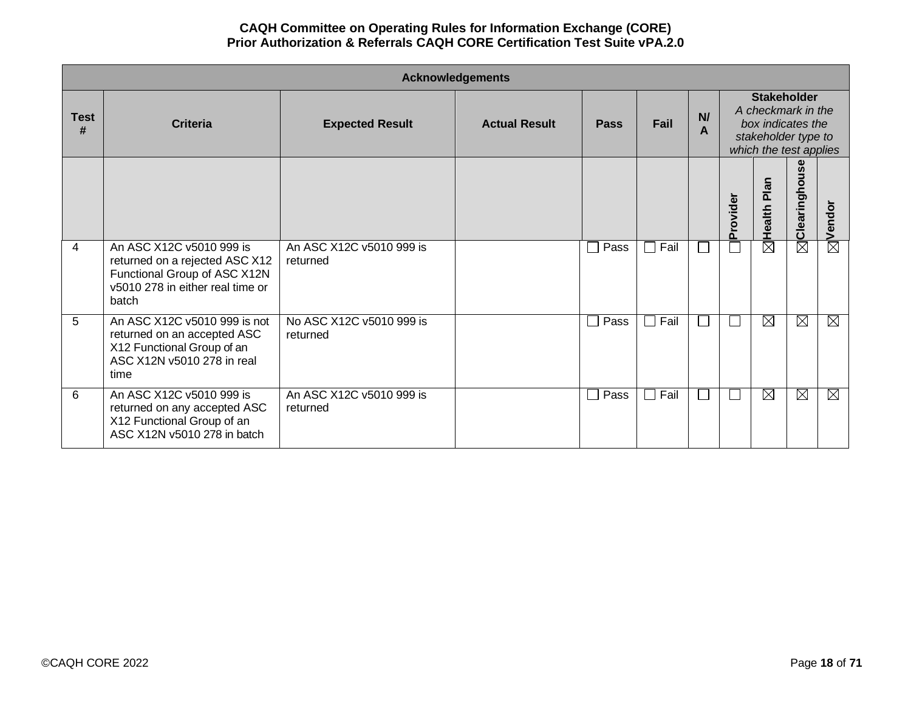| Acknowledgements | | | | | | | | | | |
|---|---|---|---|---|---|---|---|---|---|---|
| Test # | Criteria | Expected Result | Actual Result | Pass | Fail | N/A | Stakeholder *A checkmark in the box indicates the stakeholder type to which the test applies* | | | |
| | | | | | | | Provider | Health Plan | Clearinghouse | Vendor |
| 4 | An ASC X12C v5010 999 is returned on a rejected ASC X12 Functional Group of ASC X12N v5010 278 in either real time or batch | An ASC X12C v5010 999 is returned | | ☐ Pass | ☐ Fail | ☐ | ☐ | ☒ | ☒ | ☒ |
| 5 | An ASC X12C v5010 999 is not returned on an accepted ASC X12 Functional Group of an ASC X12N v5010 278 in real time | No ASC X12C v5010 999 is returned | | ☐ Pass | ☐ Fail | ☐ | ☐ | ☒ | ☒ | ☒ |
| 6 | An ASC X12C v5010 999 is returned on any accepted ASC X12 Functional Group of an ASC X12N v5010 278 in batch | An ASC X12C v5010 999 is returned | | ☐ Pass | ☐ Fail | ☐ | ☐ | ☒ | ☒ | ☒ |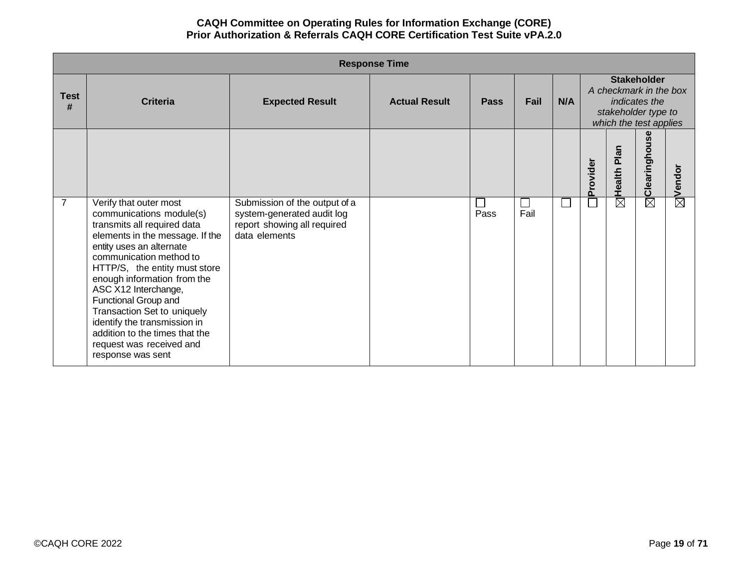| Response Time | | | | | | | | | | |
|---|---|---|---|---|---|---|---|---|---|---|
| Test # | Criteria | Expected Result | Actual Result | Pass | Fail | N/A | Stakeholder *A checkmark in the box indicates the stakeholder type to which the test applies* | | | |
| | | | | | | | Provider | Health Plan | Clearinghouse | Vendor |
| 7 | Verify that outer most communications module(s) transmits all required data elements in the message. If the entity uses an alternate communication method to HTTP/S, the entity must store enough information from the ASC X12 Interchange, Functional Group and Transaction Set to uniquely identify the transmission in addition to the times that the request was received and response was sent | Submission of the output of a system-generated audit log report showing all required data elements | | ☐ Pass | ☐ Fail | ☐ | ☐ | ☒ | ☒ | ☒ |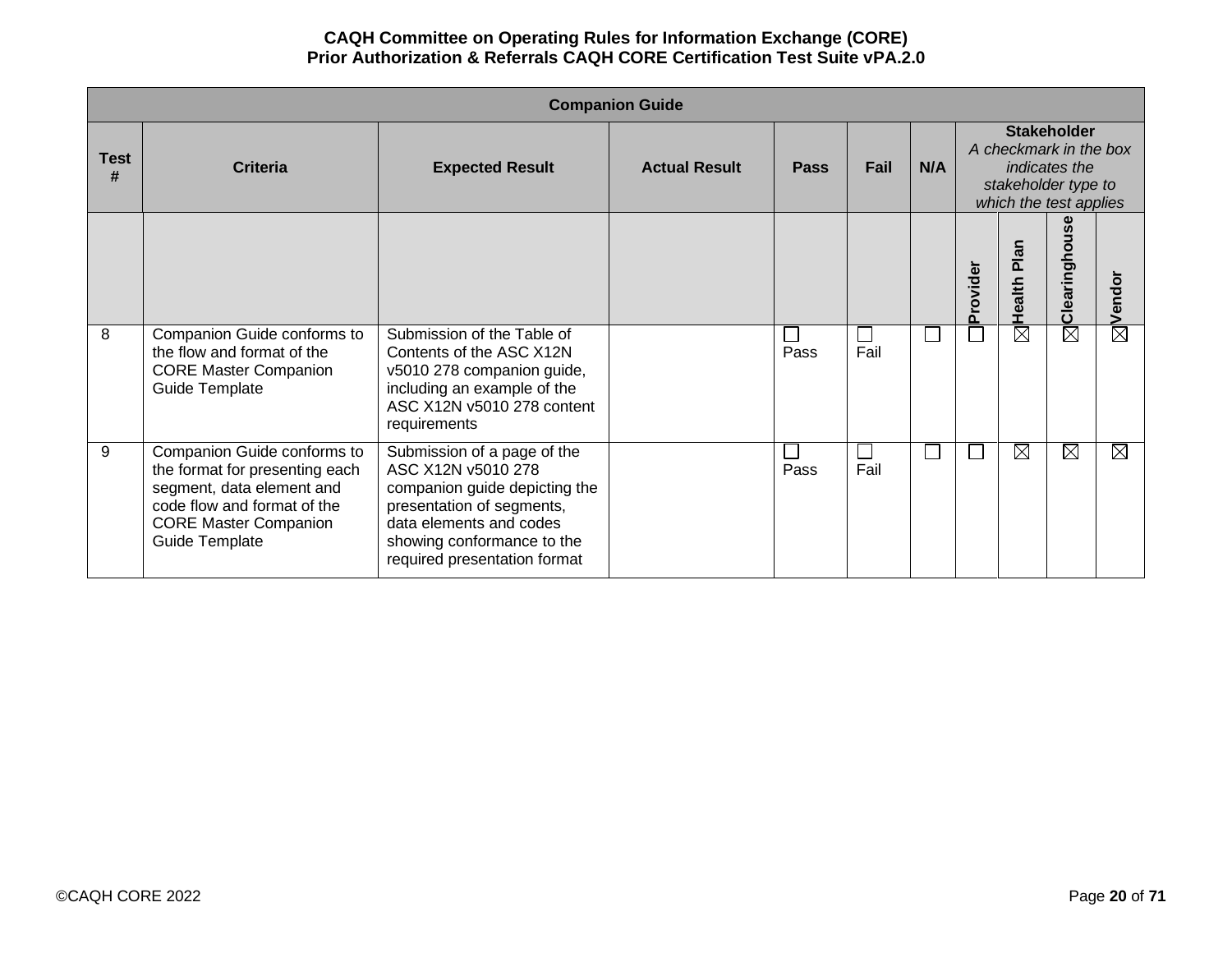| Companion Guide | | | | | | | | | | |
|---|---|---|---|---|---|---|---|---|---|---|
| Test # | Criteria | Expected Result | Actual Result | Pass | Fail | N/A | Stakeholder *A checkmark in the box indicates the stakeholder type to which the test applies* | | | |
| | | | | | | | Provider | Health Plan | Clearinghouse | Vendor |
| 8 | Companion Guide conforms to the flow and format of the CORE Master Companion Guide Template | Submission of the Table of Contents of the ASC X12N v5010 278 companion guide, including an example of the ASC X12N v5010 278 content requirements | | ☐ Pass | ☐ Fail | ☐ | ☐ | ☒ | ☒ | ☒ |
| 9 | Companion Guide conforms to the format for presenting each segment, data element and code flow and format of the CORE Master Companion Guide Template | Submission of a page of the ASC X12N v5010 278 companion guide depicting the presentation of segments, data elements and codes showing conformance to the required presentation format | | ☐ Pass | ☐ Fail | ☐ | ☐ | ☒ | ☒ | ☒ |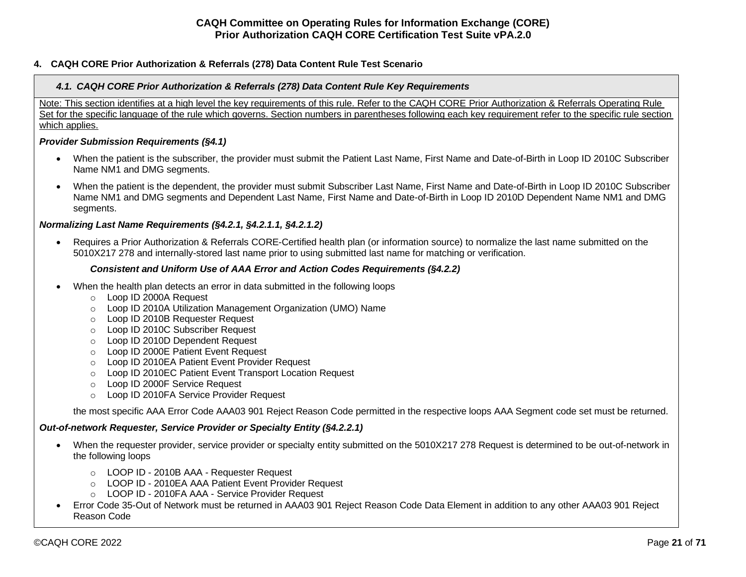## 4. CAQH CORE Prior Authorization & Referrals (278) Data Content Rule Test Scenario

### *4.1. CAQH CORE Prior Authorization & Referrals (278) Data Content Rule Key Requirements*

Note: This section identifies at a high level the key requirements of this rule. Refer to the CAQH CORE Prior Authorization & Referrals Operating Rule Set for the specific language of the rule which governs. Section numbers in parentheses following each key requirement refer to the specific rule section which applies.

***Provider Submission Requirements (§4.1)***

- When the patient is the subscriber, the provider must submit the Patient Last Name, First Name and Date-of-Birth in Loop ID 2010C Subscriber Name NM1 and DMG segments.
- When the patient is the dependent, the provider must submit Subscriber Last Name, First Name and Date-of-Birth in Loop ID 2010C Subscriber Name NM1 and DMG segments and Dependent Last Name, First Name and Date-of-Birth in Loop ID 2010D Dependent Name NM1 and DMG segments.

***Normalizing Last Name Requirements (§4.2.1, §4.2.1.1, §4.2.1.2)***

- Requires a Prior Authorization & Referrals CORE-Certified health plan (or information source) to normalize the last name submitted on the 5010X217 278 and internally-stored last name prior to using submitted last name for matching or verification.

***Consistent and Uniform Use of AAA Error and Action Codes Requirements (§4.2.2)***

- When the health plan detects an error in data submitted in the following loops
  - Loop ID 2000A Request
  - Loop ID 2010A Utilization Management Organization (UMO) Name
  - Loop ID 2010B Requester Request
  - Loop ID 2010C Subscriber Request
  - Loop ID 2010D Dependent Request
  - Loop ID 2000E Patient Event Request
  - Loop ID 2010EA Patient Event Provider Request
  - Loop ID 2010EC Patient Event Transport Location Request
  - Loop ID 2000F Service Request
  - Loop ID 2010FA Service Provider Request

  the most specific AAA Error Code AAA03 901 Reject Reason Code permitted in the respective loops AAA Segment code set must be returned.

***Out-of-network Requester, Service Provider or Specialty Entity (§4.2.2.1)***

- When the requester provider, service provider or specialty entity submitted on the 5010X217 278 Request is determined to be out-of-network in the following loops
  - LOOP ID - 2010B AAA - Requester Request
  - LOOP ID - 2010EA AAA Patient Event Provider Request
  - LOOP ID - 2010FA AAA - Service Provider Request
- Error Code 35-Out of Network must be returned in AAA03 901 Reject Reason Code Data Element in addition to any other AAA03 901 Reject Reason Code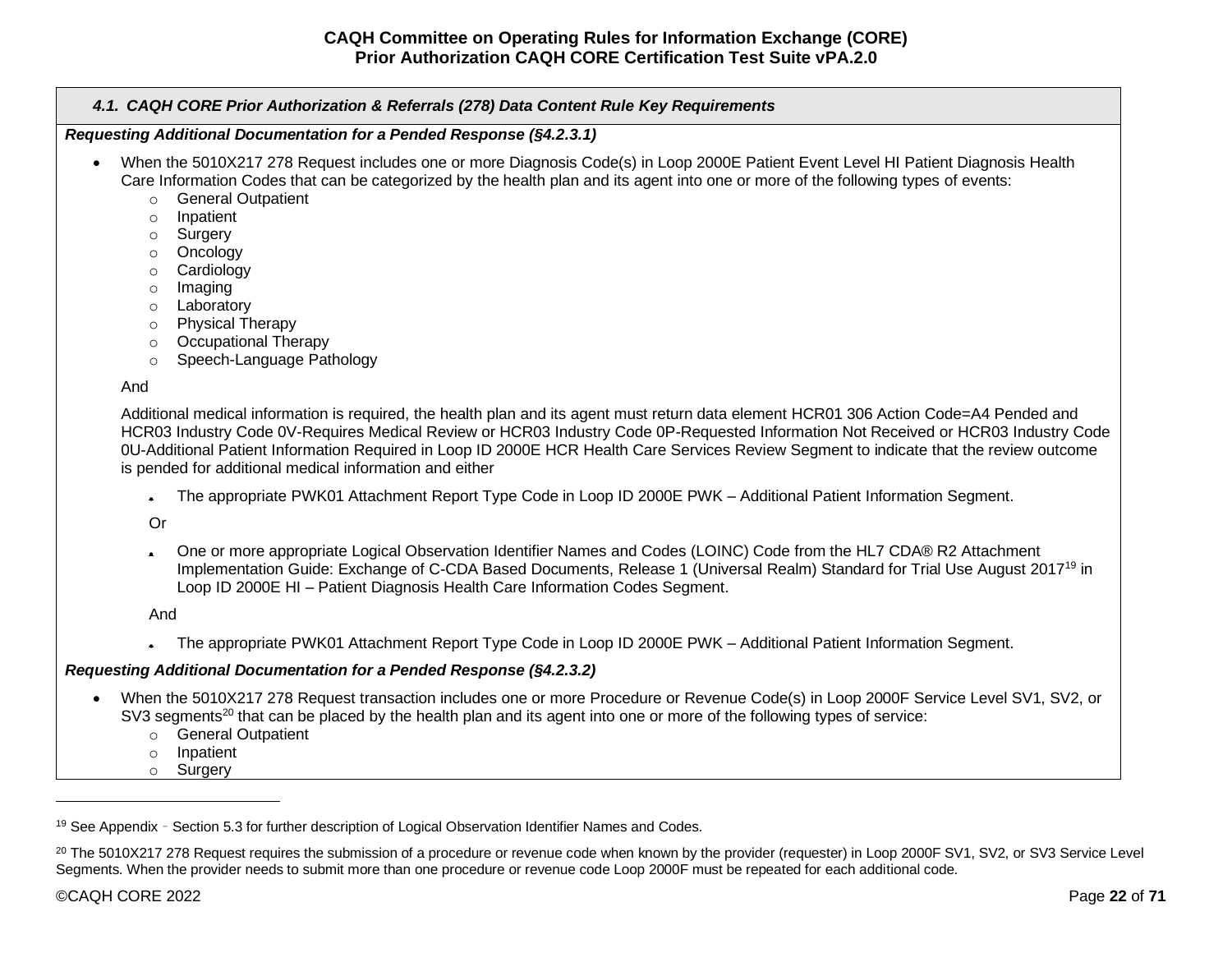### 4.1. CAQH CORE Prior Authorization & Referrals (278) Data Content Rule Key Requirements

***Requesting Additional Documentation for a Pended Response (§4.2.3.1)***

- When the 5010X217 278 Request includes one or more Diagnosis Code(s) in Loop 2000E Patient Event Level HI Patient Diagnosis Health Care Information Codes that can be categorized by the health plan and its agent into one or more of the following types of events:
  - General Outpatient
  - Inpatient
  - Surgery
  - Oncology
  - Cardiology
  - Imaging
  - Laboratory
  - Physical Therapy
  - Occupational Therapy
  - Speech-Language Pathology

  And

  Additional medical information is required, the health plan and its agent must return data element HCR01 306 Action Code=A4 Pended and HCR03 Industry Code 0V-Requires Medical Review or HCR03 Industry Code 0P-Requested Information Not Received or HCR03 Industry Code 0U-Additional Patient Information Required in Loop ID 2000E HCR Health Care Services Review Segment to indicate that the review outcome is pended for additional medical information and either

  - The appropriate PWK01 Attachment Report Type Code in Loop ID 2000E PWK – Additional Patient Information Segment.

  Or

  - One or more appropriate Logical Observation Identifier Names and Codes (LOINC) Code from the HL7 CDA® R2 Attachment Implementation Guide: Exchange of C-CDA Based Documents, Release 1 (Universal Realm) Standard for Trial Use August 2017[19] in Loop ID 2000E HI – Patient Diagnosis Health Care Information Codes Segment.

  And

  - The appropriate PWK01 Attachment Report Type Code in Loop ID 2000E PWK – Additional Patient Information Segment.

***Requesting Additional Documentation for a Pended Response (§4.2.3.2)***

- When the 5010X217 278 Request transaction includes one or more Procedure or Revenue Code(s) in Loop 2000F Service Level SV1, SV2, or SV3 segments[20] that can be placed by the health plan and its agent into one or more of the following types of service:
  - General Outpatient
  - Inpatient
  - Surgery

---

[19] See Appendix ‑ Section 5.3 for further description of Logical Observation Identifier Names and Codes.

[20] The 5010X217 278 Request requires the submission of a procedure or revenue code when known by the provider (requester) in Loop 2000F SV1, SV2, or SV3 Service Level Segments. When the provider needs to submit more than one procedure or revenue code Loop 2000F must be repeated for each additional code.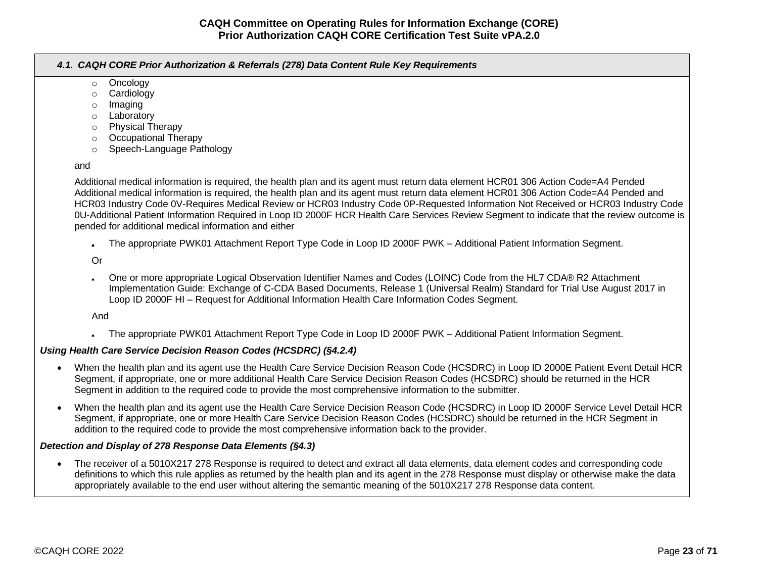#### *4.1. CAQH CORE Prior Authorization & Referrals (278) Data Content Rule Key Requirements*

- Oncology
- Cardiology
- Imaging
- Laboratory
- Physical Therapy
- Occupational Therapy
- Speech-Language Pathology

and

Additional medical information is required, the health plan and its agent must return data element HCR01 306 Action Code=A4 Pended Additional medical information is required, the health plan and its agent must return data element HCR01 306 Action Code=A4 Pended and HCR03 Industry Code 0V-Requires Medical Review or HCR03 Industry Code 0P-Requested Information Not Received or HCR03 Industry Code 0U-Additional Patient Information Required in Loop ID 2000F HCR Health Care Services Review Segment to indicate that the review outcome is pended for additional medical information and either

- The appropriate PWK01 Attachment Report Type Code in Loop ID 2000F PWK – Additional Patient Information Segment.

Or

- One or more appropriate Logical Observation Identifier Names and Codes (LOINC) Code from the HL7 CDA® R2 Attachment Implementation Guide: Exchange of C-CDA Based Documents, Release 1 (Universal Realm) Standard for Trial Use August 2017 in Loop ID 2000F HI – Request for Additional Information Health Care Information Codes Segment.

And

- The appropriate PWK01 Attachment Report Type Code in Loop ID 2000F PWK – Additional Patient Information Segment.

***Using Health Care Service Decision Reason Codes (HCSDRC) (§4.2.4)***

- When the health plan and its agent use the Health Care Service Decision Reason Code (HCSDRC) in Loop ID 2000E Patient Event Detail HCR Segment, if appropriate, one or more additional Health Care Service Decision Reason Codes (HCSDRC) should be returned in the HCR Segment in addition to the required code to provide the most comprehensive information to the submitter.
- When the health plan and its agent use the Health Care Service Decision Reason Code (HCSDRC) in Loop ID 2000F Service Level Detail HCR Segment, if appropriate, one or more Health Care Service Decision Reason Codes (HCSDRC) should be returned in the HCR Segment in addition to the required code to provide the most comprehensive information back to the provider.

***Detection and Display of 278 Response Data Elements (§4.3)***

- The receiver of a 5010X217 278 Response is required to detect and extract all data elements, data element codes and corresponding code definitions to which this rule applies as returned by the health plan and its agent in the 278 Response must display or otherwise make the data appropriately available to the end user without altering the semantic meaning of the 5010X217 278 Response data content.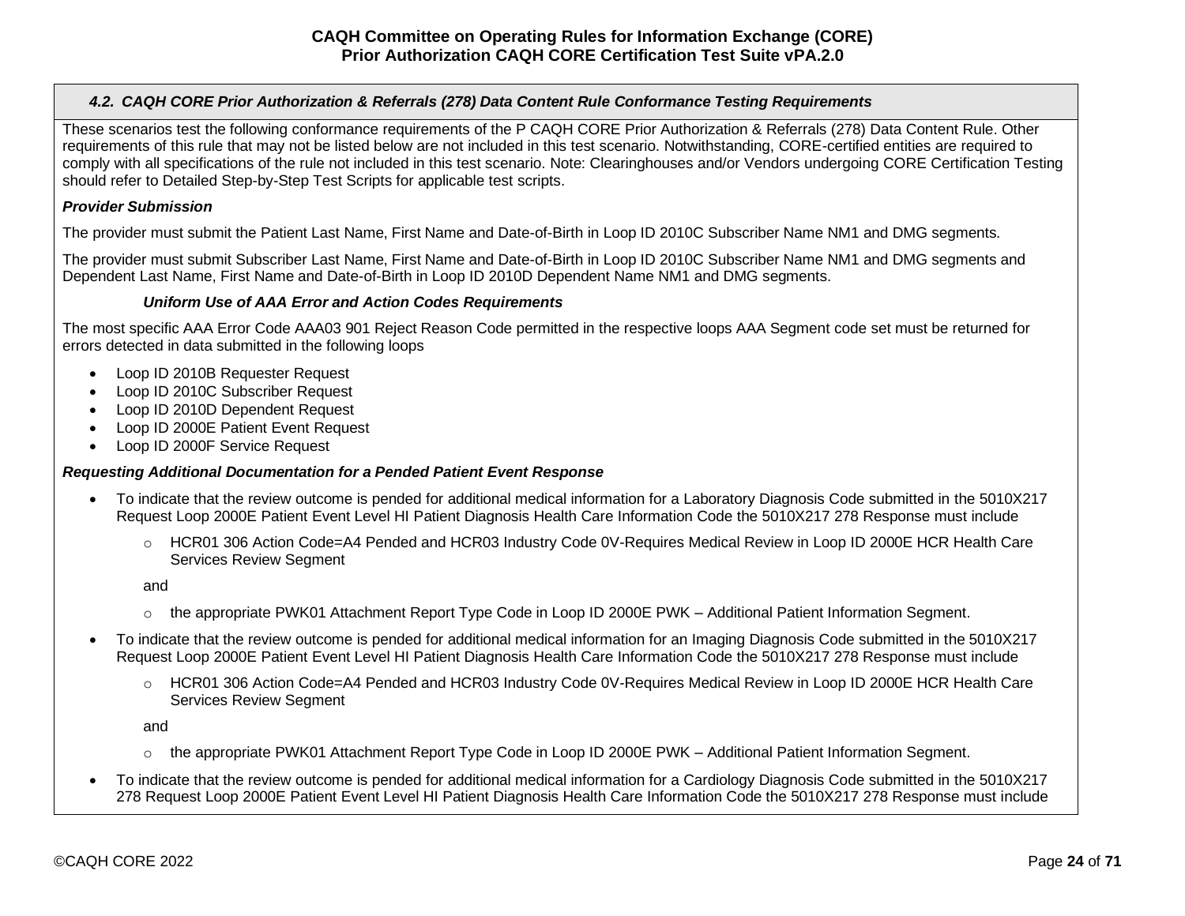### *4.2. CAQH CORE Prior Authorization & Referrals (278) Data Content Rule Conformance Testing Requirements*

These scenarios test the following conformance requirements of the P CAQH CORE Prior Authorization & Referrals (278) Data Content Rule. Other requirements of this rule that may not be listed below are not included in this test scenario. Notwithstanding, CORE-certified entities are required to comply with all specifications of the rule not included in this test scenario. Note: Clearinghouses and/or Vendors undergoing CORE Certification Testing should refer to Detailed Step-by-Step Test Scripts for applicable test scripts.

***Provider Submission***

The provider must submit the Patient Last Name, First Name and Date-of-Birth in Loop ID 2010C Subscriber Name NM1 and DMG segments.

The provider must submit Subscriber Last Name, First Name and Date-of-Birth in Loop ID 2010C Subscriber Name NM1 and DMG segments and Dependent Last Name, First Name and Date-of-Birth in Loop ID 2010D Dependent Name NM1 and DMG segments.

***Uniform Use of AAA Error and Action Codes Requirements***

The most specific AAA Error Code AAA03 901 Reject Reason Code permitted in the respective loops AAA Segment code set must be returned for errors detected in data submitted in the following loops

- Loop ID 2010B Requester Request
- Loop ID 2010C Subscriber Request
- Loop ID 2010D Dependent Request
- Loop ID 2000E Patient Event Request
- Loop ID 2000F Service Request

***Requesting Additional Documentation for a Pended Patient Event Response***

- To indicate that the review outcome is pended for additional medical information for a Laboratory Diagnosis Code submitted in the 5010X217 Request Loop 2000E Patient Event Level HI Patient Diagnosis Health Care Information Code the 5010X217 278 Response must include
  - HCR01 306 Action Code=A4 Pended and HCR03 Industry Code 0V-Requires Medical Review in Loop ID 2000E HCR Health Care Services Review Segment

    and

  - the appropriate PWK01 Attachment Report Type Code in Loop ID 2000E PWK – Additional Patient Information Segment.
- To indicate that the review outcome is pended for additional medical information for an Imaging Diagnosis Code submitted in the 5010X217 Request Loop 2000E Patient Event Level HI Patient Diagnosis Health Care Information Code the 5010X217 278 Response must include
  - HCR01 306 Action Code=A4 Pended and HCR03 Industry Code 0V-Requires Medical Review in Loop ID 2000E HCR Health Care Services Review Segment

    and

  - the appropriate PWK01 Attachment Report Type Code in Loop ID 2000E PWK – Additional Patient Information Segment.
- To indicate that the review outcome is pended for additional medical information for a Cardiology Diagnosis Code submitted in the 5010X217 278 Request Loop 2000E Patient Event Level HI Patient Diagnosis Health Care Information Code the 5010X217 278 Response must include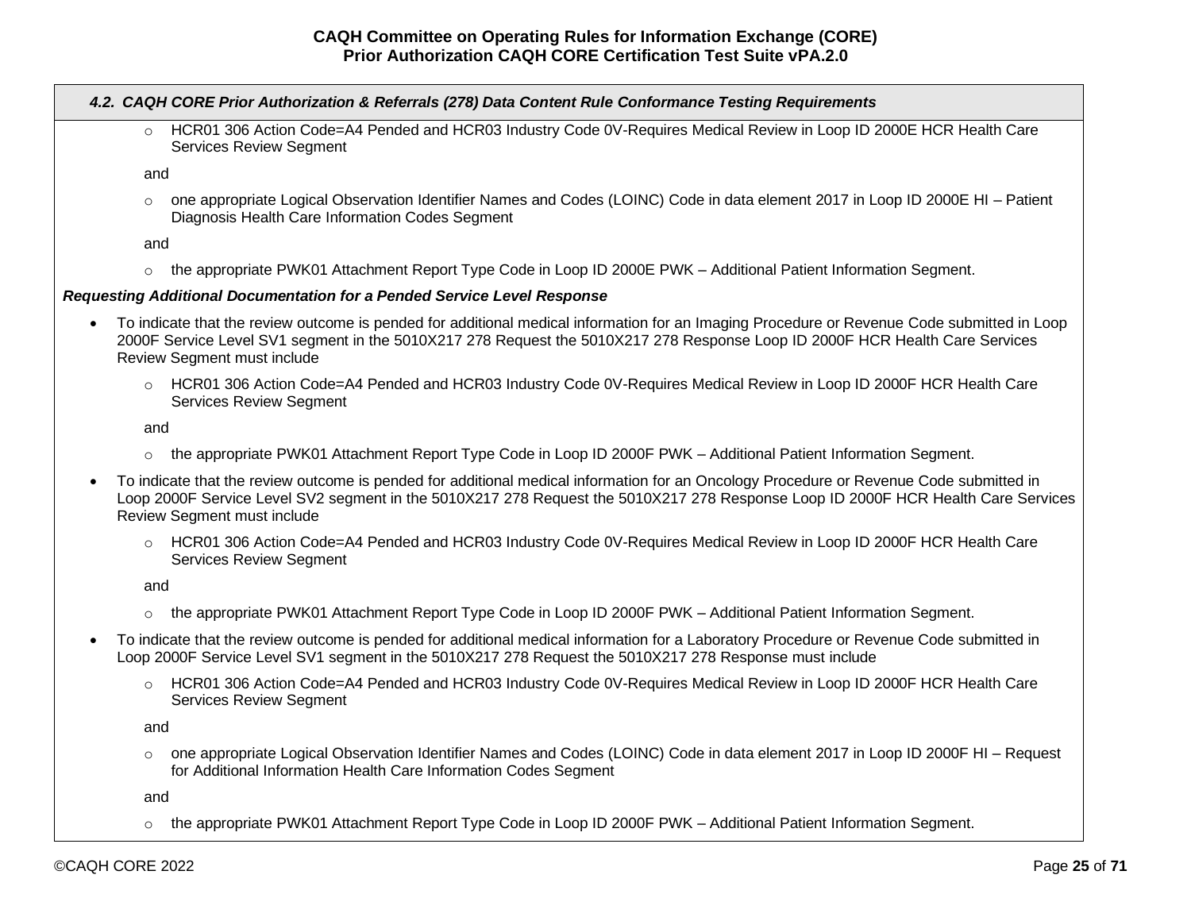### *4.2. CAQH CORE Prior Authorization & Referrals (278) Data Content Rule Conformance Testing Requirements*

- HCR01 306 Action Code=A4 Pended and HCR03 Industry Code 0V-Requires Medical Review in Loop ID 2000E HCR Health Care Services Review Segment

  and

- one appropriate Logical Observation Identifier Names and Codes (LOINC) Code in data element 2017 in Loop ID 2000E HI – Patient Diagnosis Health Care Information Codes Segment

  and

- the appropriate PWK01 Attachment Report Type Code in Loop ID 2000E PWK – Additional Patient Information Segment.

***Requesting Additional Documentation for a Pended Service Level Response***

- To indicate that the review outcome is pended for additional medical information for an Imaging Procedure or Revenue Code submitted in Loop 2000F Service Level SV1 segment in the 5010X217 278 Request the 5010X217 278 Response Loop ID 2000F HCR Health Care Services Review Segment must include
  - HCR01 306 Action Code=A4 Pended and HCR03 Industry Code 0V-Requires Medical Review in Loop ID 2000F HCR Health Care Services Review Segment

    and

  - the appropriate PWK01 Attachment Report Type Code in Loop ID 2000F PWK – Additional Patient Information Segment.
- To indicate that the review outcome is pended for additional medical information for an Oncology Procedure or Revenue Code submitted in Loop 2000F Service Level SV2 segment in the 5010X217 278 Request the 5010X217 278 Response Loop ID 2000F HCR Health Care Services Review Segment must include
  - HCR01 306 Action Code=A4 Pended and HCR03 Industry Code 0V-Requires Medical Review in Loop ID 2000F HCR Health Care Services Review Segment

    and

  - the appropriate PWK01 Attachment Report Type Code in Loop ID 2000F PWK – Additional Patient Information Segment.
- To indicate that the review outcome is pended for additional medical information for a Laboratory Procedure or Revenue Code submitted in Loop 2000F Service Level SV1 segment in the 5010X217 278 Request the 5010X217 278 Response must include
  - HCR01 306 Action Code=A4 Pended and HCR03 Industry Code 0V-Requires Medical Review in Loop ID 2000F HCR Health Care Services Review Segment

    and

  - one appropriate Logical Observation Identifier Names and Codes (LOINC) Code in data element 2017 in Loop ID 2000F HI – Request for Additional Information Health Care Information Codes Segment

    and

  - the appropriate PWK01 Attachment Report Type Code in Loop ID 2000F PWK – Additional Patient Information Segment.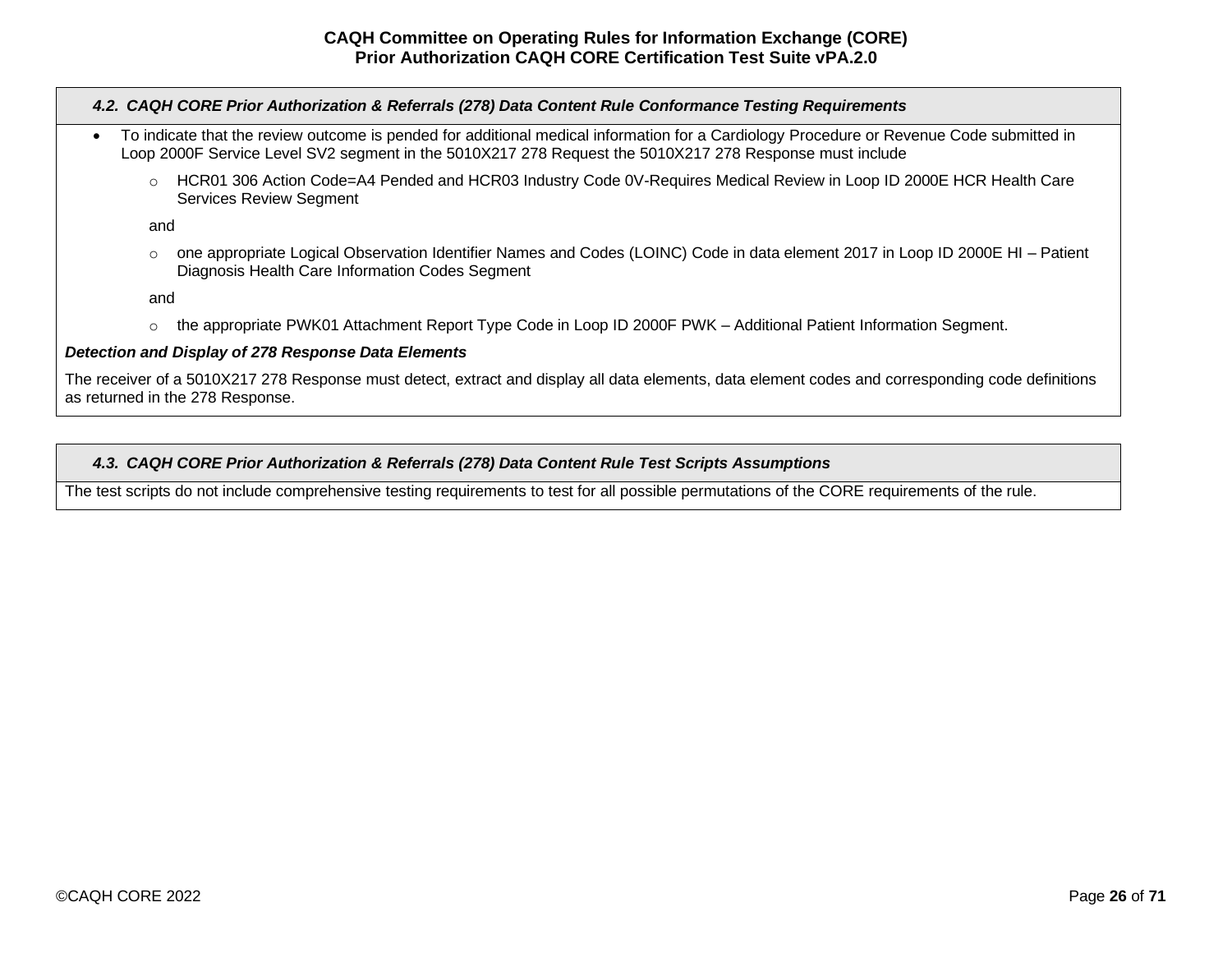### *4.2. CAQH CORE Prior Authorization & Referrals (278) Data Content Rule Conformance Testing Requirements*

- To indicate that the review outcome is pended for additional medical information for a Cardiology Procedure or Revenue Code submitted in Loop 2000F Service Level SV2 segment in the 5010X217 278 Request the 5010X217 278 Response must include
  - HCR01 306 Action Code=A4 Pended and HCR03 Industry Code 0V-Requires Medical Review in Loop ID 2000E HCR Health Care Services Review Segment

    and

  - one appropriate Logical Observation Identifier Names and Codes (LOINC) Code in data element 2017 in Loop ID 2000E HI – Patient Diagnosis Health Care Information Codes Segment

    and

  - the appropriate PWK01 Attachment Report Type Code in Loop ID 2000F PWK – Additional Patient Information Segment.

***Detection and Display of 278 Response Data Elements***

The receiver of a 5010X217 278 Response must detect, extract and display all data elements, data element codes and corresponding code definitions as returned in the 278 Response.

### *4.3. CAQH CORE Prior Authorization & Referrals (278) Data Content Rule Test Scripts Assumptions*

The test scripts do not include comprehensive testing requirements to test for all possible permutations of the CORE requirements of the rule.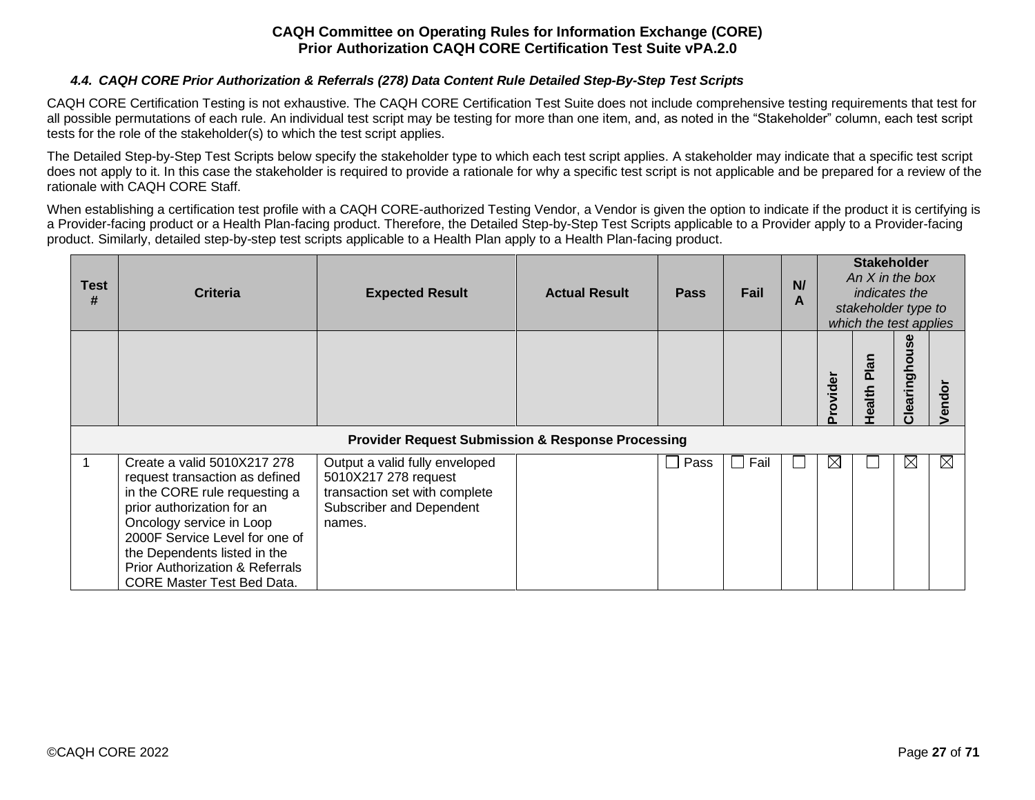#### 4.4. CAQH CORE Prior Authorization & Referrals (278) Data Content Rule Detailed Step-By-Step Test Scripts

CAQH CORE Certification Testing is not exhaustive. The CAQH CORE Certification Test Suite does not include comprehensive testing requirements that test for all possible permutations of each rule. An individual test script may be testing for more than one item, and, as noted in the "Stakeholder" column, each test script tests for the role of the stakeholder(s) to which the test script applies.

The Detailed Step-by-Step Test Scripts below specify the stakeholder type to which each test script applies. A stakeholder may indicate that a specific test script does not apply to it. In this case the stakeholder is required to provide a rationale for why a specific test script is not applicable and be prepared for a review of the rationale with CAQH CORE Staff.

When establishing a certification test profile with a CAQH CORE-authorized Testing Vendor, a Vendor is given the option to indicate if the product it is certifying is a Provider-facing product or a Health Plan-facing product. Therefore, the Detailed Step-by-Step Test Scripts applicable to a Provider apply to a Provider-facing product. Similarly, detailed step-by-step test scripts applicable to a Health Plan apply to a Health Plan-facing product.

| Test # | Criteria | Expected Result | Actual Result | Pass | Fail | N/A | Stakeholder *An X in the box indicates the stakeholder type to which the test applies* | | | |
|---|---|---|---|---|---|---|---|---|---|---|
| | | | | | | | Provider | Health Plan | Clearinghouse | Vendor |
| **Provider Request Submission & Response Processing** | | | | | | | | | | |
| 1 | Create a valid 5010X217 278 request transaction as defined in the CORE rule requesting a prior authorization for an Oncology service in Loop 2000F Service Level for one of the Dependents listed in the Prior Authorization & Referrals CORE Master Test Bed Data. | Output a valid fully enveloped 5010X217 278 request transaction set with complete Subscriber and Dependent names. | | ☐ Pass | ☐ Fail | ☐ | ☒ | ☐ | ☒ | ☒ |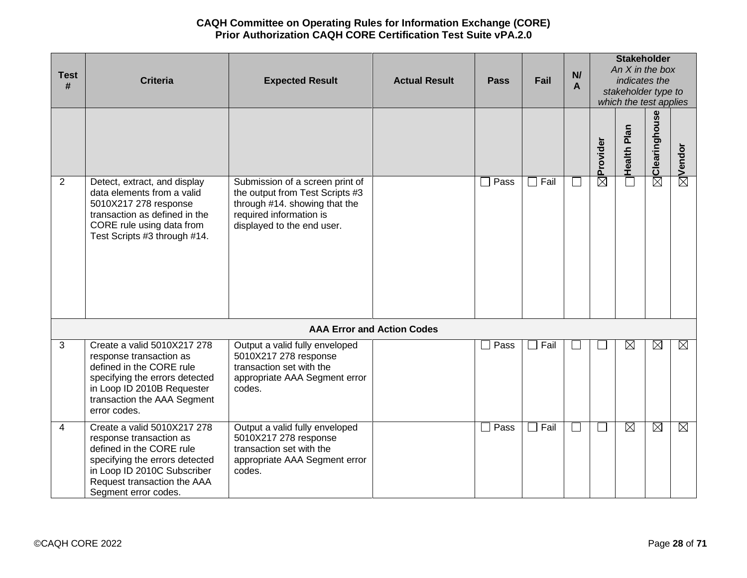| Test # | Criteria | Expected Result | Actual Result | Pass | Fail | N/A | Stakeholder *An X in the box indicates the stakeholder type to which the test applies* | | | |
|---|---|---|---|---|---|---|---|---|---|---|
| | | | | | | | Provider | Health Plan | Clearinghouse | Vendor |
| 2 | Detect, extract, and display data elements from a valid 5010X217 278 response transaction as defined in the CORE rule using data from Test Scripts #3 through #14. | Submission of a screen print of the output from Test Scripts #3 through #14. showing that the required information is displayed to the end user. | | ☐ Pass | ☐ Fail | ☐ | ☒ | ☐ | ☒ | ☒ |
| **AAA Error and Action Codes** | | | | | | | | | | |
| 3 | Create a valid 5010X217 278 response transaction as defined in the CORE rule specifying the errors detected in Loop ID 2010B Requester transaction the AAA Segment error codes. | Output a valid fully enveloped 5010X217 278 response transaction set with the appropriate AAA Segment error codes. | | ☐ Pass | ☐ Fail | ☐ | ☐ | ☒ | ☒ | ☒ |
| 4 | Create a valid 5010X217 278 response transaction as defined in the CORE rule specifying the errors detected in Loop ID 2010C Subscriber Request transaction the AAA Segment error codes. | Output a valid fully enveloped 5010X217 278 response transaction set with the appropriate AAA Segment error codes. | | ☐ Pass | ☐ Fail | ☐ | ☐ | ☒ | ☒ | ☒ |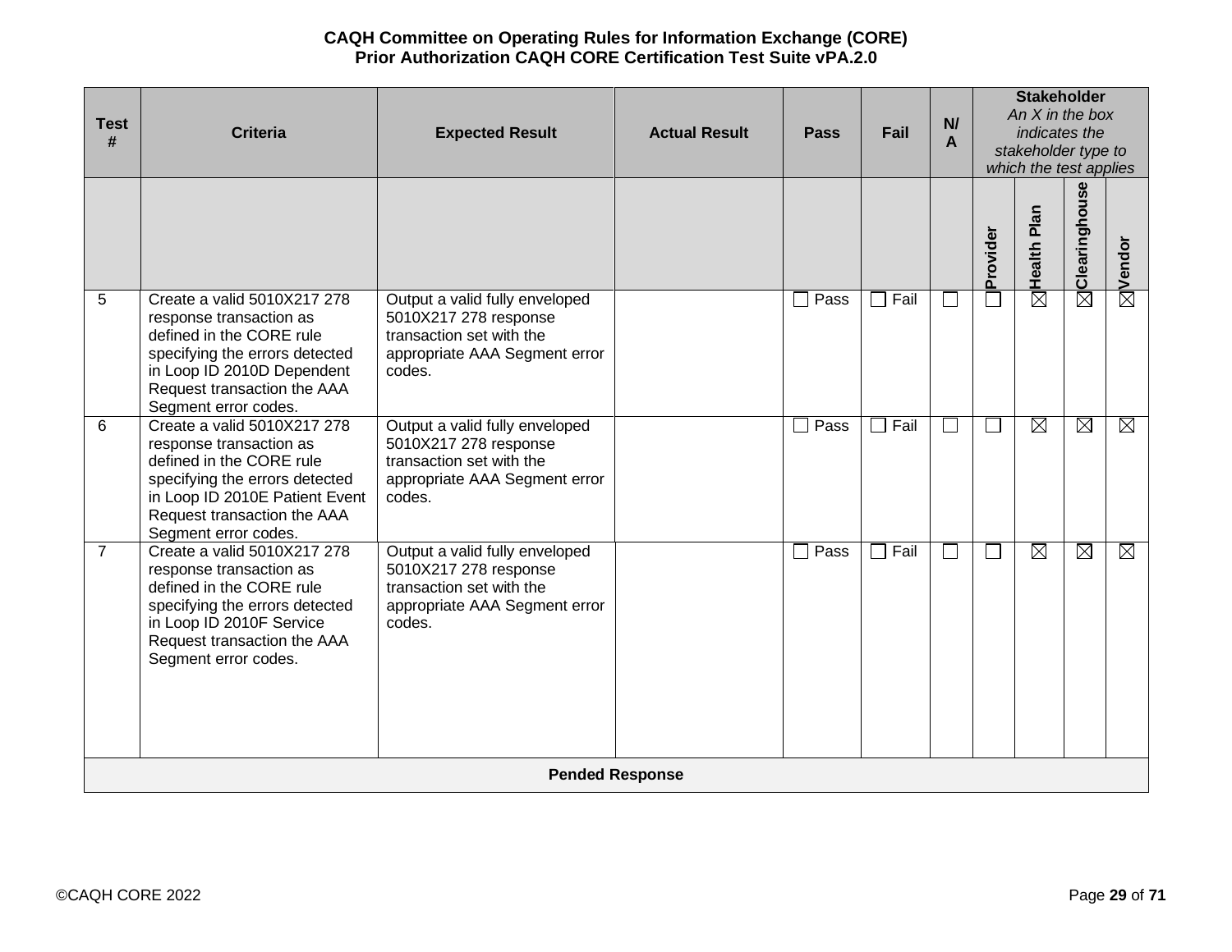| Test # | Criteria | Expected Result | Actual Result | Pass | Fail | N/A | Stakeholder *An X in the box indicates the stakeholder type to which the test applies* | | | |
|---|---|---|---|---|---|---|---|---|---|---|
| | | | | | | | Provider | Health Plan | Clearinghouse | Vendor |
| 5 | Create a valid 5010X217 278 response transaction as defined in the CORE rule specifying the errors detected in Loop ID 2010D Dependent Request transaction the AAA Segment error codes. | Output a valid fully enveloped 5010X217 278 response transaction set with the appropriate AAA Segment error codes. | | ☐ Pass | ☐ Fail | ☐ | ☐ | ☒ | ☒ | ☒ |
| 6 | Create a valid 5010X217 278 response transaction as defined in the CORE rule specifying the errors detected in Loop ID 2010E Patient Event Request transaction the AAA Segment error codes. | Output a valid fully enveloped 5010X217 278 response transaction set with the appropriate AAA Segment error codes. | | ☐ Pass | ☐ Fail | ☐ | ☐ | ☒ | ☒ | ☒ |
| 7 | Create a valid 5010X217 278 response transaction as defined in the CORE rule specifying the errors detected in Loop ID 2010F Service Request transaction the AAA Segment error codes. | Output a valid fully enveloped 5010X217 278 response transaction set with the appropriate AAA Segment error codes. | | ☐ Pass | ☐ Fail | ☐ | ☐ | ☒ | ☒ | ☒ |
| **Pended Response** | | | | | | | | | | |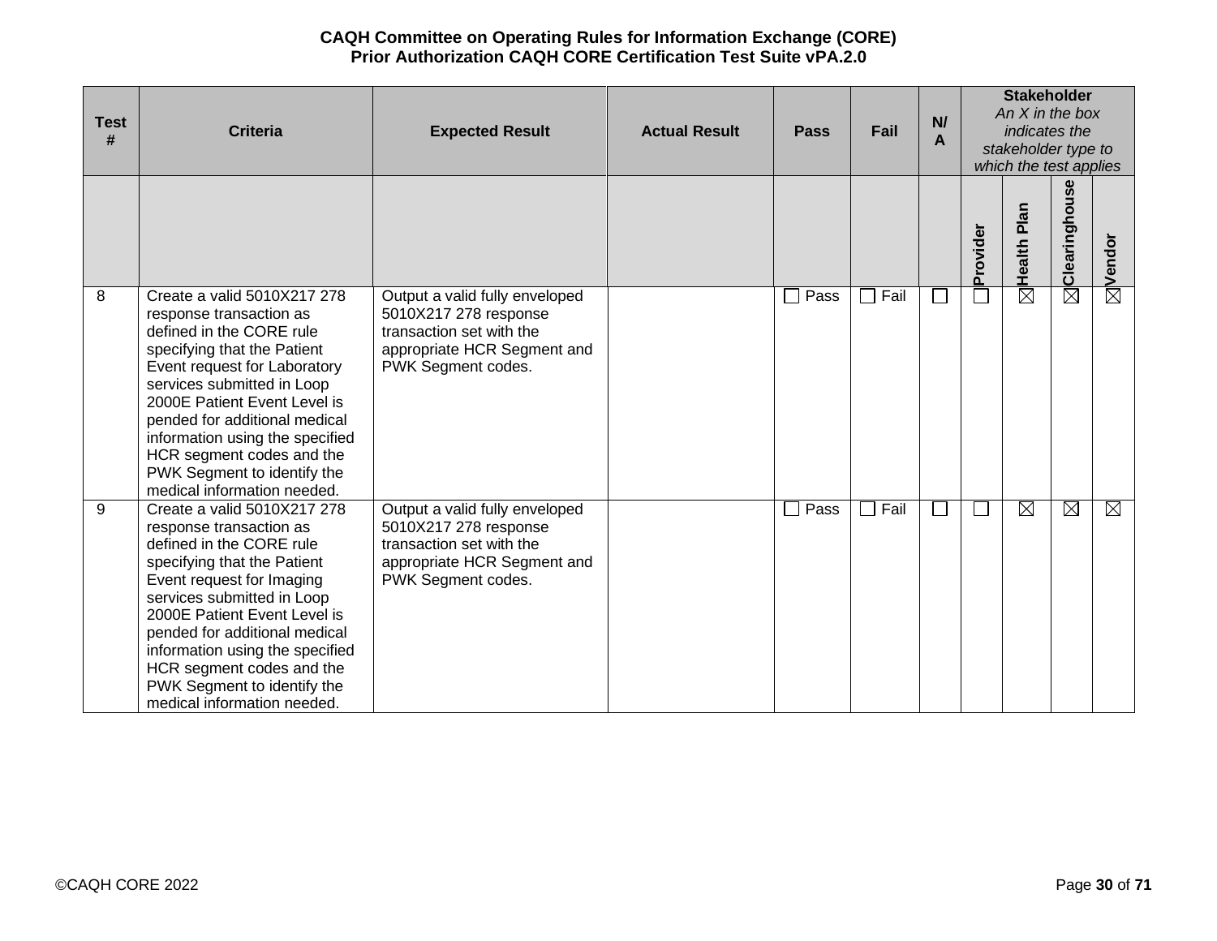| Test # | Criteria | Expected Result | Actual Result | Pass | Fail | N/A | Stakeholder *An X in the box indicates the stakeholder type to which the test applies* | | | |
|---|---|---|---|---|---|---|---|---|---|---|
| | | | | | | | Provider | Health Plan | Clearinghouse | Vendor |
| 8 | Create a valid 5010X217 278 response transaction as defined in the CORE rule specifying that the Patient Event request for Laboratory services submitted in Loop 2000E Patient Event Level is pended for additional medical information using the specified HCR segment codes and the PWK Segment to identify the medical information needed. | Output a valid fully enveloped 5010X217 278 response transaction set with the appropriate HCR Segment and PWK Segment codes. | | ☐ Pass | ☐ Fail | ☐ | ☐ | ☒ | ☒ | ☒ |
| 9 | Create a valid 5010X217 278 response transaction as defined in the CORE rule specifying that the Patient Event request for Imaging services submitted in Loop 2000E Patient Event Level is pended for additional medical information using the specified HCR segment codes and the PWK Segment to identify the medical information needed. | Output a valid fully enveloped 5010X217 278 response transaction set with the appropriate HCR Segment and PWK Segment codes. | | ☐ Pass | ☐ Fail | ☐ | ☐ | ☒ | ☒ | ☒ |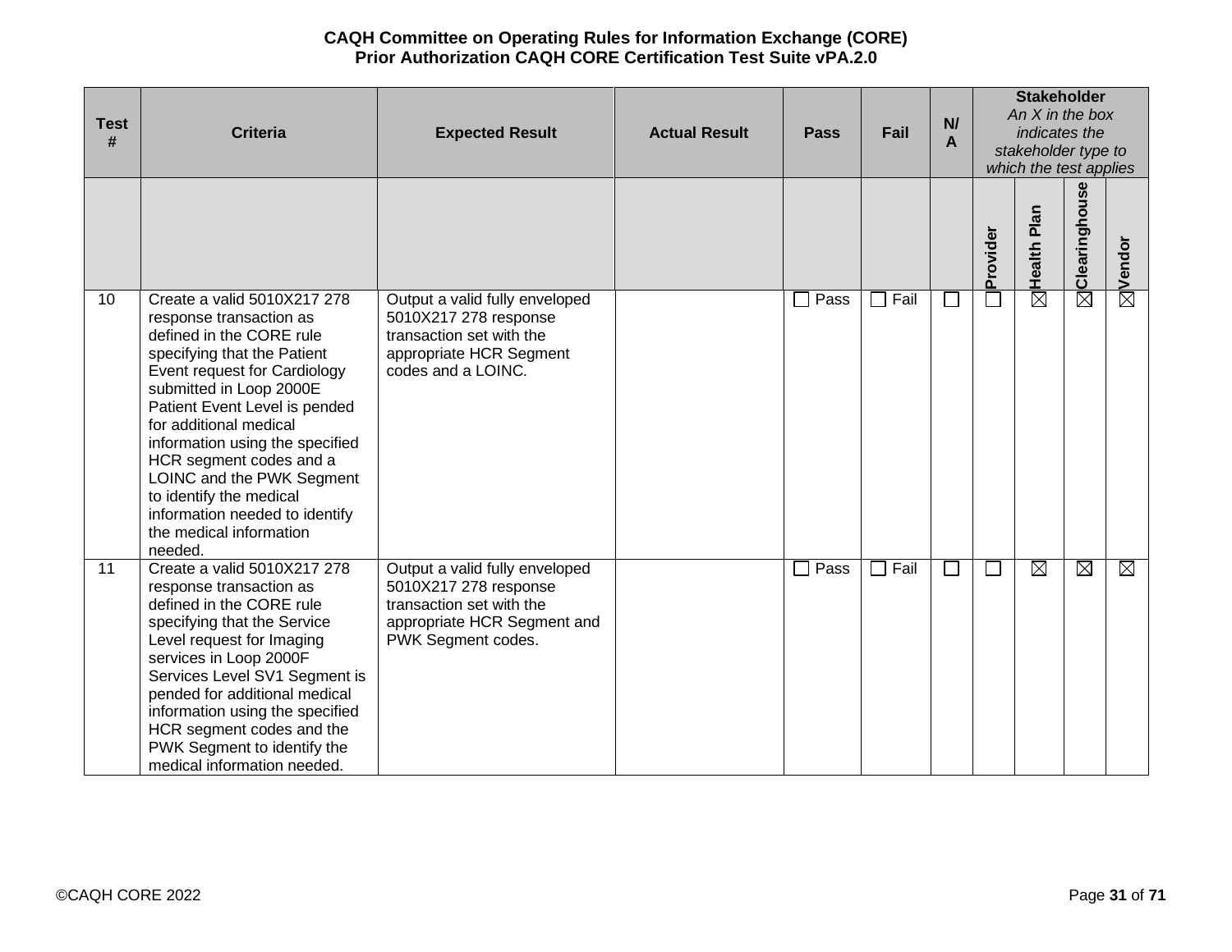**CAQH Committee on Operating Rules for Information Exchange (CORE)**
**Prior Authorization CAQH CORE Certification Test Suite vPA.2.0**

| Test # | Criteria | Expected Result | Actual Result | Pass | Fail | N/A | Stakeholder *An X in the box indicates the stakeholder type to which the test applies* | | | |
|---|---|---|---|---|---|---|---|---|---|---|
| | | | | | | | Provider | Health Plan | Clearinghouse | Vendor |
| 10 | Create a valid 5010X217 278 response transaction as defined in the CORE rule specifying that the Patient Event request for Cardiology submitted in Loop 2000E Patient Event Level is pended for additional medical information using the specified HCR segment codes and a LOINC and the PWK Segment to identify the medical information needed to identify the medical information needed. | Output a valid fully enveloped 5010X217 278 response transaction set with the appropriate HCR Segment codes and a LOINC. | | ☐ Pass | ☐ Fail | ☐ | ☐ | ☒ | ☒ | ☒ |
| 11 | Create a valid 5010X217 278 response transaction as defined in the CORE rule specifying that the Service Level request for Imaging services in Loop 2000F Services Level SV1 Segment is pended for additional medical information using the specified HCR segment codes and the PWK Segment to identify the medical information needed. | Output a valid fully enveloped 5010X217 278 response transaction set with the appropriate HCR Segment and PWK Segment codes. | | ☐ Pass | ☐ Fail | ☐ | ☐ | ☒ | ☒ | ☒ |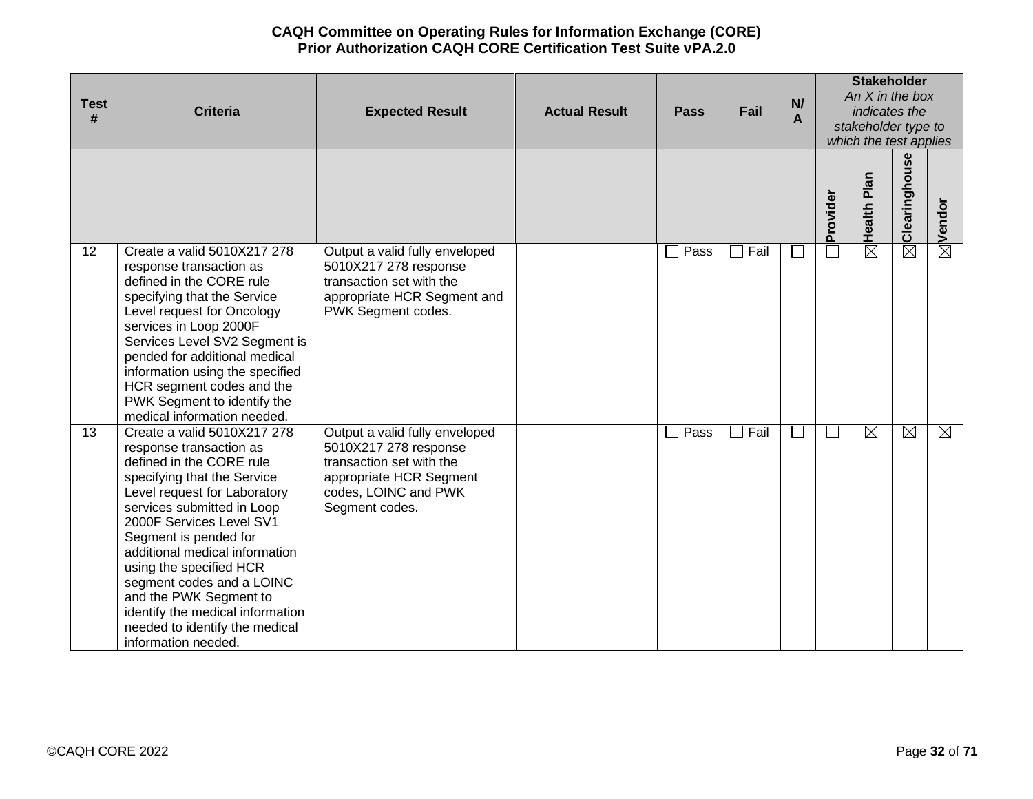| Test # | Criteria | Expected Result | Actual Result | Pass | Fail | N/A | Stakeholder *An X in the box indicates the stakeholder type to which the test applies* | | | |
|---|---|---|---|---|---|---|---|---|---|---|
| | | | | | | | Provider | Health Plan | Clearinghouse | Vendor |
| 12 | Create a valid 5010X217 278 response transaction as defined in the CORE rule specifying that the Service Level request for Oncology services in Loop 2000F Services Level SV2 Segment is pended for additional medical information using the specified HCR segment codes and the PWK Segment to identify the medical information needed. | Output a valid fully enveloped 5010X217 278 response transaction set with the appropriate HCR Segment and PWK Segment codes. | | ☐ Pass | ☐ Fail | ☐ | ☐ | ☒ | ☒ | ☒ |
| 13 | Create a valid 5010X217 278 response transaction as defined in the CORE rule specifying that the Service Level request for Laboratory services submitted in Loop 2000F Services Level SV1 Segment is pended for additional medical information using the specified HCR segment codes and a LOINC and the PWK Segment to identify the medical information needed to identify the medical information needed. | Output a valid fully enveloped 5010X217 278 response transaction set with the appropriate HCR Segment codes, LOINC and PWK Segment codes. | | ☐ Pass | ☐ Fail | ☐ | ☐ | ☒ | ☒ | ☒ |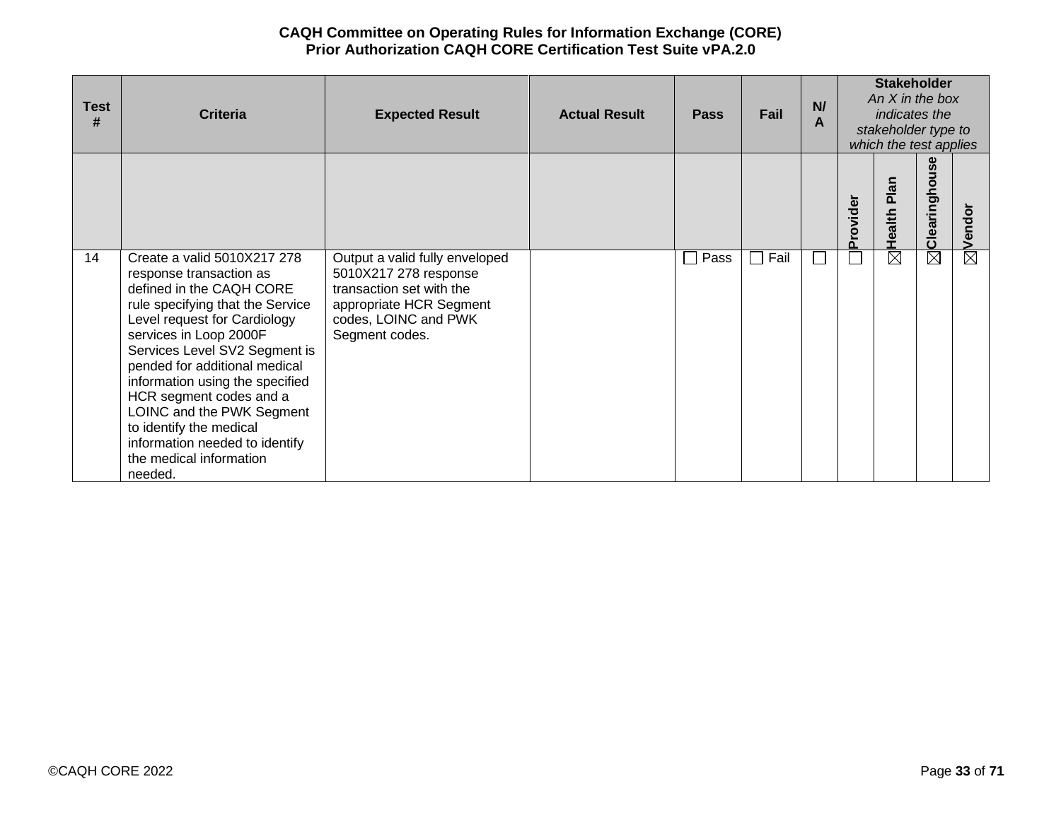| Test # | Criteria | Expected Result | Actual Result | Pass | Fail | N/A | Stakeholder *An X in the box indicates the stakeholder type to which the test applies* | | | |
|---|---|---|---|---|---|---|---|---|---|---|
| | | | | | | | Provider | Health Plan | Clearinghouse | Vendor |
| 14 | Create a valid 5010X217 278 response transaction as defined in the CAQH CORE rule specifying that the Service Level request for Cardiology services in Loop 2000F Services Level SV2 Segment is pended for additional medical information using the specified HCR segment codes and a LOINC and the PWK Segment to identify the medical information needed to identify the medical information needed. | Output a valid fully enveloped 5010X217 278 response transaction set with the appropriate HCR Segment codes, LOINC and PWK Segment codes. | | ☐ Pass | ☐ Fail | ☐ | ☐ | ☒ | ☒ | ☒ |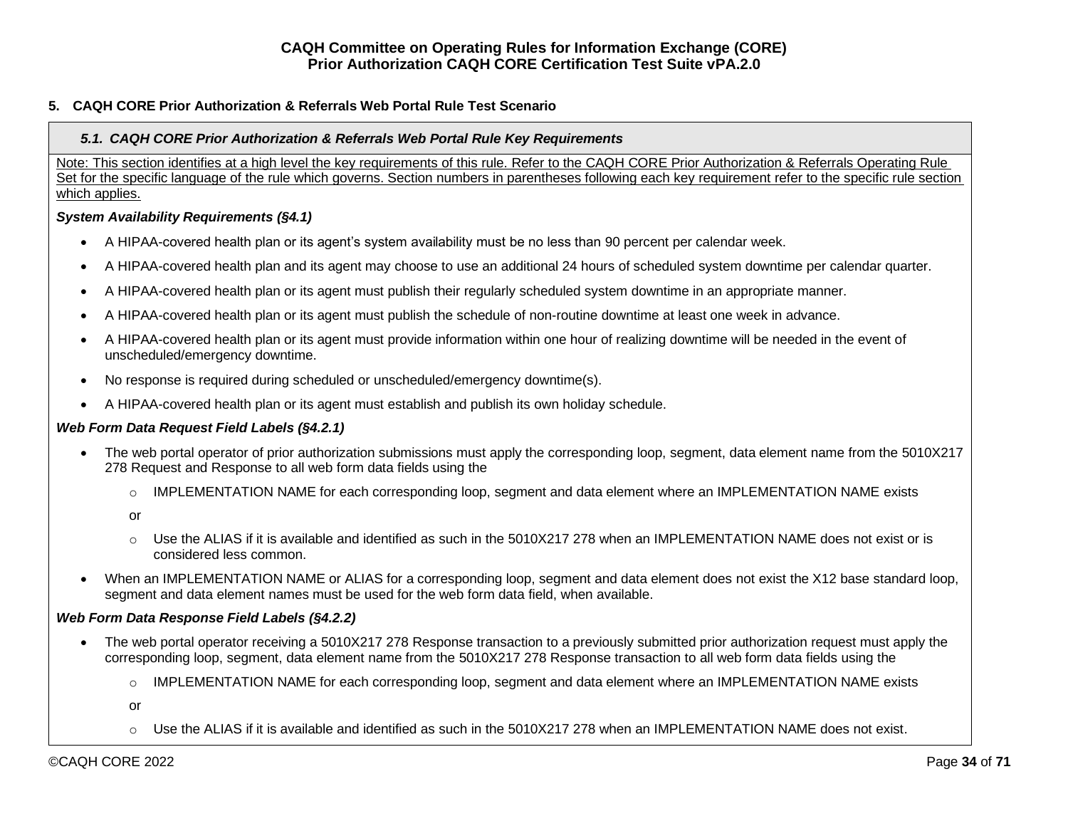## 5. CAQH CORE Prior Authorization & Referrals Web Portal Rule Test Scenario

### *5.1. CAQH CORE Prior Authorization & Referrals Web Portal Rule Key Requirements*

Note: This section identifies at a high level the key requirements of this rule. Refer to the CAQH CORE Prior Authorization & Referrals Operating Rule Set for the specific language of the rule which governs. Section numbers in parentheses following each key requirement refer to the specific rule section which applies.

***System Availability Requirements (§4.1)***

- A HIPAA-covered health plan or its agent's system availability must be no less than 90 percent per calendar week.
- A HIPAA-covered health plan and its agent may choose to use an additional 24 hours of scheduled system downtime per calendar quarter.
- A HIPAA-covered health plan or its agent must publish their regularly scheduled system downtime in an appropriate manner.
- A HIPAA-covered health plan or its agent must publish the schedule of non-routine downtime at least one week in advance.
- A HIPAA-covered health plan or its agent must provide information within one hour of realizing downtime will be needed in the event of unscheduled/emergency downtime.
- No response is required during scheduled or unscheduled/emergency downtime(s).
- A HIPAA-covered health plan or its agent must establish and publish its own holiday schedule.

***Web Form Data Request Field Labels (§4.2.1)***

- The web portal operator of prior authorization submissions must apply the corresponding loop, segment, data element name from the 5010X217 278 Request and Response to all web form data fields using the
  - IMPLEMENTATION NAME for each corresponding loop, segment and data element where an IMPLEMENTATION NAME exists

  or

  - Use the ALIAS if it is available and identified as such in the 5010X217 278 when an IMPLEMENTATION NAME does not exist or is considered less common.
- When an IMPLEMENTATION NAME or ALIAS for a corresponding loop, segment and data element does not exist the X12 base standard loop, segment and data element names must be used for the web form data field, when available.

***Web Form Data Response Field Labels (§4.2.2)***

- The web portal operator receiving a 5010X217 278 Response transaction to a previously submitted prior authorization request must apply the corresponding loop, segment, data element name from the 5010X217 278 Response transaction to all web form data fields using the
  - IMPLEMENTATION NAME for each corresponding loop, segment and data element where an IMPLEMENTATION NAME exists

  or

  - Use the ALIAS if it is available and identified as such in the 5010X217 278 when an IMPLEMENTATION NAME does not exist.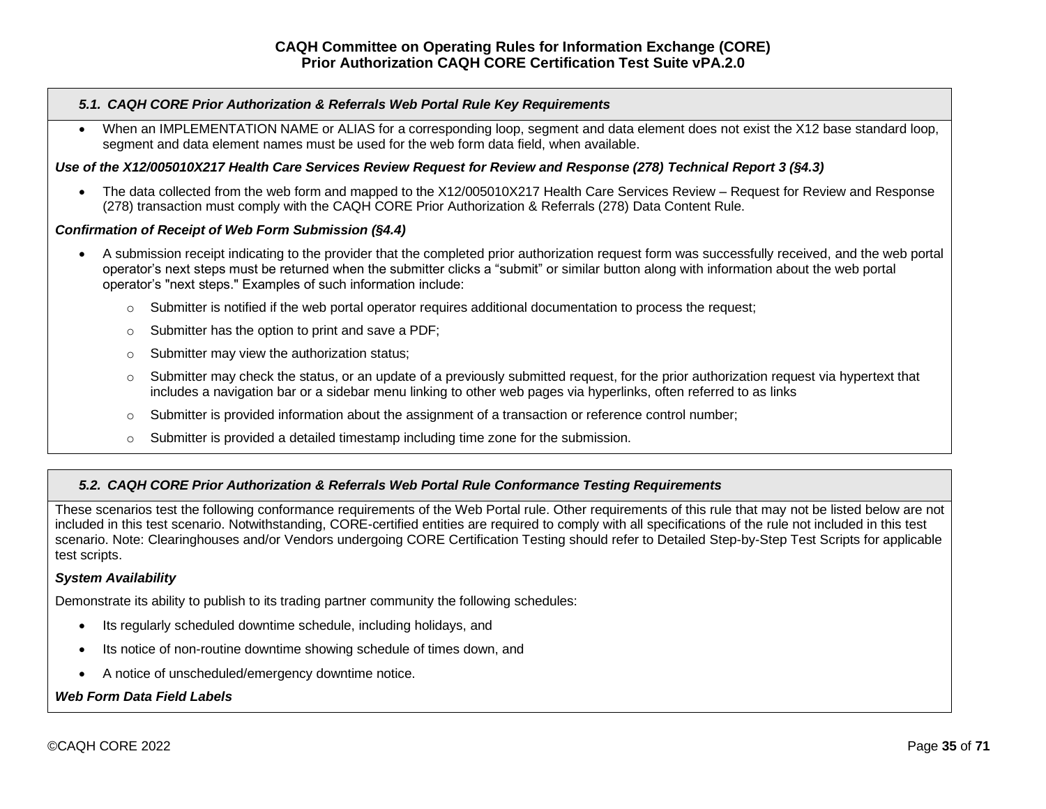### *5.1. CAQH CORE Prior Authorization & Referrals Web Portal Rule Key Requirements*

- When an IMPLEMENTATION NAME or ALIAS for a corresponding loop, segment and data element does not exist the X12 base standard loop, segment and data element names must be used for the web form data field, when available.

***Use of the X12/005010X217 Health Care Services Review Request for Review and Response (278) Technical Report 3 (§4.3)***

- The data collected from the web form and mapped to the X12/005010X217 Health Care Services Review – Request for Review and Response (278) transaction must comply with the CAQH CORE Prior Authorization & Referrals (278) Data Content Rule.

***Confirmation of Receipt of Web Form Submission (§4.4)***

- A submission receipt indicating to the provider that the completed prior authorization request form was successfully received, and the web portal operator's next steps must be returned when the submitter clicks a "submit" or similar button along with information about the web portal operator's "next steps." Examples of such information include:
  - Submitter is notified if the web portal operator requires additional documentation to process the request;
  - Submitter has the option to print and save a PDF;
  - Submitter may view the authorization status;
  - Submitter may check the status, or an update of a previously submitted request, for the prior authorization request via hypertext that includes a navigation bar or a sidebar menu linking to other web pages via hyperlinks, often referred to as links
  - Submitter is provided information about the assignment of a transaction or reference control number;
  - Submitter is provided a detailed timestamp including time zone for the submission.

### *5.2. CAQH CORE Prior Authorization & Referrals Web Portal Rule Conformance Testing Requirements*

These scenarios test the following conformance requirements of the Web Portal rule. Other requirements of this rule that may not be listed below are not included in this test scenario. Notwithstanding, CORE-certified entities are required to comply with all specifications of the rule not included in this test scenario. Note: Clearinghouses and/or Vendors undergoing CORE Certification Testing should refer to Detailed Step-by-Step Test Scripts for applicable test scripts.

***System Availability***

Demonstrate its ability to publish to its trading partner community the following schedules:

- Its regularly scheduled downtime schedule, including holidays, and
- Its notice of non-routine downtime showing schedule of times down, and
- A notice of unscheduled/emergency downtime notice.

***Web Form Data Field Labels***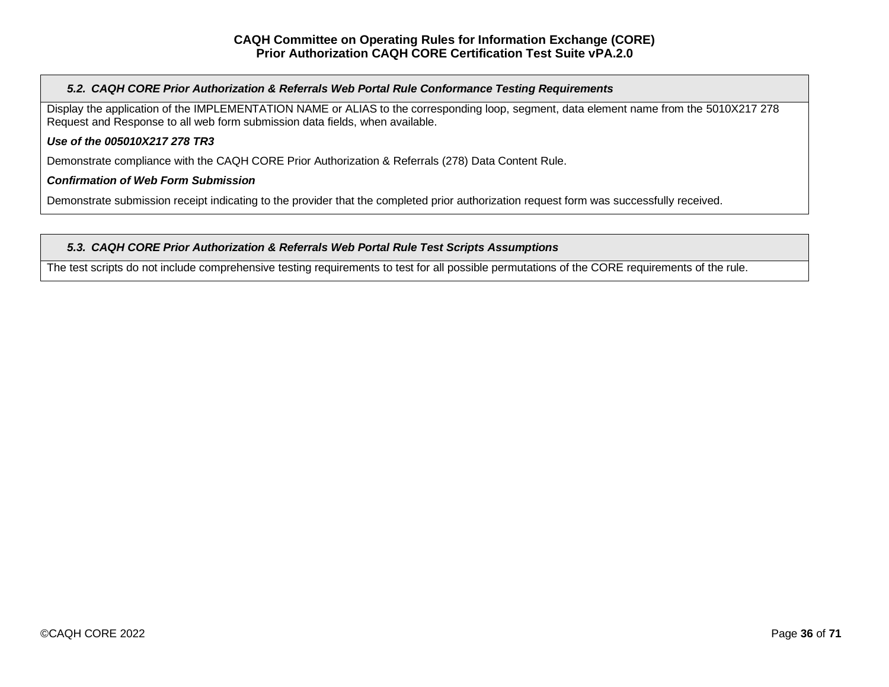### *5.2. CAQH CORE Prior Authorization & Referrals Web Portal Rule Conformance Testing Requirements*

Display the application of the IMPLEMENTATION NAME or ALIAS to the corresponding loop, segment, data element name from the 5010X217 278 Request and Response to all web form submission data fields, when available.

***Use of the 005010X217 278 TR3***

Demonstrate compliance with the CAQH CORE Prior Authorization & Referrals (278) Data Content Rule.

***Confirmation of Web Form Submission***

Demonstrate submission receipt indicating to the provider that the completed prior authorization request form was successfully received.

### *5.3. CAQH CORE Prior Authorization & Referrals Web Portal Rule Test Scripts Assumptions*

The test scripts do not include comprehensive testing requirements to test for all possible permutations of the CORE requirements of the rule.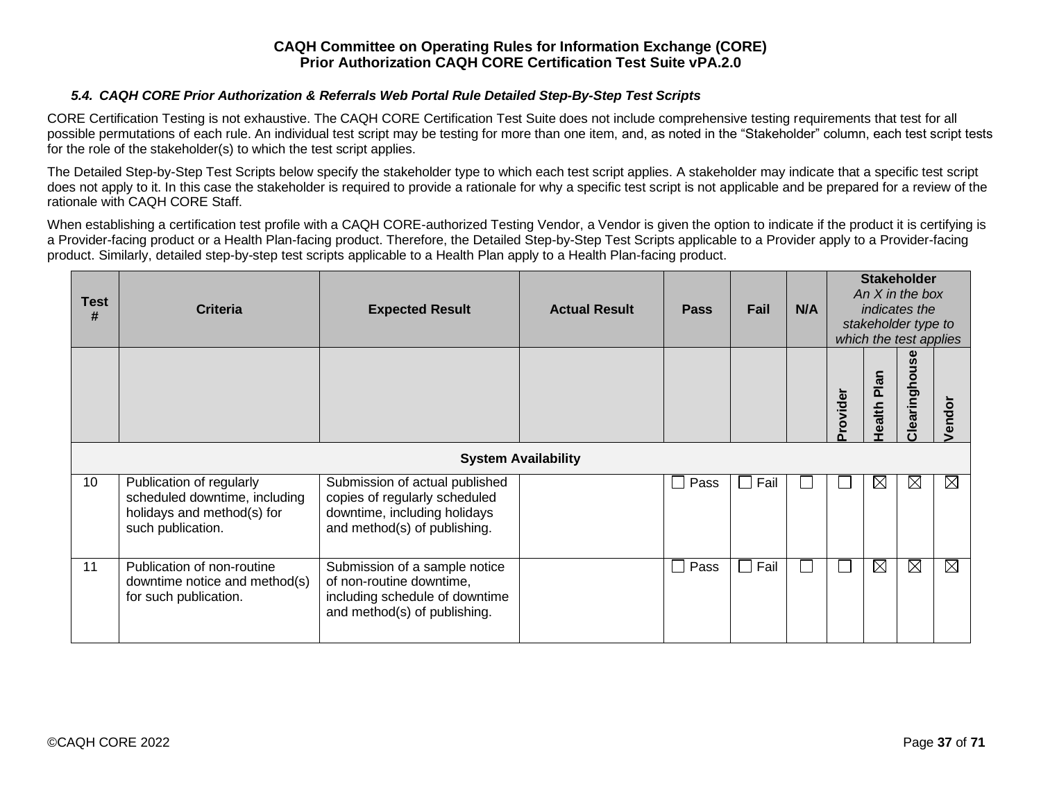### 5.4. CAQH CORE Prior Authorization & Referrals Web Portal Rule Detailed Step-By-Step Test Scripts

CORE Certification Testing is not exhaustive. The CAQH CORE Certification Test Suite does not include comprehensive testing requirements that test for all possible permutations of each rule. An individual test script may be testing for more than one item, and, as noted in the "Stakeholder" column, each test script tests for the role of the stakeholder(s) to which the test script applies.

The Detailed Step-by-Step Test Scripts below specify the stakeholder type to which each test script applies. A stakeholder may indicate that a specific test script does not apply to it. In this case the stakeholder is required to provide a rationale for why a specific test script is not applicable and be prepared for a review of the rationale with CAQH CORE Staff.

When establishing a certification test profile with a CAQH CORE-authorized Testing Vendor, a Vendor is given the option to indicate if the product it is certifying is a Provider-facing product or a Health Plan-facing product. Therefore, the Detailed Step-by-Step Test Scripts applicable to a Provider apply to a Provider-facing product. Similarly, detailed step-by-step test scripts applicable to a Health Plan apply to a Health Plan-facing product.

| Test # | Criteria | Expected Result | Actual Result | Pass | Fail | N/A | Stakeholder *An X in the box indicates the stakeholder type to which the test applies* | | | |
|---|---|---|---|---|---|---|---|---|---|---|
| | | | | | | | Provider | Health Plan | Clearinghouse | Vendor |
| **System Availability** | | | | | | | | | | |
| 10 | Publication of regularly scheduled downtime, including holidays and method(s) for such publication. | Submission of actual published copies of regularly scheduled downtime, including holidays and method(s) of publishing. | | ☐ Pass | ☐ Fail | ☐ | ☐ | ☒ | ☒ | ☒ |
| 11 | Publication of non-routine downtime notice and method(s) for such publication. | Submission of a sample notice of non-routine downtime, including schedule of downtime and method(s) of publishing. | | ☐ Pass | ☐ Fail | ☐ | ☐ | ☒ | ☒ | ☒ |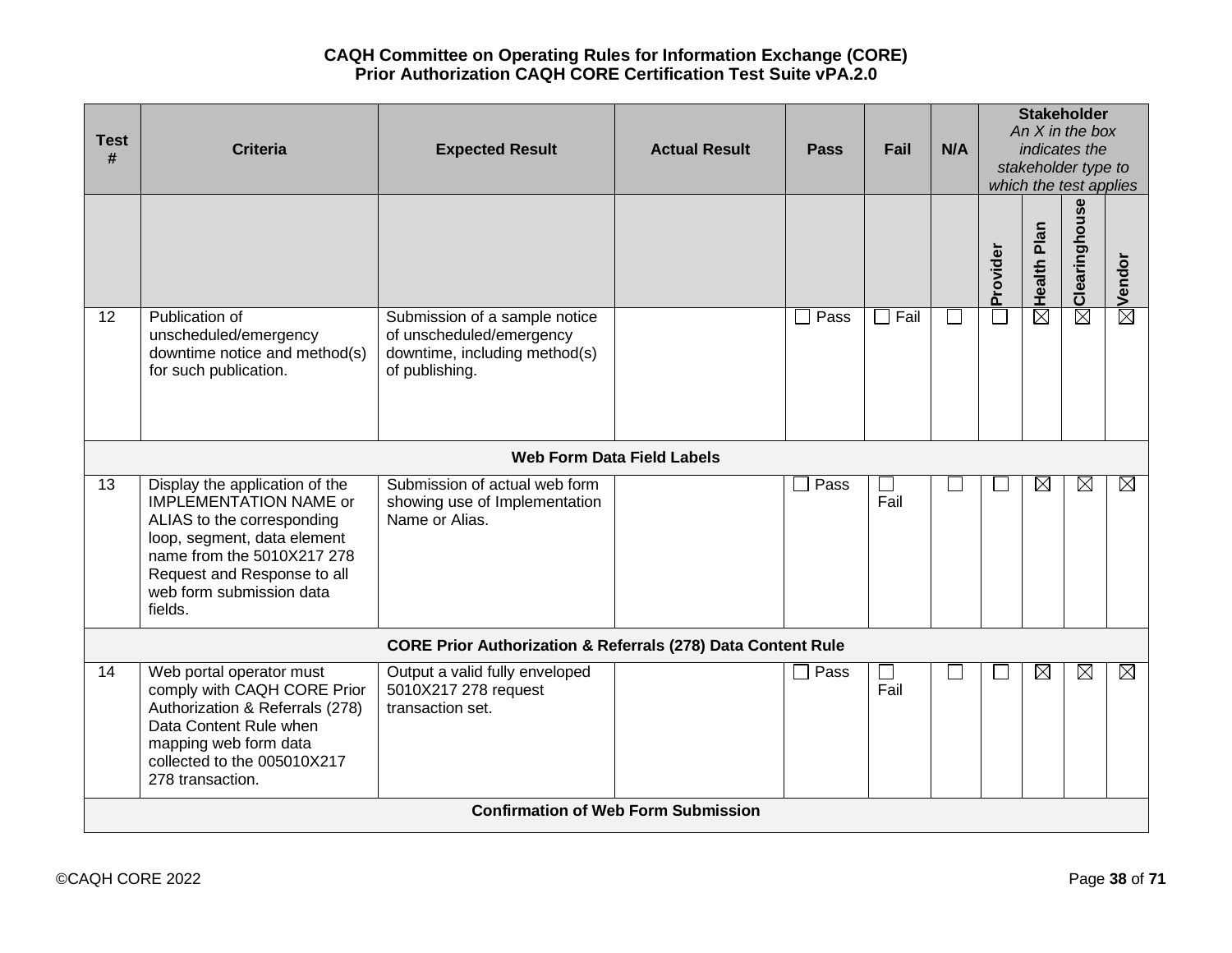**CAQH Committee on Operating Rules for Information Exchange (CORE)**
**Prior Authorization CAQH CORE Certification Test Suite vPA.2.0**

| Test # | Criteria | Expected Result | Actual Result | Pass | Fail | N/A | Stakeholder *An X in the box indicates the stakeholder type to which the test applies* | | | |
|---|---|---|---|---|---|---|---|---|---|---|
| | | | | | | | Provider | Health Plan | Clearinghouse | Vendor |
| 12 | Publication of unscheduled/emergency downtime notice and method(s) for such publication. | Submission of a sample notice of unscheduled/emergency downtime, including method(s) of publishing. | | ☐ Pass | ☐ Fail | ☐ | ☐ | ☒ | ☒ | ☒ |
| | | | **Web Form Data Field Labels** | | | | | | | |
| 13 | Display the application of the IMPLEMENTATION NAME or ALIAS to the corresponding loop, segment, data element name from the 5010X217 278 Request and Response to all web form submission data fields. | Submission of actual web form showing use of Implementation Name or Alias. | | ☐ Pass | ☐ Fail | ☐ | ☐ | ☒ | ☒ | ☒ |
| | | | **CORE Prior Authorization & Referrals (278) Data Content Rule** | | | | | | | |
| 14 | Web portal operator must comply with CAQH CORE Prior Authorization & Referrals (278) Data Content Rule when mapping web form data collected to the 005010X217 278 transaction. | Output a valid fully enveloped 5010X217 278 request transaction set. | | ☐ Pass | ☐ Fail | ☐ | ☐ | ☒ | ☒ | ☒ |
| | | | **Confirmation of Web Form Submission** | | | | | | | |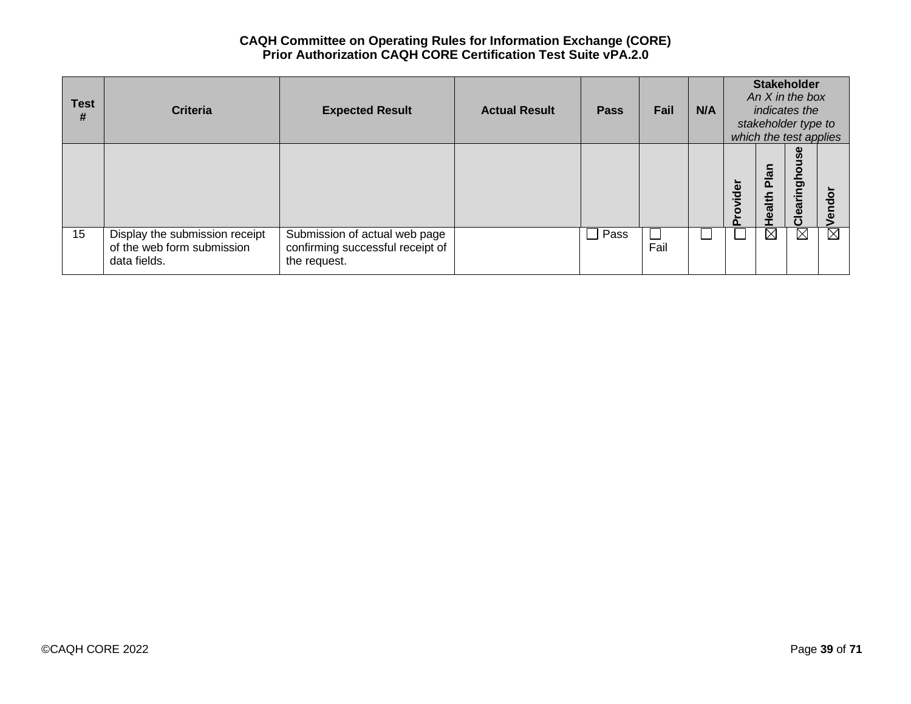**CAQH Committee on Operating Rules for Information Exchange (CORE)**
**Prior Authorization CAQH CORE Certification Test Suite vPA.2.0**

| Test # | Criteria | Expected Result | Actual Result | Pass | Fail | N/A | Stakeholder *An X in the box indicates the stakeholder type to which the test applies* | | | |
|---|---|---|---|---|---|---|---|---|---|---|
| | | | | | | | Provider | Health Plan | Clearinghouse | Vendor |
| 15 | Display the submission receipt of the web form submission data fields. | Submission of actual web page confirming successful receipt of the request. | | ☐ Pass | ☐ Fail | ☐ | ☐ | ☒ | ☒ | ☒ |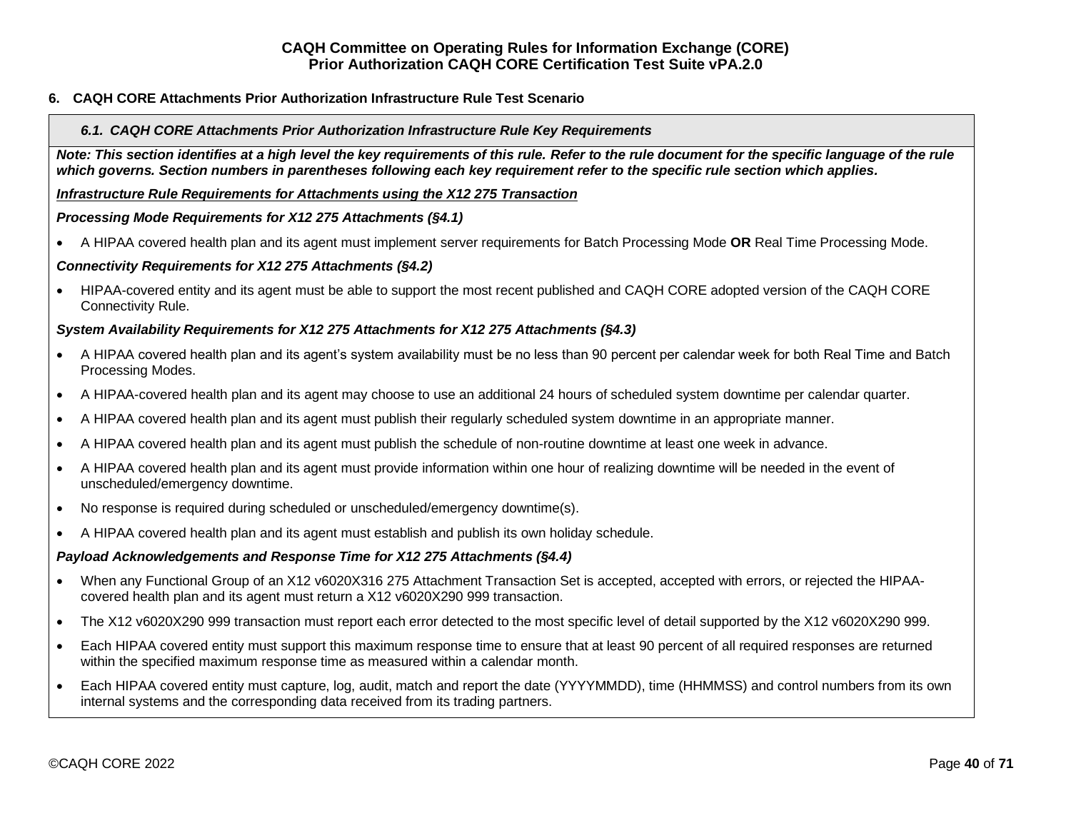## 6. CAQH CORE Attachments Prior Authorization Infrastructure Rule Test Scenario

### *6.1. CAQH CORE Attachments Prior Authorization Infrastructure Rule Key Requirements*

***Note: This section identifies at a high level the key requirements of this rule. Refer to the rule document for the specific language of the rule which governs. Section numbers in parentheses following each key requirement refer to the specific rule section which applies.***

***<u>Infrastructure Rule Requirements for Attachments using the X12 275 Transaction</u>***

***Processing Mode Requirements for X12 275 Attachments (§4.1)***

- A HIPAA covered health plan and its agent must implement server requirements for Batch Processing Mode **OR** Real Time Processing Mode.

***Connectivity Requirements for X12 275 Attachments (§4.2)***

- HIPAA-covered entity and its agent must be able to support the most recent published and CAQH CORE adopted version of the CAQH CORE Connectivity Rule.

***System Availability Requirements for X12 275 Attachments for X12 275 Attachments (§4.3)***

- A HIPAA covered health plan and its agent's system availability must be no less than 90 percent per calendar week for both Real Time and Batch Processing Modes.
- A HIPAA-covered health plan and its agent may choose to use an additional 24 hours of scheduled system downtime per calendar quarter.
- A HIPAA covered health plan and its agent must publish their regularly scheduled system downtime in an appropriate manner.
- A HIPAA covered health plan and its agent must publish the schedule of non-routine downtime at least one week in advance.
- A HIPAA covered health plan and its agent must provide information within one hour of realizing downtime will be needed in the event of unscheduled/emergency downtime.
- No response is required during scheduled or unscheduled/emergency downtime(s).
- A HIPAA covered health plan and its agent must establish and publish its own holiday schedule.

***Payload Acknowledgements and Response Time for X12 275 Attachments (§4.4)***

- When any Functional Group of an X12 v6020X316 275 Attachment Transaction Set is accepted, accepted with errors, or rejected the HIPAA-covered health plan and its agent must return a X12 v6020X290 999 transaction.
- The X12 v6020X290 999 transaction must report each error detected to the most specific level of detail supported by the X12 v6020X290 999.
- Each HIPAA covered entity must support this maximum response time to ensure that at least 90 percent of all required responses are returned within the specified maximum response time as measured within a calendar month.
- Each HIPAA covered entity must capture, log, audit, match and report the date (YYYYMMDD), time (HHMMSS) and control numbers from its own internal systems and the corresponding data received from its trading partners.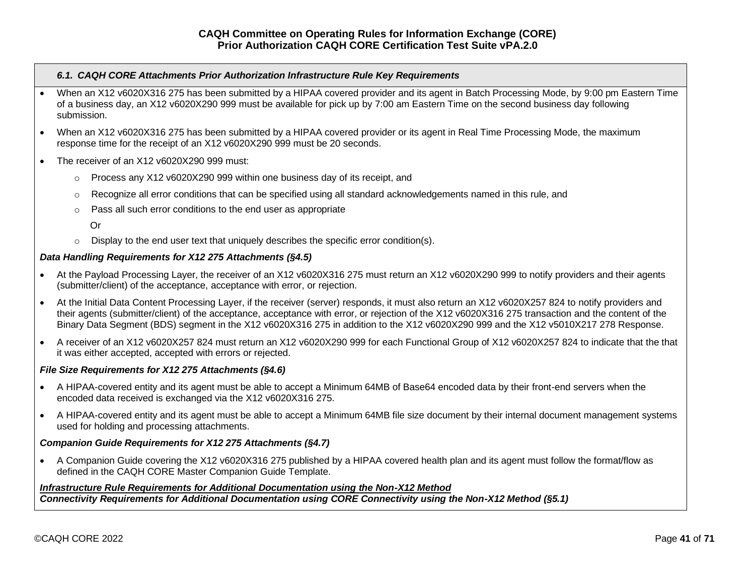### *6.1. CAQH CORE Attachments Prior Authorization Infrastructure Rule Key Requirements*

- When an X12 v6020X316 275 has been submitted by a HIPAA covered provider and its agent in Batch Processing Mode, by 9:00 pm Eastern Time of a business day, an X12 v6020X290 999 must be available for pick up by 7:00 am Eastern Time on the second business day following submission.
- When an X12 v6020X316 275 has been submitted by a HIPAA covered provider or its agent in Real Time Processing Mode, the maximum response time for the receipt of an X12 v6020X290 999 must be 20 seconds.
- The receiver of an X12 v6020X290 999 must:
  - Process any X12 v6020X290 999 within one business day of its receipt, and
  - Recognize all error conditions that can be specified using all standard acknowledgements named in this rule, and
  - Pass all such error conditions to the end user as appropriate

    Or
  - Display to the end user text that uniquely describes the specific error condition(s).

***Data Handling Requirements for X12 275 Attachments (§4.5)***

- At the Payload Processing Layer, the receiver of an X12 v6020X316 275 must return an X12 v6020X290 999 to notify providers and their agents (submitter/client) of the acceptance, acceptance with error, or rejection.
- At the Initial Data Content Processing Layer, if the receiver (server) responds, it must also return an X12 v6020X257 824 to notify providers and their agents (submitter/client) of the acceptance, acceptance with error, or rejection of the X12 v6020X316 275 transaction and the content of the Binary Data Segment (BDS) segment in the X12 v6020X316 275 in addition to the X12 v6020X290 999 and the X12 v5010X217 278 Response.
- A receiver of an X12 v6020X257 824 must return an X12 v6020X290 999 for each Functional Group of X12 v6020X257 824 to indicate that the that it was either accepted, accepted with errors or rejected.

***File Size Requirements for X12 275 Attachments (§4.6)***

- A HIPAA-covered entity and its agent must be able to accept a Minimum 64MB of Base64 encoded data by their front-end servers when the encoded data received is exchanged via the X12 v6020X316 275.
- A HIPAA-covered entity and its agent must be able to accept a Minimum 64MB file size document by their internal document management systems used for holding and processing attachments.

***Companion Guide Requirements for X12 275 Attachments (§4.7)***

- A Companion Guide covering the X12 v6020X316 275 published by a HIPAA covered health plan and its agent must follow the format/flow as defined in the CAQH CORE Master Companion Guide Template.

***<u>Infrastructure Rule Requirements for Additional Documentation using the Non-X12 Method</u>***

***Connectivity Requirements for Additional Documentation using CORE Connectivity using the Non-X12 Method (§5.1)***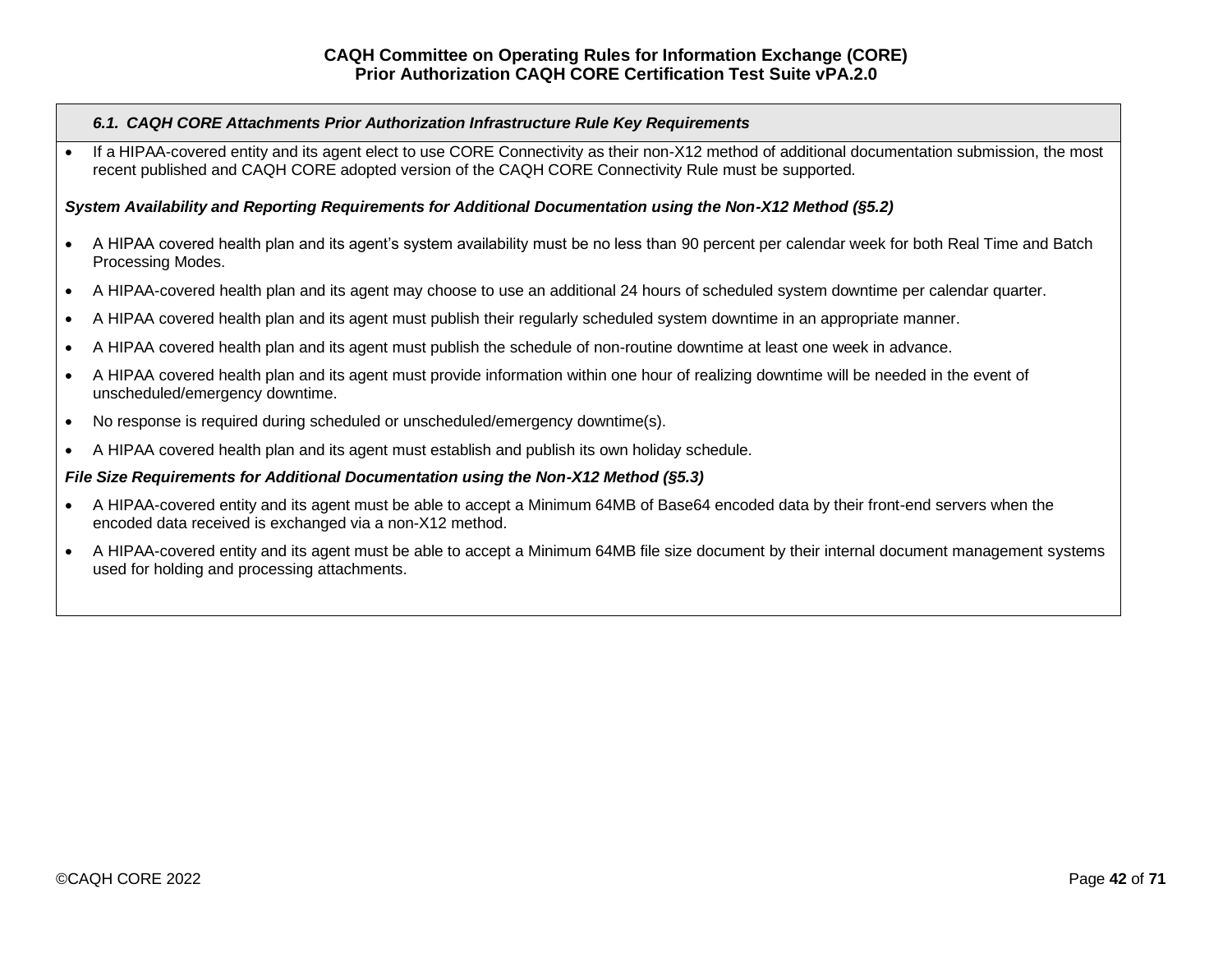| *6.1. CAQH CORE Attachments Prior Authorization Infrastructure Rule Key Requirements* |
|---|
| • If a HIPAA-covered entity and its agent elect to use CORE Connectivity as their non-X12 method of additional documentation submission, the most recent published and CAQH CORE adopted version of the CAQH CORE Connectivity Rule must be supported.<br><br>***System Availability and Reporting Requirements for Additional Documentation using the Non-X12 Method (§5.2)***<br><br>• A HIPAA covered health plan and its agent's system availability must be no less than 90 percent per calendar week for both Real Time and Batch Processing Modes.<br>• A HIPAA-covered health plan and its agent may choose to use an additional 24 hours of scheduled system downtime per calendar quarter.<br>• A HIPAA covered health plan and its agent must publish their regularly scheduled system downtime in an appropriate manner.<br>• A HIPAA covered health plan and its agent must publish the schedule of non-routine downtime at least one week in advance.<br>• A HIPAA covered health plan and its agent must provide information within one hour of realizing downtime will be needed in the event of unscheduled/emergency downtime.<br>• No response is required during scheduled or unscheduled/emergency downtime(s).<br>• A HIPAA covered health plan and its agent must establish and publish its own holiday schedule.<br><br>***File Size Requirements for Additional Documentation using the Non-X12 Method (§5.3)***<br><br>• A HIPAA-covered entity and its agent must be able to accept a Minimum 64MB of Base64 encoded data by their front-end servers when the encoded data received is exchanged via a non-X12 method.<br>• A HIPAA-covered entity and its agent must be able to accept a Minimum 64MB file size document by their internal document management systems used for holding and processing attachments. |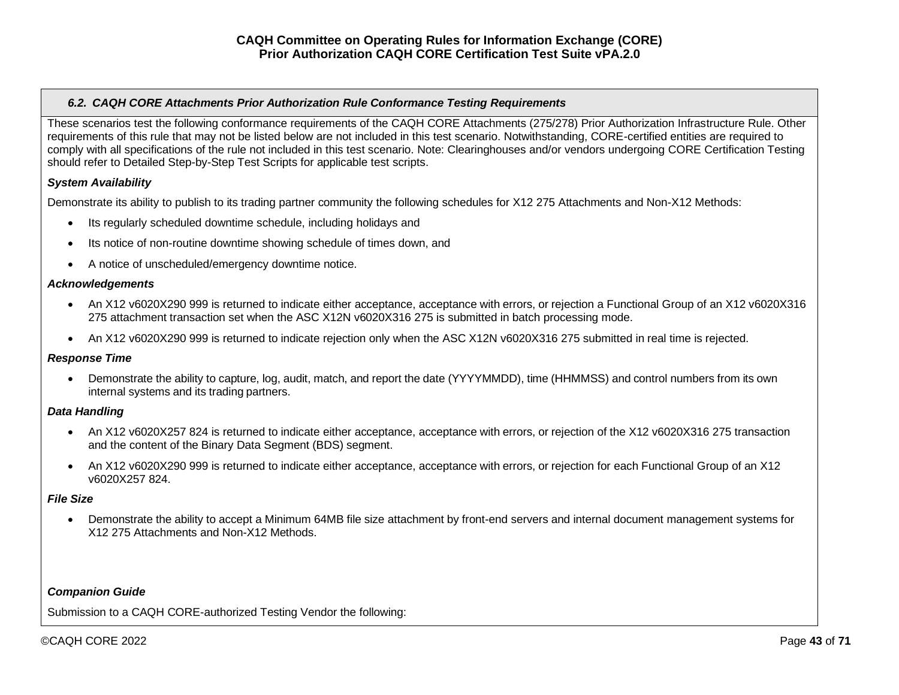### *6.2. CAQH CORE Attachments Prior Authorization Rule Conformance Testing Requirements*

These scenarios test the following conformance requirements of the CAQH CORE Attachments (275/278) Prior Authorization Infrastructure Rule. Other requirements of this rule that may not be listed below are not included in this test scenario. Notwithstanding, CORE-certified entities are required to comply with all specifications of the rule not included in this test scenario. Note: Clearinghouses and/or vendors undergoing CORE Certification Testing should refer to Detailed Step-by-Step Test Scripts for applicable test scripts.

***System Availability***

Demonstrate its ability to publish to its trading partner community the following schedules for X12 275 Attachments and Non-X12 Methods:

- Its regularly scheduled downtime schedule, including holidays and
- Its notice of non-routine downtime showing schedule of times down, and
- A notice of unscheduled/emergency downtime notice.

***Acknowledgements***

- An X12 v6020X290 999 is returned to indicate either acceptance, acceptance with errors, or rejection a Functional Group of an X12 v6020X316 275 attachment transaction set when the ASC X12N v6020X316 275 is submitted in batch processing mode.
- An X12 v6020X290 999 is returned to indicate rejection only when the ASC X12N v6020X316 275 submitted in real time is rejected.

***Response Time***

- Demonstrate the ability to capture, log, audit, match, and report the date (YYYYMMDD), time (HHMMSS) and control numbers from its own internal systems and its trading partners.

***Data Handling***

- An X12 v6020X257 824 is returned to indicate either acceptance, acceptance with errors, or rejection of the X12 v6020X316 275 transaction and the content of the Binary Data Segment (BDS) segment.
- An X12 v6020X290 999 is returned to indicate either acceptance, acceptance with errors, or rejection for each Functional Group of an X12 v6020X257 824.

***File Size***

- Demonstrate the ability to accept a Minimum 64MB file size attachment by front-end servers and internal document management systems for X12 275 Attachments and Non-X12 Methods.

***Companion Guide***

Submission to a CAQH CORE-authorized Testing Vendor the following: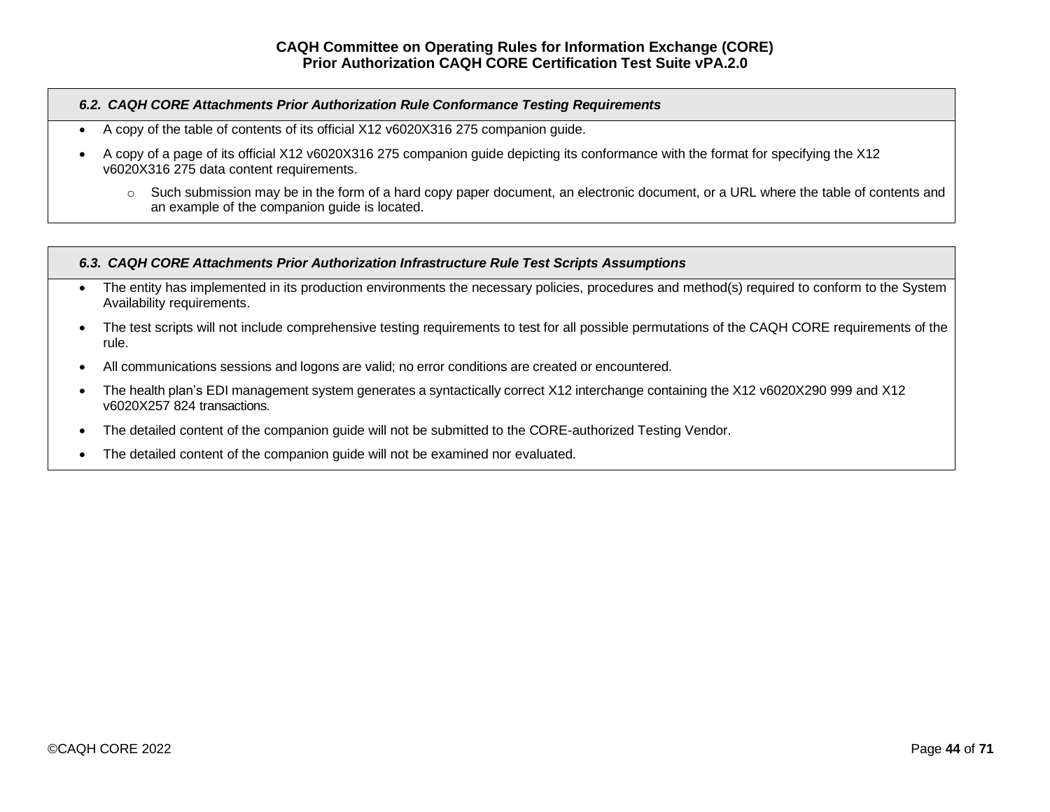### *6.2. CAQH CORE Attachments Prior Authorization Rule Conformance Testing Requirements*

- A copy of the table of contents of its official X12 v6020X316 275 companion guide.
- A copy of a page of its official X12 v6020X316 275 companion guide depicting its conformance with the format for specifying the X12 v6020X316 275 data content requirements.
  - Such submission may be in the form of a hard copy paper document, an electronic document, or a URL where the table of contents and an example of the companion guide is located.

### *6.3. CAQH CORE Attachments Prior Authorization Infrastructure Rule Test Scripts Assumptions*

- The entity has implemented in its production environments the necessary policies, procedures and method(s) required to conform to the System Availability requirements.
- The test scripts will not include comprehensive testing requirements to test for all possible permutations of the CAQH CORE requirements of the rule.
- All communications sessions and logons are valid; no error conditions are created or encountered.
- The health plan's EDI management system generates a syntactically correct X12 interchange containing the X12 v6020X290 999 and X12 v6020X257 824 transactions.
- The detailed content of the companion guide will not be submitted to the CORE-authorized Testing Vendor.
- The detailed content of the companion guide will not be examined nor evaluated.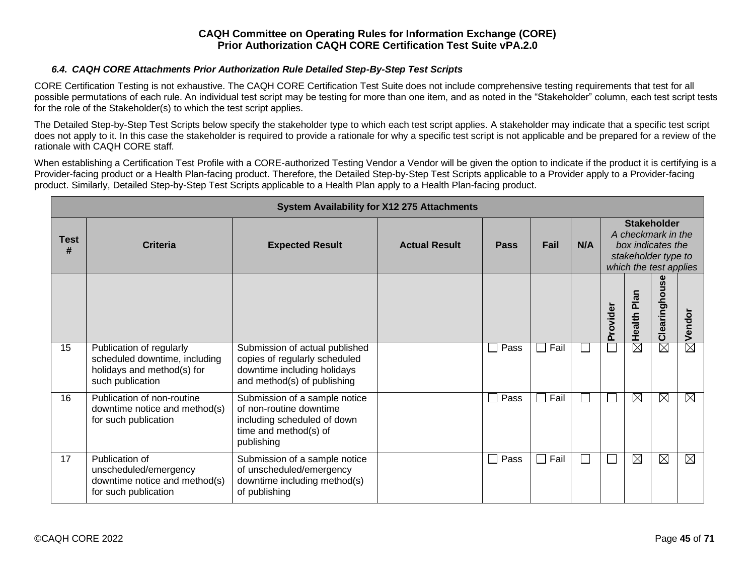### 6.4. CAQH CORE Attachments Prior Authorization Rule Detailed Step-By-Step Test Scripts

CORE Certification Testing is not exhaustive. The CAQH CORE Certification Test Suite does not include comprehensive testing requirements that test for all possible permutations of each rule. An individual test script may be testing for more than one item, and as noted in the "Stakeholder" column, each test script tests for the role of the Stakeholder(s) to which the test script applies.

The Detailed Step-by-Step Test Scripts below specify the stakeholder type to which each test script applies. A stakeholder may indicate that a specific test script does not apply to it. In this case the stakeholder is required to provide a rationale for why a specific test script is not applicable and be prepared for a review of the rationale with CAQH CORE staff.

When establishing a Certification Test Profile with a CORE-authorized Testing Vendor a Vendor will be given the option to indicate if the product it is certifying is a Provider-facing product or a Health Plan-facing product. Therefore, the Detailed Step-by-Step Test Scripts applicable to a Provider apply to a Provider-facing product. Similarly, Detailed Step-by-Step Test Scripts applicable to a Health Plan apply to a Health Plan-facing product.

| System Availability for X12 275 Attachments | | | | | | | | | | |
|---|---|---|---|---|---|---|---|---|---|---|
| **Test #** | **Criteria** | **Expected Result** | **Actual Result** | **Pass** | **Fail** | **N/A** | **Stakeholder** *A checkmark in the box indicates the stakeholder type to which the test applies* | | | |
| | | | | | | | **Provider** | **Health Plan** | **Clearinghouse** | **Vendor** |
| 15 | Publication of regularly scheduled downtime, including holidays and method(s) for such publication | Submission of actual published copies of regularly scheduled downtime including holidays and method(s) of publishing | | ☐ Pass | ☐ Fail | ☐ | ☐ | ☒ | ☒ | ☒ |
| 16 | Publication of non-routine downtime notice and method(s) for such publication | Submission of a sample notice of non-routine downtime including scheduled of down time and method(s) of publishing | | ☐ Pass | ☐ Fail | ☐ | ☐ | ☒ | ☒ | ☒ |
| 17 | Publication of unscheduled/emergency downtime notice and method(s) for such publication | Submission of a sample notice of unscheduled/emergency downtime including method(s) of publishing | | ☐ Pass | ☐ Fail | ☐ | ☐ | ☒ | ☒ | ☒ |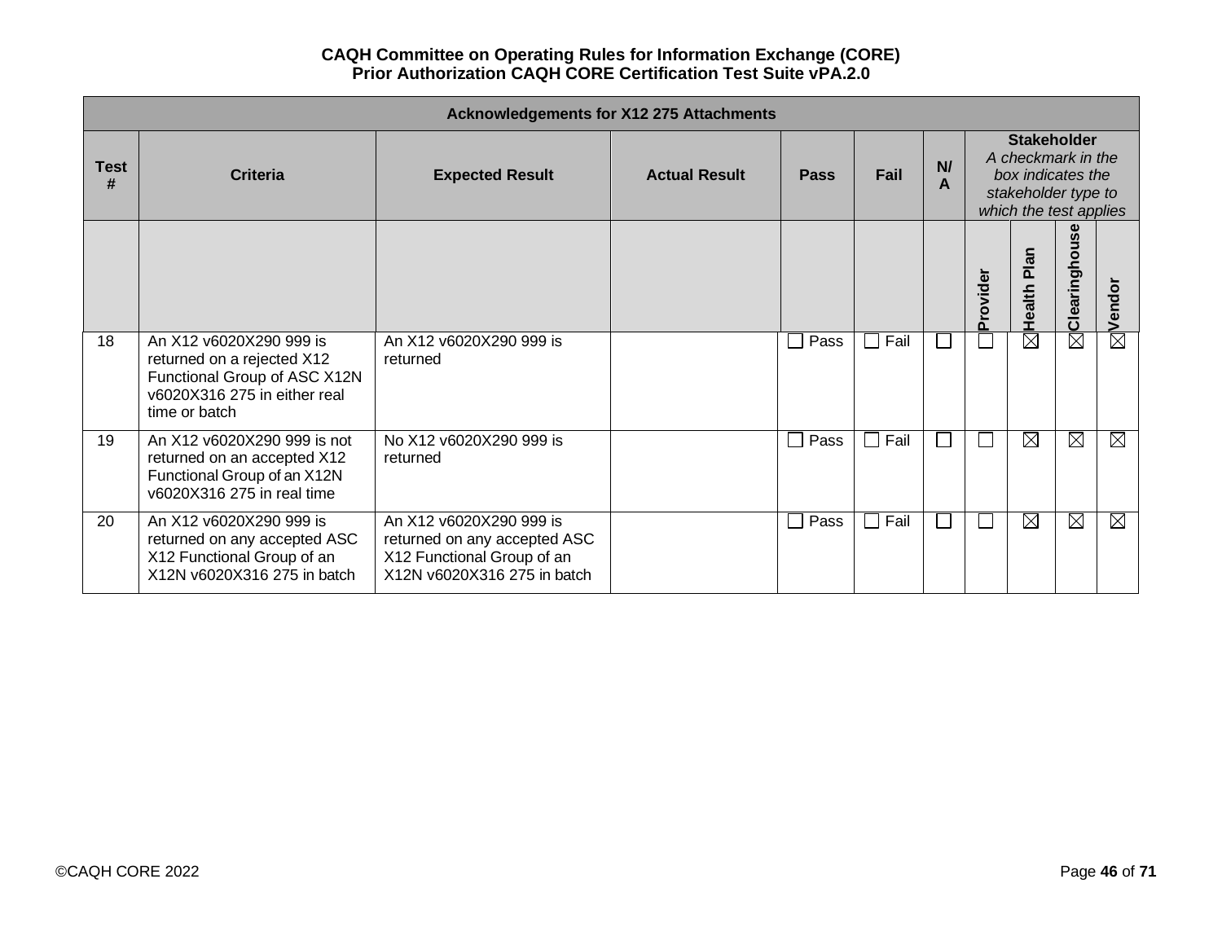**CAQH Committee on Operating Rules for Information Exchange (CORE)**
**Prior Authorization CAQH CORE Certification Test Suite vPA.2.0**

| Acknowledgements for X12 275 Attachments | | | | | | | | | | |
|---|---|---|---|---|---|---|---|---|---|---|
| Test # | Criteria | Expected Result | Actual Result | Pass | Fail | N/A | Stakeholder<br>*A checkmark in the box indicates the stakeholder type to which the test applies* | | | |
| | | | | | | | Provider | Health Plan | Clearinghouse | Vendor |
| 18 | An X12 v6020X290 999 is returned on a rejected X12 Functional Group of ASC X12N v6020X316 275 in either real time or batch | An X12 v6020X290 999 is returned | | ☐ Pass | ☐ Fail | ☐ | ☐ | ☒ | ☒ | ☒ |
| 19 | An X12 v6020X290 999 is not returned on an accepted X12 Functional Group of an X12N v6020X316 275 in real time | No X12 v6020X290 999 is returned | | ☐ Pass | ☐ Fail | ☐ | ☐ | ☒ | ☒ | ☒ |
| 20 | An X12 v6020X290 999 is returned on any accepted ASC X12 Functional Group of an X12N v6020X316 275 in batch | An X12 v6020X290 999 is returned on any accepted ASC X12 Functional Group of an X12N v6020X316 275 in batch | | ☐ Pass | ☐ Fail | ☐ | ☐ | ☒ | ☒ | ☒ |

©CAQH CORE 2022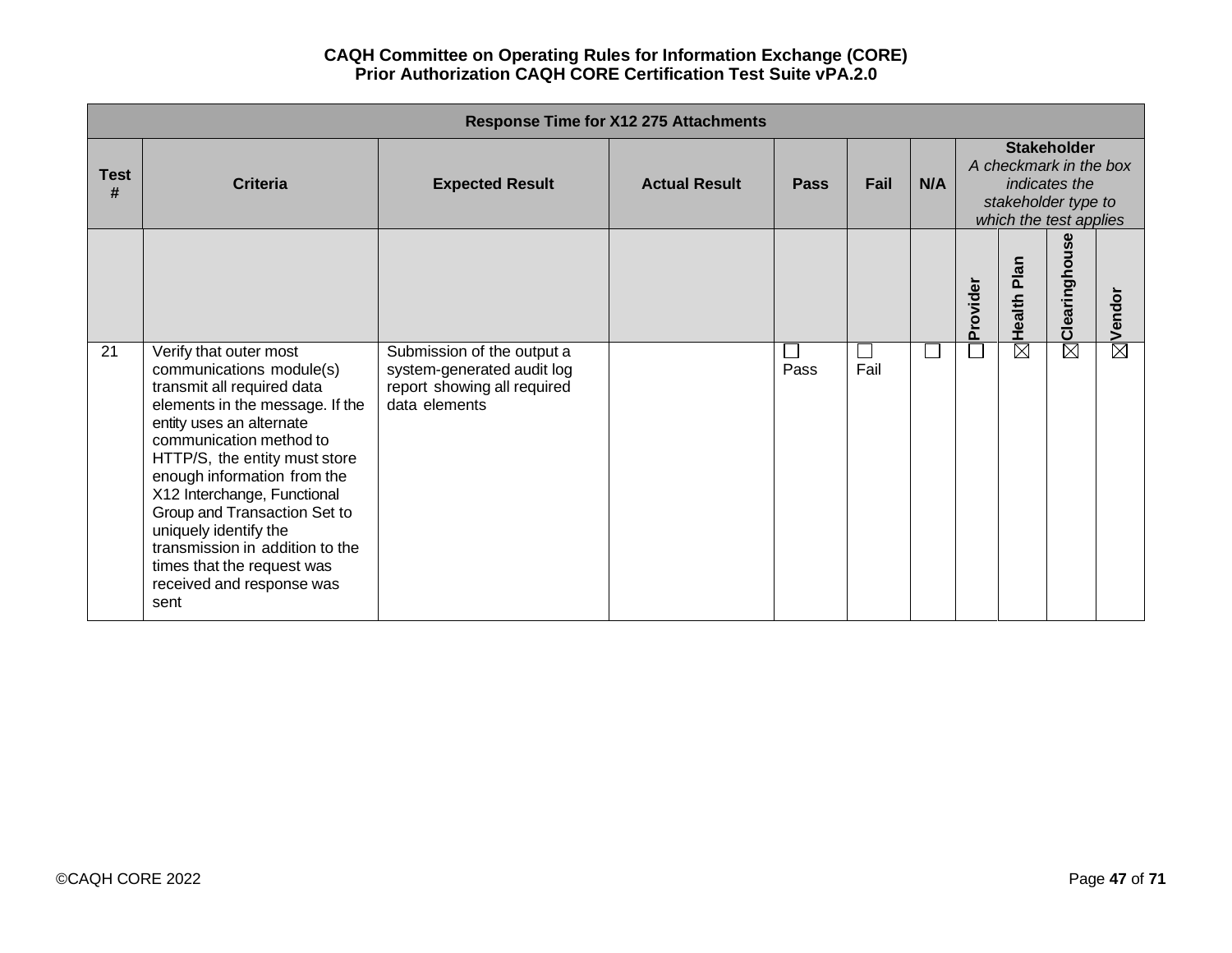| Response Time for X12 275 Attachments | | | | | | | | | | |
|---|---|---|---|---|---|---|---|---|---|---|
| Test # | Criteria | Expected Result | Actual Result | Pass | Fail | N/A | Stakeholder *A checkmark in the box indicates the stakeholder type to which the test applies* | | | |
| | | | | | | | Provider | Health Plan | Clearinghouse | Vendor |
| 21 | Verify that outer most communications module(s) transmit all required data elements in the message. If the entity uses an alternate communication method to HTTP/S, the entity must store enough information from the X12 Interchange, Functional Group and Transaction Set to uniquely identify the transmission in addition to the times that the request was received and response was sent | Submission of the output a system-generated audit log report showing all required data elements | | ☐ Pass | ☐ Fail | ☐ | ☐ | ☒ | ☒ | ☒ |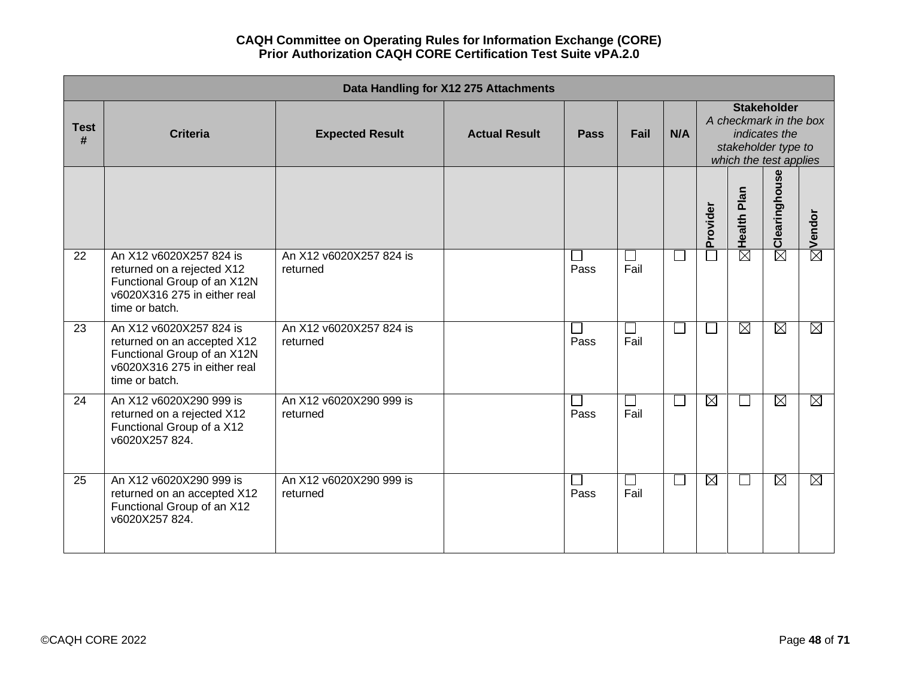**CAQH Committee on Operating Rules for Information Exchange (CORE)**
**Prior Authorization CAQH CORE Certification Test Suite vPA.2.0**

| Data Handling for X12 275 Attachments | | | | | | | | | | |
|---|---|---|---|---|---|---|---|---|---|---|
| Test # | Criteria | Expected Result | Actual Result | Pass | Fail | N/A | Stakeholder *A checkmark in the box indicates the stakeholder type to which the test applies* | | | |
| | | | | | | | Provider | Health Plan | Clearinghouse | Vendor |
| 22 | An X12 v6020X257 824 is returned on a rejected X12 Functional Group of an X12N v6020X316 275 in either real time or batch. | An X12 v6020X257 824 is returned | | ☐ Pass | ☐ Fail | ☐ | ☐ | ☒ | ☒ | ☒ |
| 23 | An X12 v6020X257 824 is returned on an accepted X12 Functional Group of an X12N v6020X316 275 in either real time or batch. | An X12 v6020X257 824 is returned | | ☐ Pass | ☐ Fail | ☐ | ☐ | ☒ | ☒ | ☒ |
| 24 | An X12 v6020X290 999 is returned on a rejected X12 Functional Group of a X12 v6020X257 824. | An X12 v6020X290 999 is returned | | ☐ Pass | ☐ Fail | ☐ | ☒ | ☐ | ☒ | ☒ |
| 25 | An X12 v6020X290 999 is returned on an accepted X12 Functional Group of an X12 v6020X257 824. | An X12 v6020X290 999 is returned | | ☐ Pass | ☐ Fail | ☐ | ☒ | ☐ | ☒ | ☒ |

©CAQH CORE 2022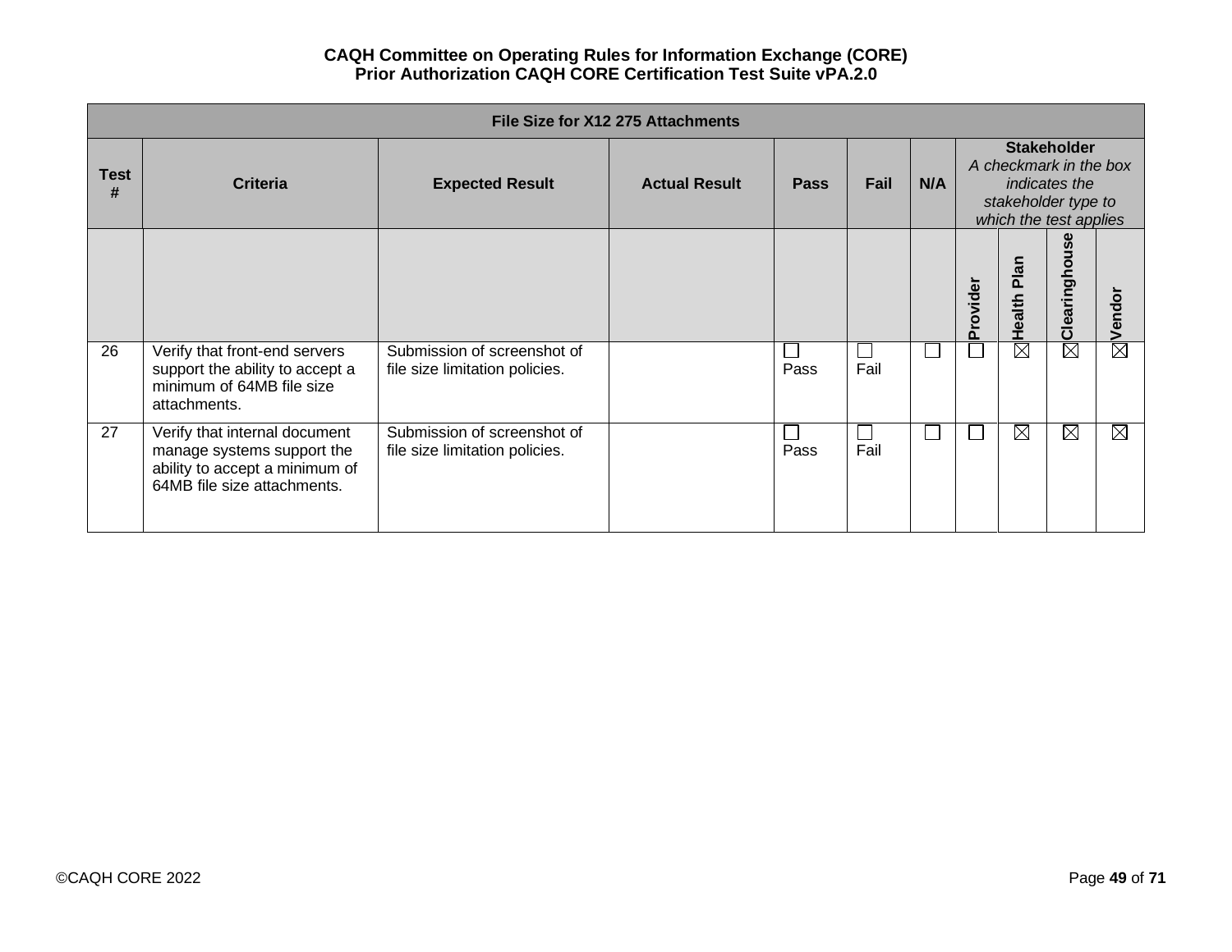**CAQH Committee on Operating Rules for Information Exchange (CORE)**
**Prior Authorization CAQH CORE Certification Test Suite vPA.2.0**

| File Size for X12 275 Attachments | | | | | | | | | | |
|---|---|---|---|---|---|---|---|---|---|---|
| **Test #** | **Criteria** | **Expected Result** | **Actual Result** | **Pass** | **Fail** | **N/A** | **Stakeholder** *A checkmark in the box indicates the stakeholder type to which the test applies* | | | |
| | | | | | | | **Provider** | **Health Plan** | **Clearinghouse** | **Vendor** |
| 26 | Verify that front-end servers support the ability to accept a minimum of 64MB file size attachments. | Submission of screenshot of file size limitation policies. | | ☐ Pass | ☐ Fail | ☐ | ☐ | ☒ | ☒ | ☒ |
| 27 | Verify that internal document manage systems support the ability to accept a minimum of 64MB file size attachments. | Submission of screenshot of file size limitation policies. | | ☐ Pass | ☐ Fail | ☐ | ☐ | ☒ | ☒ | ☒ |

©CAQH CORE 2022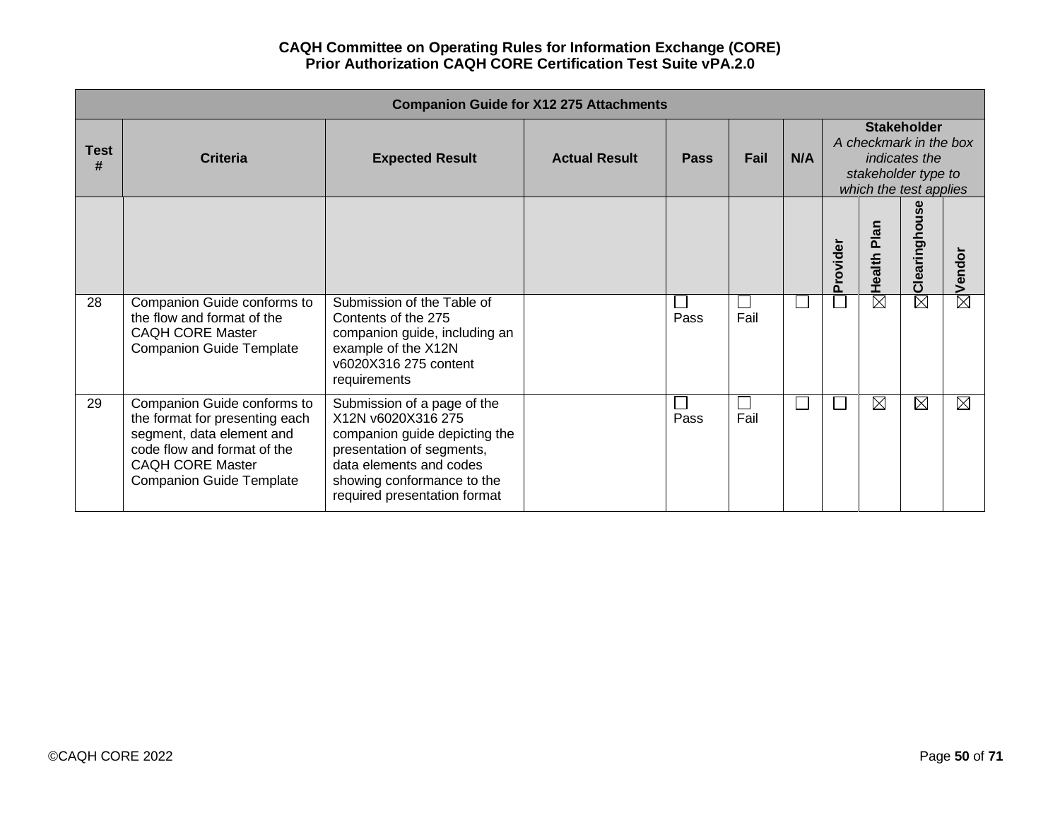| Companion Guide for X12 275 Attachments | | | | | | | | | | |
|---|---|---|---|---|---|---|---|---|---|---|
| **Test #** | **Criteria** | **Expected Result** | **Actual Result** | **Pass** | **Fail** | **N/A** | **Stakeholder** *A checkmark in the box indicates the stakeholder type to which the test applies* | | | |
| | | | | | | | **Provider** | **Health Plan** | **Clearinghouse** | **Vendor** |
| 28 | Companion Guide conforms to the flow and format of the CAQH CORE Master Companion Guide Template | Submission of the Table of Contents of the 275 companion guide, including an example of the X12N v6020X316 275 content requirements | | ☐ Pass | ☐ Fail | ☐ | ☐ | ☒ | ☒ | ☒ |
| 29 | Companion Guide conforms to the format for presenting each segment, data element and code flow and format of the CAQH CORE Master Companion Guide Template | Submission of a page of the X12N v6020X316 275 companion guide depicting the presentation of segments, data elements and codes showing conformance to the required presentation format | | ☐ Pass | ☐ Fail | ☐ | ☐ | ☒ | ☒ | ☒ |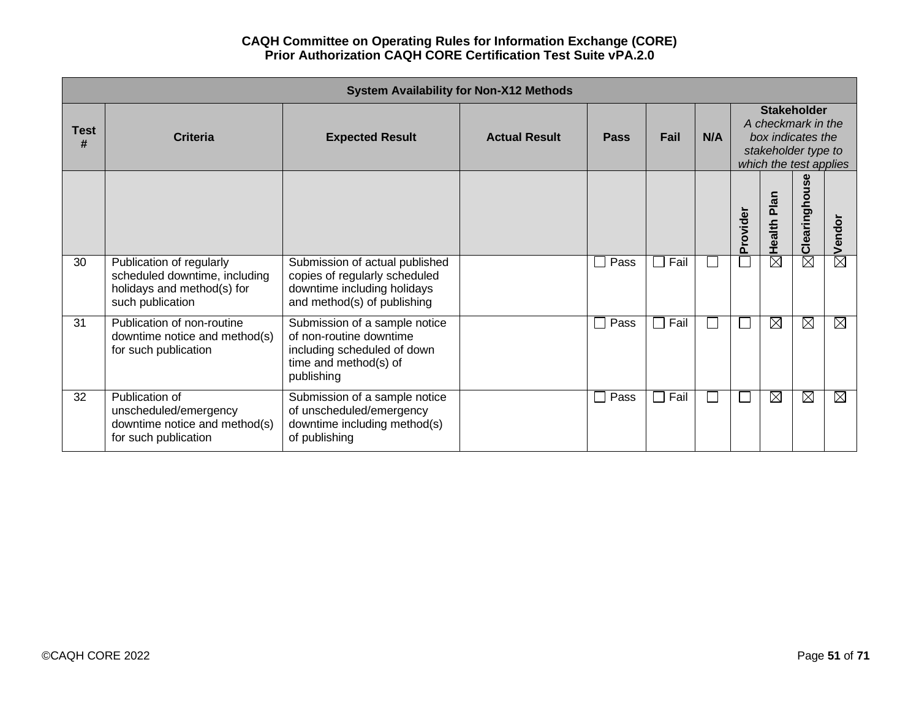**CAQH Committee on Operating Rules for Information Exchange (CORE)**
**Prior Authorization CAQH CORE Certification Test Suite vPA.2.0**

| System Availability for Non-X12 Methods | | | | | | | | | | |
|---|---|---|---|---|---|---|---|---|---|---|
| **Test #** | **Criteria** | **Expected Result** | **Actual Result** | **Pass** | **Fail** | **N/A** | **Stakeholder** *A checkmark in the box indicates the stakeholder type to which the test applies* | | | |
| | | | | | | | **Provider** | **Health Plan** | **Clearinghouse** | **Vendor** |
| 30 | Publication of regularly scheduled downtime, including holidays and method(s) for such publication | Submission of actual published copies of regularly scheduled downtime including holidays and method(s) of publishing | | ☐ Pass | ☐ Fail | ☐ | ☐ | ☒ | ☒ | ☒ |
| 31 | Publication of non-routine downtime notice and method(s) for such publication | Submission of a sample notice of non-routine downtime including scheduled of down time and method(s) of publishing | | ☐ Pass | ☐ Fail | ☐ | ☐ | ☒ | ☒ | ☒ |
| 32 | Publication of unscheduled/emergency downtime notice and method(s) for such publication | Submission of a sample notice of unscheduled/emergency downtime including method(s) of publishing | | ☐ Pass | ☐ Fail | ☐ | ☐ | ☒ | ☒ | ☒ |

©CAQH CORE 2022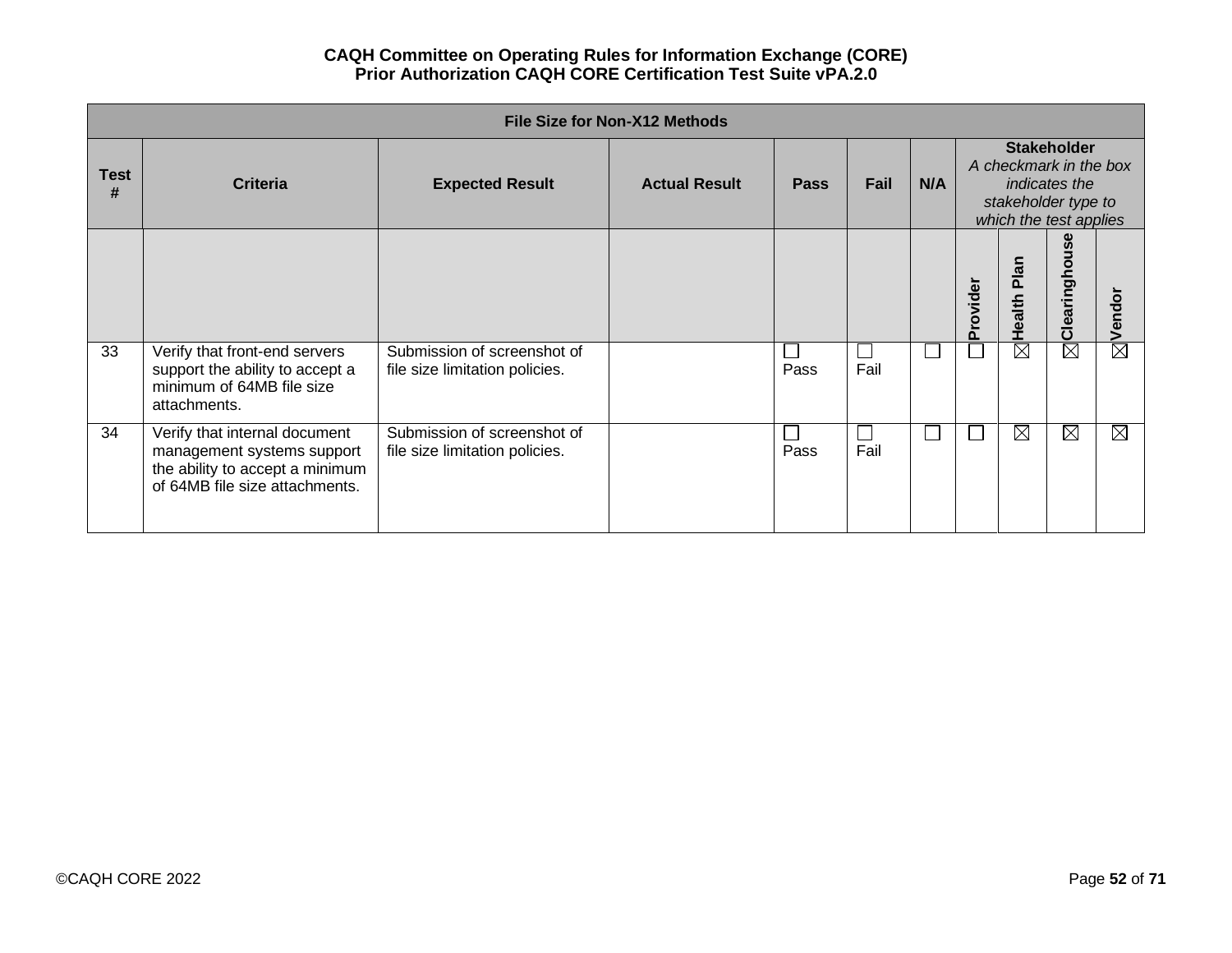| File Size for Non-X12 Methods | | | | | | | | | | |
|---|---|---|---|---|---|---|---|---|---|---|
| Test # | Criteria | Expected Result | Actual Result | Pass | Fail | N/A | Stakeholder *A checkmark in the box indicates the stakeholder type to which the test applies* | | | |
| | | | | | | | Provider | Health Plan | Clearinghouse | Vendor |
| 33 | Verify that front-end servers support the ability to accept a minimum of 64MB file size attachments. | Submission of screenshot of file size limitation policies. | | ☐ Pass | ☐ Fail | ☐ | ☐ | ☒ | ☒ | ☒ |
| 34 | Verify that internal document management systems support the ability to accept a minimum of 64MB file size attachments. | Submission of screenshot of file size limitation policies. | | ☐ Pass | ☐ Fail | ☐ | ☐ | ☒ | ☒ | ☒ |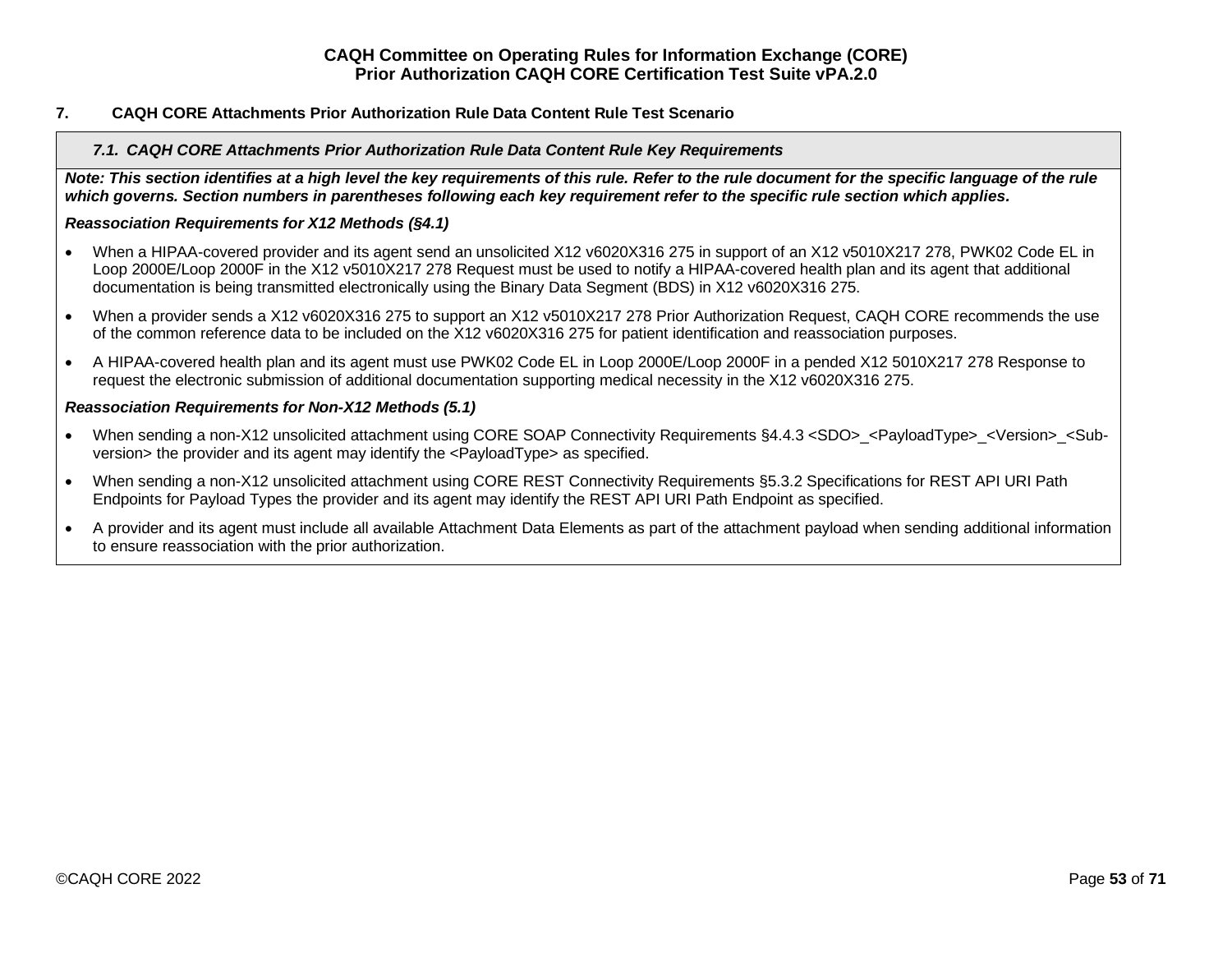## 7. CAQH CORE Attachments Prior Authorization Rule Data Content Rule Test Scenario

### *7.1. CAQH CORE Attachments Prior Authorization Rule Data Content Rule Key Requirements*

***Note: This section identifies at a high level the key requirements of this rule. Refer to the rule document for the specific language of the rule which governs. Section numbers in parentheses following each key requirement refer to the specific rule section which applies.***

***Reassociation Requirements for X12 Methods (§4.1)***

- When a HIPAA-covered provider and its agent send an unsolicited X12 v6020X316 275 in support of an X12 v5010X217 278, PWK02 Code EL in Loop 2000E/Loop 2000F in the X12 v5010X217 278 Request must be used to notify a HIPAA-covered health plan and its agent that additional documentation is being transmitted electronically using the Binary Data Segment (BDS) in X12 v6020X316 275.
- When a provider sends a X12 v6020X316 275 to support an X12 v5010X217 278 Prior Authorization Request, CAQH CORE recommends the use of the common reference data to be included on the X12 v6020X316 275 for patient identification and reassociation purposes.
- A HIPAA-covered health plan and its agent must use PWK02 Code EL in Loop 2000E/Loop 2000F in a pended X12 5010X217 278 Response to request the electronic submission of additional documentation supporting medical necessity in the X12 v6020X316 275.

***Reassociation Requirements for Non-X12 Methods (5.1)***

- When sending a non-X12 unsolicited attachment using CORE SOAP Connectivity Requirements §4.4.3 <SDO>_<PayloadType>_<Version>_<Sub-version> the provider and its agent may identify the <PayloadType> as specified.
- When sending a non-X12 unsolicited attachment using CORE REST Connectivity Requirements §5.3.2 Specifications for REST API URI Path Endpoints for Payload Types the provider and its agent may identify the REST API URI Path Endpoint as specified.
- A provider and its agent must include all available Attachment Data Elements as part of the attachment payload when sending additional information to ensure reassociation with the prior authorization.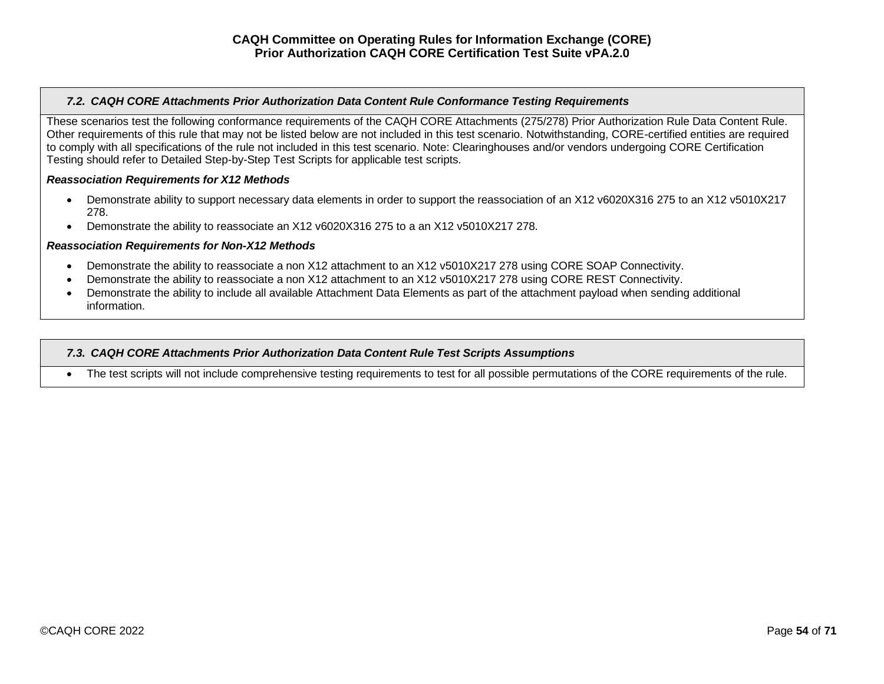### *7.2. CAQH CORE Attachments Prior Authorization Data Content Rule Conformance Testing Requirements*

These scenarios test the following conformance requirements of the CAQH CORE Attachments (275/278) Prior Authorization Rule Data Content Rule. Other requirements of this rule that may not be listed below are not included in this test scenario. Notwithstanding, CORE-certified entities are required to comply with all specifications of the rule not included in this test scenario. Note: Clearinghouses and/or vendors undergoing CORE Certification Testing should refer to Detailed Step-by-Step Test Scripts for applicable test scripts.

***Reassociation Requirements for X12 Methods***

- Demonstrate ability to support necessary data elements in order to support the reassociation of an X12 v6020X316 275 to an X12 v5010X217 278.
- Demonstrate the ability to reassociate an X12 v6020X316 275 to a an X12 v5010X217 278.

***Reassociation Requirements for Non-X12 Methods***

- Demonstrate the ability to reassociate a non X12 attachment to an X12 v5010X217 278 using CORE SOAP Connectivity.
- Demonstrate the ability to reassociate a non X12 attachment to an X12 v5010X217 278 using CORE REST Connectivity.
- Demonstrate the ability to include all available Attachment Data Elements as part of the attachment payload when sending additional information.

### *7.3. CAQH CORE Attachments Prior Authorization Data Content Rule Test Scripts Assumptions*

- The test scripts will not include comprehensive testing requirements to test for all possible permutations of the CORE requirements of the rule.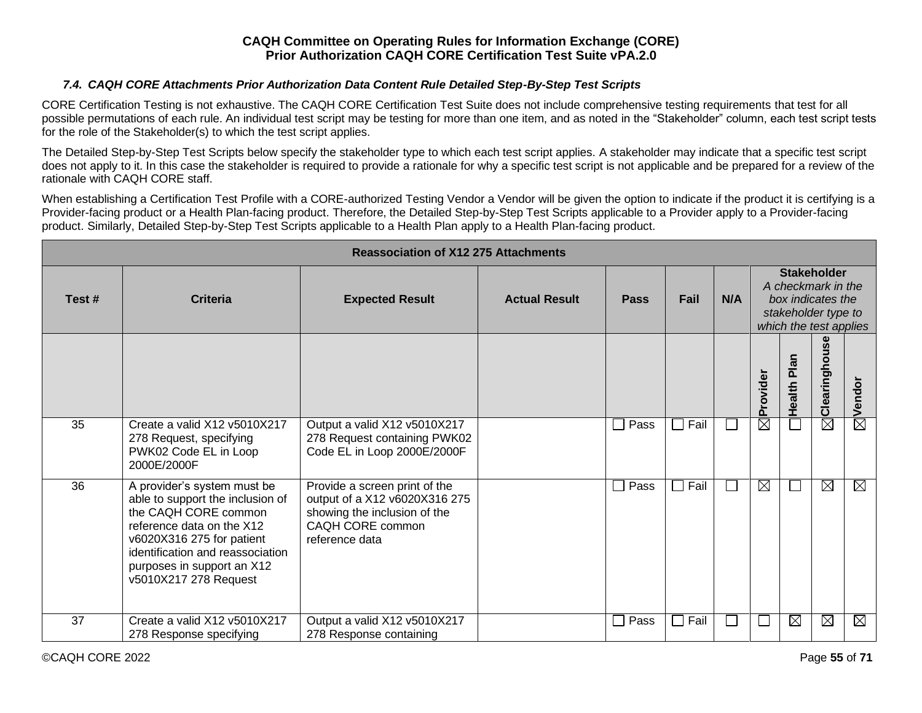### 7.4. CAQH CORE Attachments Prior Authorization Data Content Rule Detailed Step-By-Step Test Scripts

CORE Certification Testing is not exhaustive. The CAQH CORE Certification Test Suite does not include comprehensive testing requirements that test for all possible permutations of each rule. An individual test script may be testing for more than one item, and as noted in the "Stakeholder" column, each test script tests for the role of the Stakeholder(s) to which the test script applies.

The Detailed Step-by-Step Test Scripts below specify the stakeholder type to which each test script applies. A stakeholder may indicate that a specific test script does not apply to it. In this case the stakeholder is required to provide a rationale for why a specific test script is not applicable and be prepared for a review of the rationale with CAQH CORE staff.

When establishing a Certification Test Profile with a CORE-authorized Testing Vendor a Vendor will be given the option to indicate if the product it is certifying is a Provider-facing product or a Health Plan-facing product. Therefore, the Detailed Step-by-Step Test Scripts applicable to a Provider apply to a Provider-facing product. Similarly, Detailed Step-by-Step Test Scripts applicable to a Health Plan apply to a Health Plan-facing product.

| Reassociation of X12 275 Attachments | | | | | | | | | | |
|---|---|---|---|---|---|---|---|---|---|---|
| Test # | Criteria | Expected Result | Actual Result | Pass | Fail | N/A | Stakeholder *A checkmark in the box indicates the stakeholder type to which the test applies* | | | |
| | | | | | | | Provider | Health Plan | Clearinghouse | Vendor |
| 35 | Create a valid X12 v5010X217 278 Request, specifying PWK02 Code EL in Loop 2000E/2000F | Output a valid X12 v5010X217 278 Request containing PWK02 Code EL in Loop 2000E/2000F | | ☐ Pass | ☐ Fail | ☐ | ☒ | ☐ | ☒ | ☒ |
| 36 | A provider's system must be able to support the inclusion of the CAQH CORE common reference data on the X12 v6020X316 275 for patient identification and reassociation purposes in support an X12 v5010X217 278 Request | Provide a screen print of the output of a X12 v6020X316 275 showing the inclusion of the CAQH CORE common reference data | | ☐ Pass | ☐ Fail | ☐ | ☒ | ☐ | ☒ | ☒ |
| 37 | Create a valid X12 v5010X217 278 Response specifying | Output a valid X12 v5010X217 278 Response containing | | ☐ Pass | ☐ Fail | ☐ | ☐ | ☒ | ☒ | ☒ |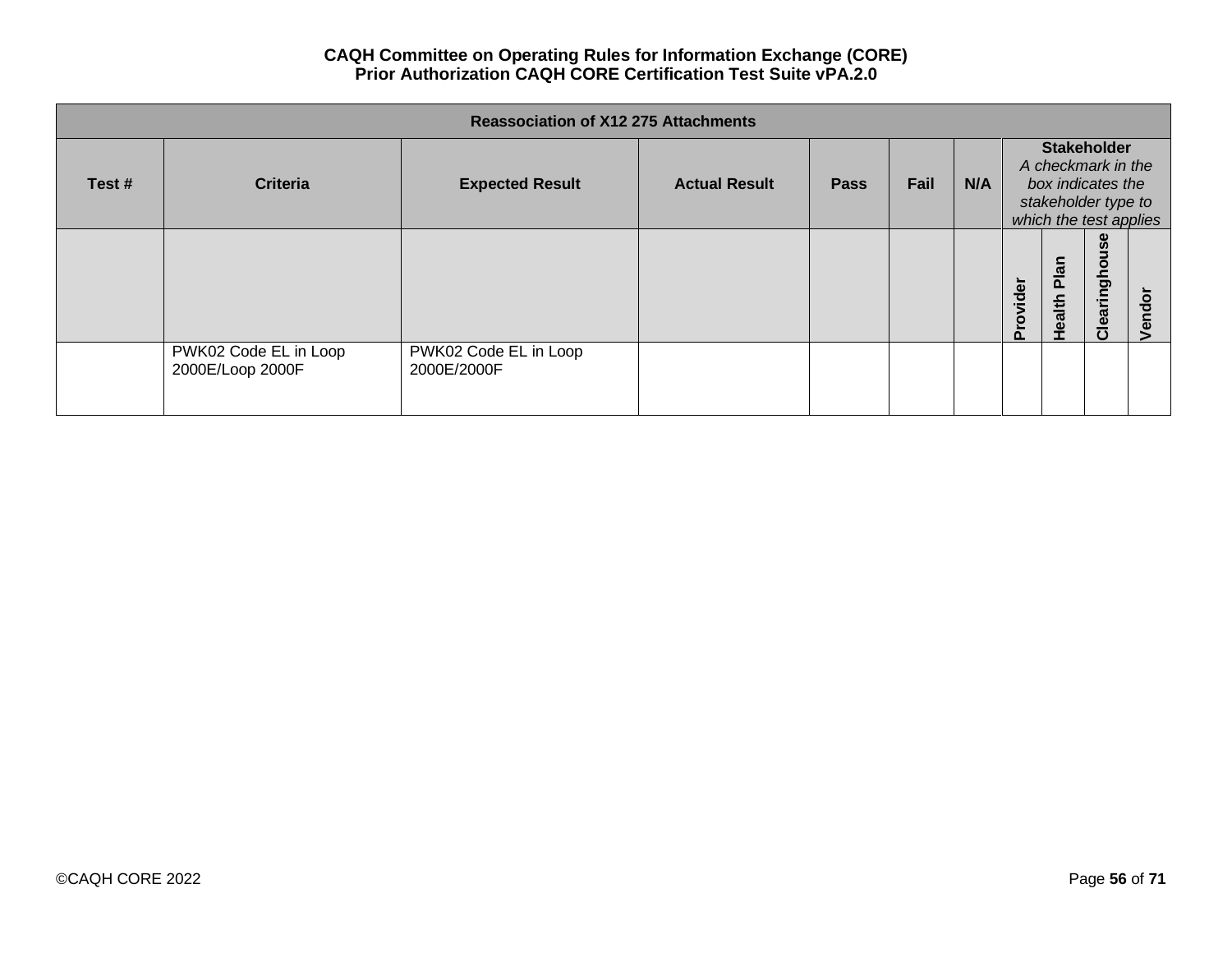| Reassociation of X12 275 Attachments | | | | | | | | | | |
|---|---|---|---|---|---|---|---|---|---|---|
| Test # | Criteria | Expected Result | Actual Result | Pass | Fail | N/A | **Stakeholder** *A checkmark in the box indicates the stakeholder type to which the test applies* | | | |
| | | | | | | | Provider | Health Plan | Clearinghouse | Vendor |
| | PWK02 Code EL in Loop 2000E/Loop 2000F | PWK02 Code EL in Loop 2000E/2000F | | | | | | | | |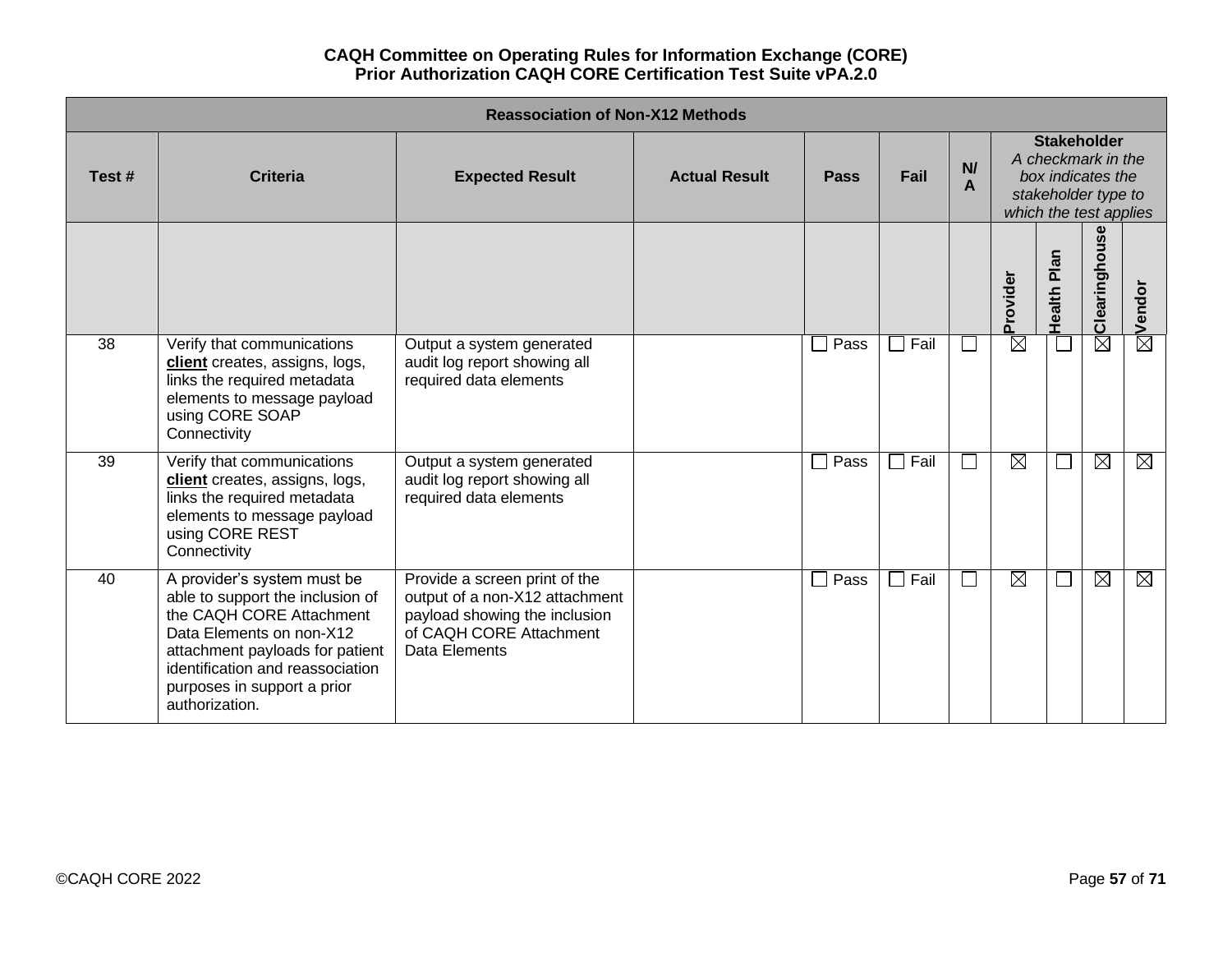**CAQH Committee on Operating Rules for Information Exchange (CORE)**
**Prior Authorization CAQH CORE Certification Test Suite vPA.2.0**

| Reassociation of Non-X12 Methods | | | | | | | | | | |
|---|---|---|---|---|---|---|---|---|---|---|
| Test # | Criteria | Expected Result | Actual Result | Pass | Fail | N/A | **Stakeholder** *A checkmark in the box indicates the stakeholder type to which the test applies* | | | |
| | | | | | | | Provider | Health Plan | Clearinghouse | Vendor |
| 38 | Verify that communications **client** creates, assigns, logs, links the required metadata elements to message payload using CORE SOAP Connectivity | Output a system generated audit log report showing all required data elements | | ☐ Pass | ☐ Fail | ☐ | ☒ | ☐ | ☒ | ☒ |
| 39 | Verify that communications **client** creates, assigns, logs, links the required metadata elements to message payload using CORE REST Connectivity | Output a system generated audit log report showing all required data elements | | ☐ Pass | ☐ Fail | ☐ | ☒ | ☐ | ☒ | ☒ |
| 40 | A provider's system must be able to support the inclusion of the CAQH CORE Attachment Data Elements on non-X12 attachment payloads for patient identification and reassociation purposes in support a prior authorization. | Provide a screen print of the output of a non-X12 attachment payload showing the inclusion of CAQH CORE Attachment Data Elements | | ☐ Pass | ☐ Fail | ☐ | ☒ | ☐ | ☒ | ☒ |

©CAQH CORE 2022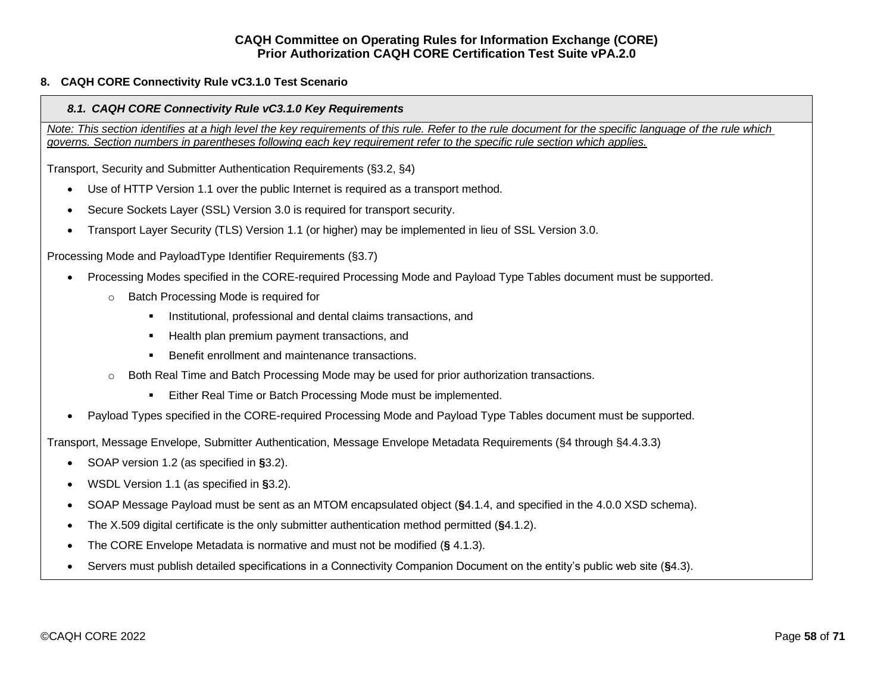## 8. CAQH CORE Connectivity Rule vC3.1.0 Test Scenario

### *8.1. CAQH CORE Connectivity Rule vC3.1.0 Key Requirements*

*Note: This section identifies at a high level the key requirements of this rule. Refer to the rule document for the specific language of the rule which governs. Section numbers in parentheses following each key requirement refer to the specific rule section which applies.*

Transport, Security and Submitter Authentication Requirements (§3.2, §4)

- Use of HTTP Version 1.1 over the public Internet is required as a transport method.
- Secure Sockets Layer (SSL) Version 3.0 is required for transport security.
- Transport Layer Security (TLS) Version 1.1 (or higher) may be implemented in lieu of SSL Version 3.0.

Processing Mode and PayloadType Identifier Requirements (§3.7)

- Processing Modes specified in the CORE-required Processing Mode and Payload Type Tables document must be supported.
  - Batch Processing Mode is required for
    - Institutional, professional and dental claims transactions, and
    - Health plan premium payment transactions, and
    - Benefit enrollment and maintenance transactions.
  - Both Real Time and Batch Processing Mode may be used for prior authorization transactions.
    - Either Real Time or Batch Processing Mode must be implemented.
- Payload Types specified in the CORE-required Processing Mode and Payload Type Tables document must be supported.

Transport, Message Envelope, Submitter Authentication, Message Envelope Metadata Requirements (§4 through §4.4.3.3)

- SOAP version 1.2 (as specified in **§**3.2).
- WSDL Version 1.1 (as specified in **§**3.2).
- SOAP Message Payload must be sent as an MTOM encapsulated object (**§**4.1.4, and specified in the 4.0.0 XSD schema).
- The X.509 digital certificate is the only submitter authentication method permitted (**§**4.1.2).
- The CORE Envelope Metadata is normative and must not be modified (**§** 4.1.3).
- Servers must publish detailed specifications in a Connectivity Companion Document on the entity's public web site (**§**4.3).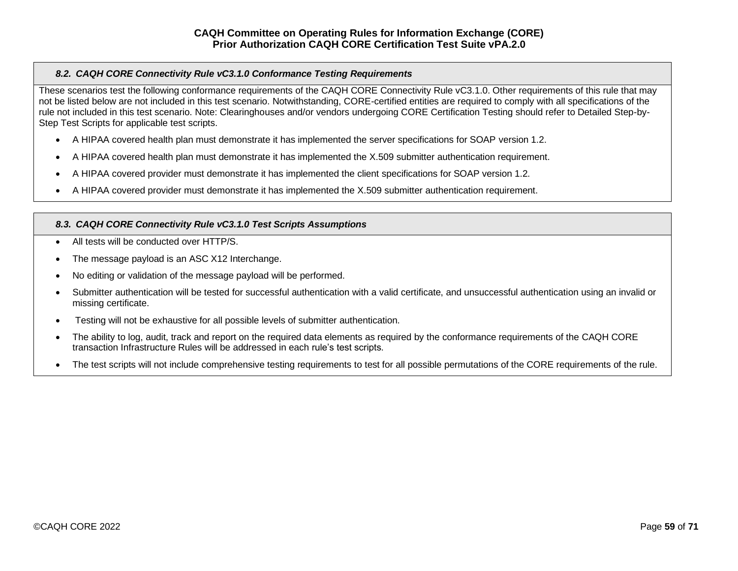### *8.2. CAQH CORE Connectivity Rule vC3.1.0 Conformance Testing Requirements*

These scenarios test the following conformance requirements of the CAQH CORE Connectivity Rule vC3.1.0. Other requirements of this rule that may not be listed below are not included in this test scenario. Notwithstanding, CORE-certified entities are required to comply with all specifications of the rule not included in this test scenario. Note: Clearinghouses and/or vendors undergoing CORE Certification Testing should refer to Detailed Step-by-Step Test Scripts for applicable test scripts.

- A HIPAA covered health plan must demonstrate it has implemented the server specifications for SOAP version 1.2.
- A HIPAA covered health plan must demonstrate it has implemented the X.509 submitter authentication requirement.
- A HIPAA covered provider must demonstrate it has implemented the client specifications for SOAP version 1.2.
- A HIPAA covered provider must demonstrate it has implemented the X.509 submitter authentication requirement.

### *8.3. CAQH CORE Connectivity Rule vC3.1.0 Test Scripts Assumptions*

- All tests will be conducted over HTTP/S.
- The message payload is an ASC X12 Interchange.
- No editing or validation of the message payload will be performed.
- Submitter authentication will be tested for successful authentication with a valid certificate, and unsuccessful authentication using an invalid or missing certificate.
- Testing will not be exhaustive for all possible levels of submitter authentication.
- The ability to log, audit, track and report on the required data elements as required by the conformance requirements of the CAQH CORE transaction Infrastructure Rules will be addressed in each rule's test scripts.
- The test scripts will not include comprehensive testing requirements to test for all possible permutations of the CORE requirements of the rule.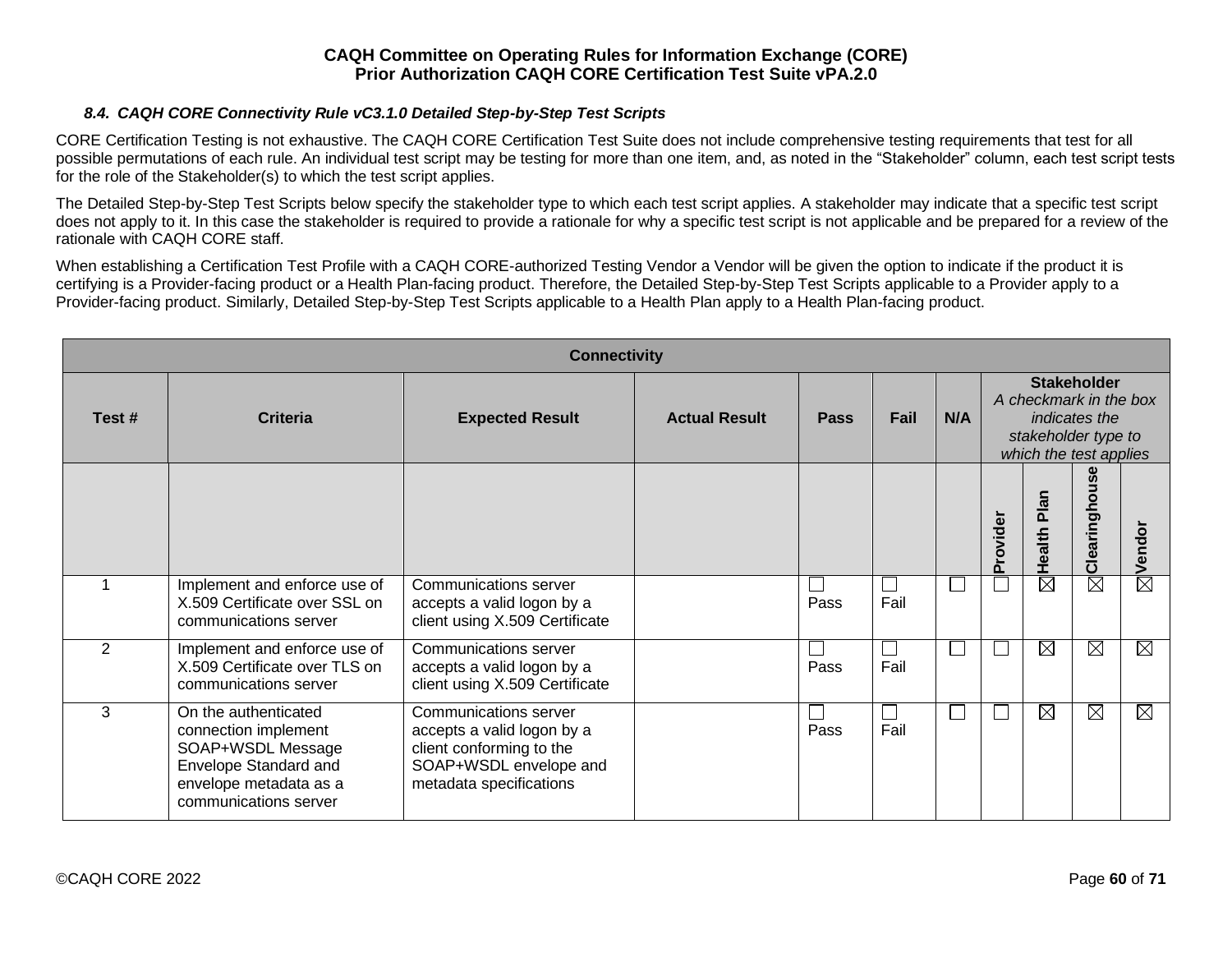### *8.4. CAQH CORE Connectivity Rule vC3.1.0 Detailed Step-by-Step Test Scripts*

CORE Certification Testing is not exhaustive. The CAQH CORE Certification Test Suite does not include comprehensive testing requirements that test for all possible permutations of each rule. An individual test script may be testing for more than one item, and, as noted in the "Stakeholder" column, each test script tests for the role of the Stakeholder(s) to which the test script applies.

The Detailed Step-by-Step Test Scripts below specify the stakeholder type to which each test script applies. A stakeholder may indicate that a specific test script does not apply to it. In this case the stakeholder is required to provide a rationale for why a specific test script is not applicable and be prepared for a review of the rationale with CAQH CORE staff.

When establishing a Certification Test Profile with a CAQH CORE-authorized Testing Vendor a Vendor will be given the option to indicate if the product it is certifying is a Provider-facing product or a Health Plan-facing product. Therefore, the Detailed Step-by-Step Test Scripts applicable to a Provider apply to a Provider-facing product. Similarly, Detailed Step-by-Step Test Scripts applicable to a Health Plan apply to a Health Plan-facing product.

| Connectivity | | | | | | | | | | |
|---|---|---|---|---|---|---|---|---|---|---|
| Test # | Criteria | Expected Result | Actual Result | Pass | Fail | N/A | **Stakeholder** *A checkmark in the box indicates the stakeholder type to which the test applies* | | | |
| | | | | | | | Provider | Health Plan | Clearinghouse | Vendor |
| 1 | Implement and enforce use of X.509 Certificate over SSL on communications server | Communications server accepts a valid logon by a client using X.509 Certificate | | ☐ Pass | ☐ Fail | ☐ | ☐ | ☒ | ☒ | ☒ |
| 2 | Implement and enforce use of X.509 Certificate over TLS on communications server | Communications server accepts a valid logon by a client using X.509 Certificate | | ☐ Pass | ☐ Fail | ☐ | ☐ | ☒ | ☒ | ☒ |
| 3 | On the authenticated connection implement SOAP+WSDL Message Envelope Standard and envelope metadata as a communications server | Communications server accepts a valid logon by a client conforming to the SOAP+WSDL envelope and metadata specifications | | ☐ Pass | ☐ Fail | ☐ | ☐ | ☒ | ☒ | ☒ |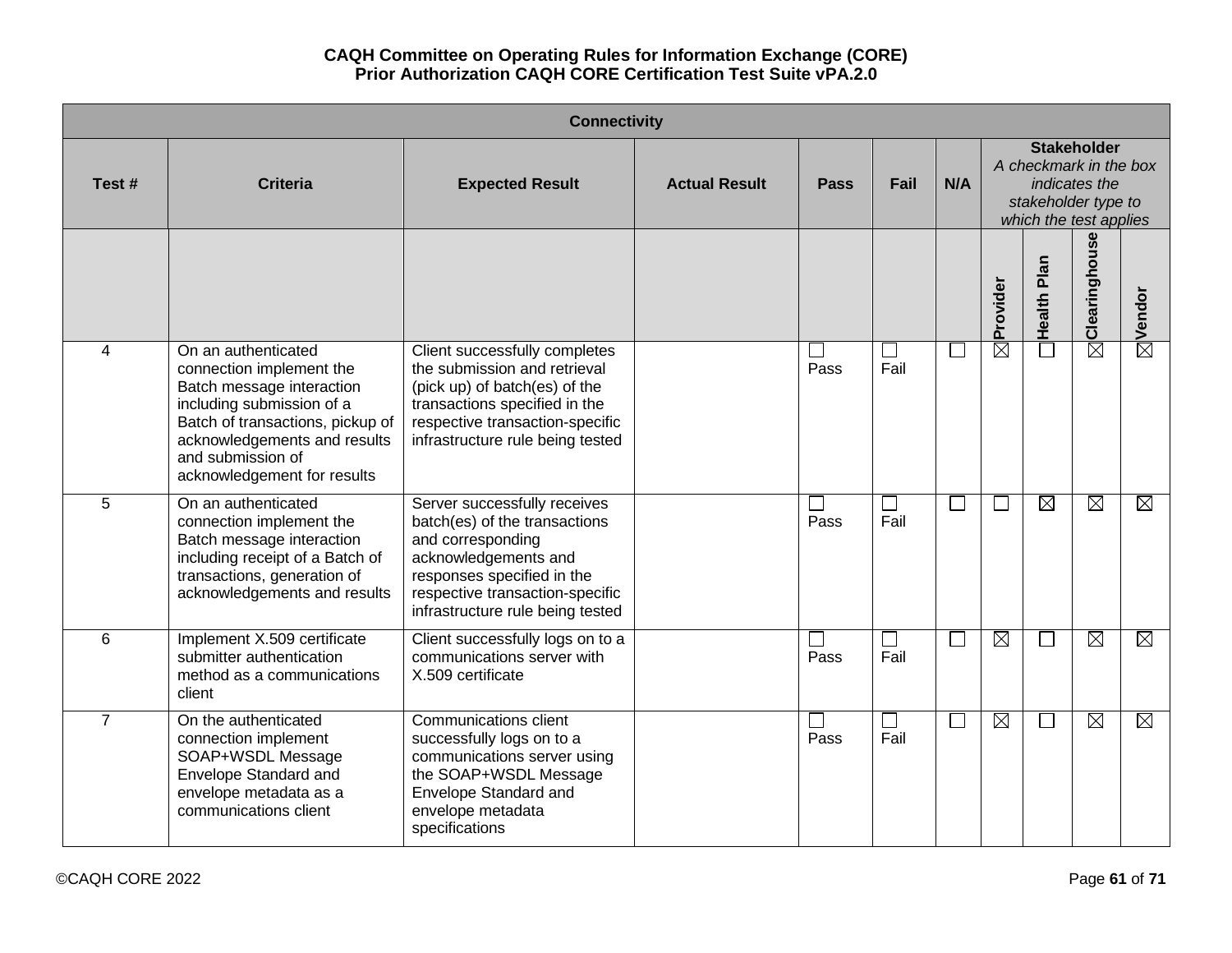| Connectivity | | | | | | | | | | |
|---|---|---|---|---|---|---|---|---|---|---|
| Test # | Criteria | Expected Result | Actual Result | Pass | Fail | N/A | Stakeholder *A checkmark in the box indicates the stakeholder type to which the test applies* | | | |
| | | | | | | | Provider | Health Plan | Clearinghouse | Vendor |
| 4 | On an authenticated connection implement the Batch message interaction including submission of a Batch of transactions, pickup of acknowledgements and results and submission of acknowledgement for results | Client successfully completes the submission and retrieval (pick up) of batch(es) of the transactions specified in the respective transaction-specific infrastructure rule being tested | | ☐ Pass | ☐ Fail | ☐ | ☒ | ☐ | ☒ | ☒ |
| 5 | On an authenticated connection implement the Batch message interaction including receipt of a Batch of transactions, generation of acknowledgements and results | Server successfully receives batch(es) of the transactions and corresponding acknowledgements and responses specified in the respective transaction-specific infrastructure rule being tested | | ☐ Pass | ☐ Fail | ☐ | ☐ | ☒ | ☒ | ☒ |
| 6 | Implement X.509 certificate submitter authentication method as a communications client | Client successfully logs on to a communications server with X.509 certificate | | ☐ Pass | ☐ Fail | ☐ | ☒ | ☐ | ☒ | ☒ |
| 7 | On the authenticated connection implement SOAP+WSDL Message Envelope Standard and envelope metadata as a communications client | Communications client successfully logs on to a communications server using the SOAP+WSDL Message Envelope Standard and envelope metadata specifications | | ☐ Pass | ☐ Fail | ☐ | ☒ | ☐ | ☒ | ☒ |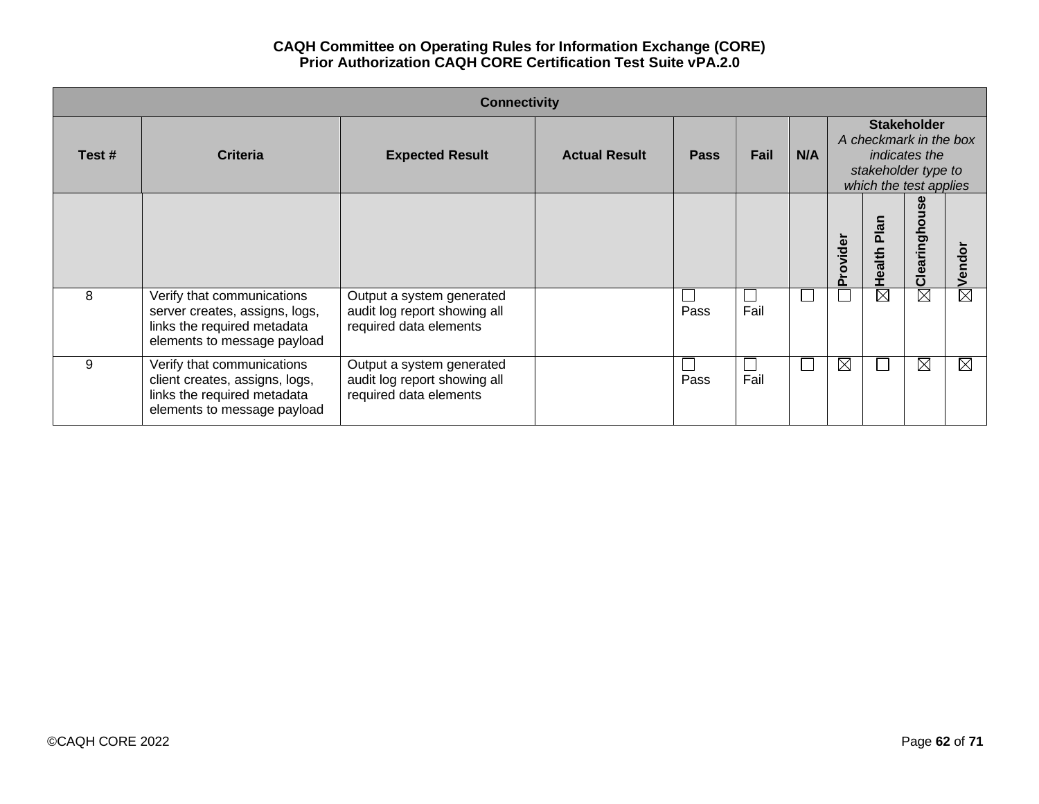| Connectivity | | | | | | | | | | |
|---|---|---|---|---|---|---|---|---|---|---|
| Test # | Criteria | Expected Result | Actual Result | Pass | Fail | N/A | **Stakeholder** *A checkmark in the box indicates the stakeholder type to which the test applies* | | | |
| | | | | | | | Provider | Health Plan | Clearinghouse | Vendor |
| 8 | Verify that communications server creates, assigns, logs, links the required metadata elements to message payload | Output a system generated audit log report showing all required data elements | | ☐ Pass | ☐ Fail | ☐ | ☐ | ☒ | ☒ | ☒ |
| 9 | Verify that communications client creates, assigns, logs, links the required metadata elements to message payload | Output a system generated audit log report showing all required data elements | | ☐ Pass | ☐ Fail | ☐ | ☒ | ☐ | ☒ | ☒ |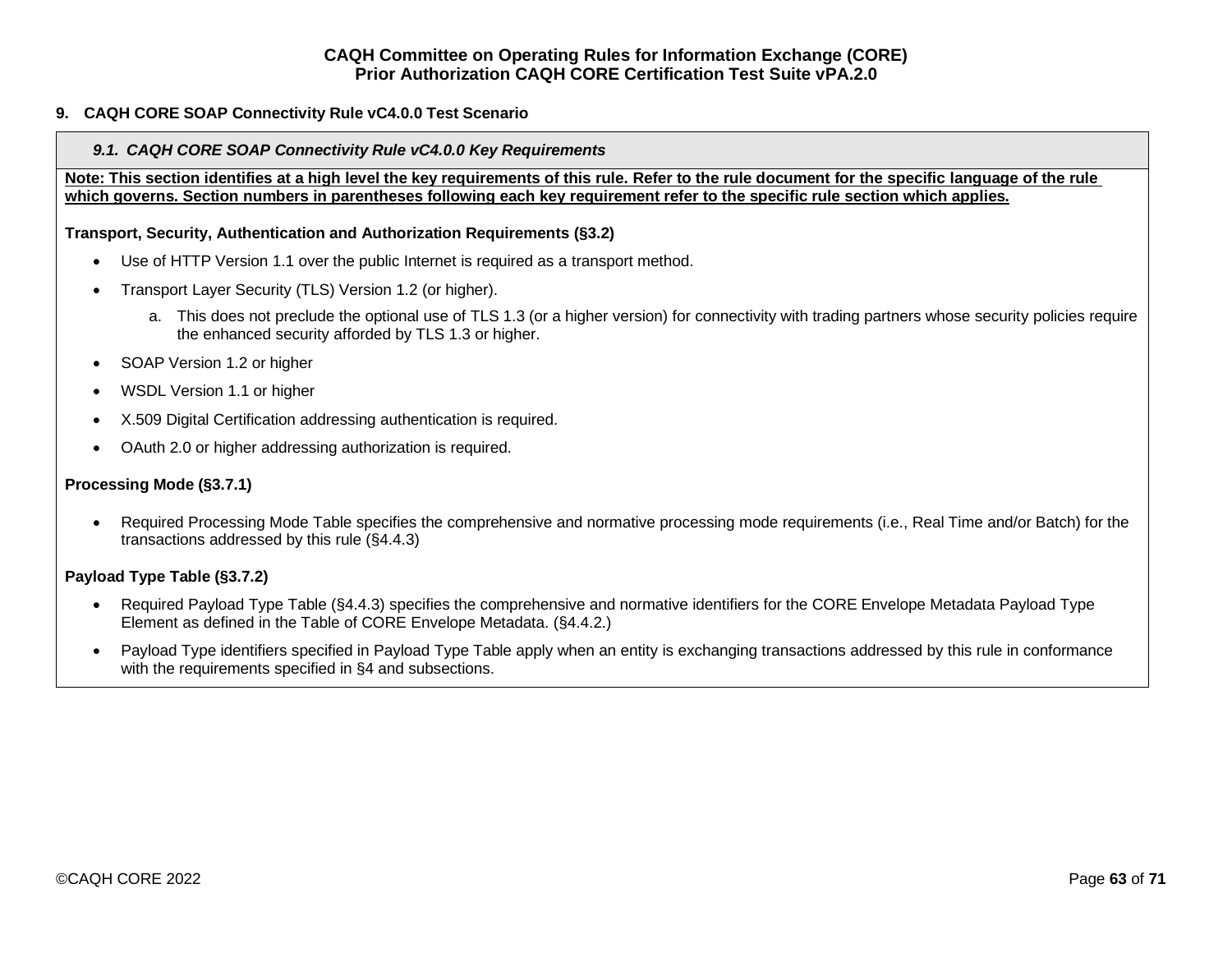## 9. CAQH CORE SOAP Connectivity Rule vC4.0.0 Test Scenario

### *9.1. CAQH CORE SOAP Connectivity Rule vC4.0.0 Key Requirements*

**Note: This section identifies at a high level the key requirements of this rule. Refer to the rule document for the specific language of the rule which governs. Section numbers in parentheses following each key requirement refer to the specific rule section which applies.**

**Transport, Security, Authentication and Authorization Requirements (§3.2)**

- Use of HTTP Version 1.1 over the public Internet is required as a transport method.
- Transport Layer Security (TLS) Version 1.2 (or higher).
    a. This does not preclude the optional use of TLS 1.3 (or a higher version) for connectivity with trading partners whose security policies require the enhanced security afforded by TLS 1.3 or higher.
- SOAP Version 1.2 or higher
- WSDL Version 1.1 or higher
- X.509 Digital Certification addressing authentication is required.
- OAuth 2.0 or higher addressing authorization is required.

**Processing Mode (§3.7.1)**

- Required Processing Mode Table specifies the comprehensive and normative processing mode requirements (i.e., Real Time and/or Batch) for the transactions addressed by this rule (§4.4.3)

**Payload Type Table (§3.7.2)**

- Required Payload Type Table (§4.4.3) specifies the comprehensive and normative identifiers for the CORE Envelope Metadata Payload Type Element as defined in the Table of CORE Envelope Metadata. (§4.4.2.)
- Payload Type identifiers specified in Payload Type Table apply when an entity is exchanging transactions addressed by this rule in conformance with the requirements specified in §4 and subsections.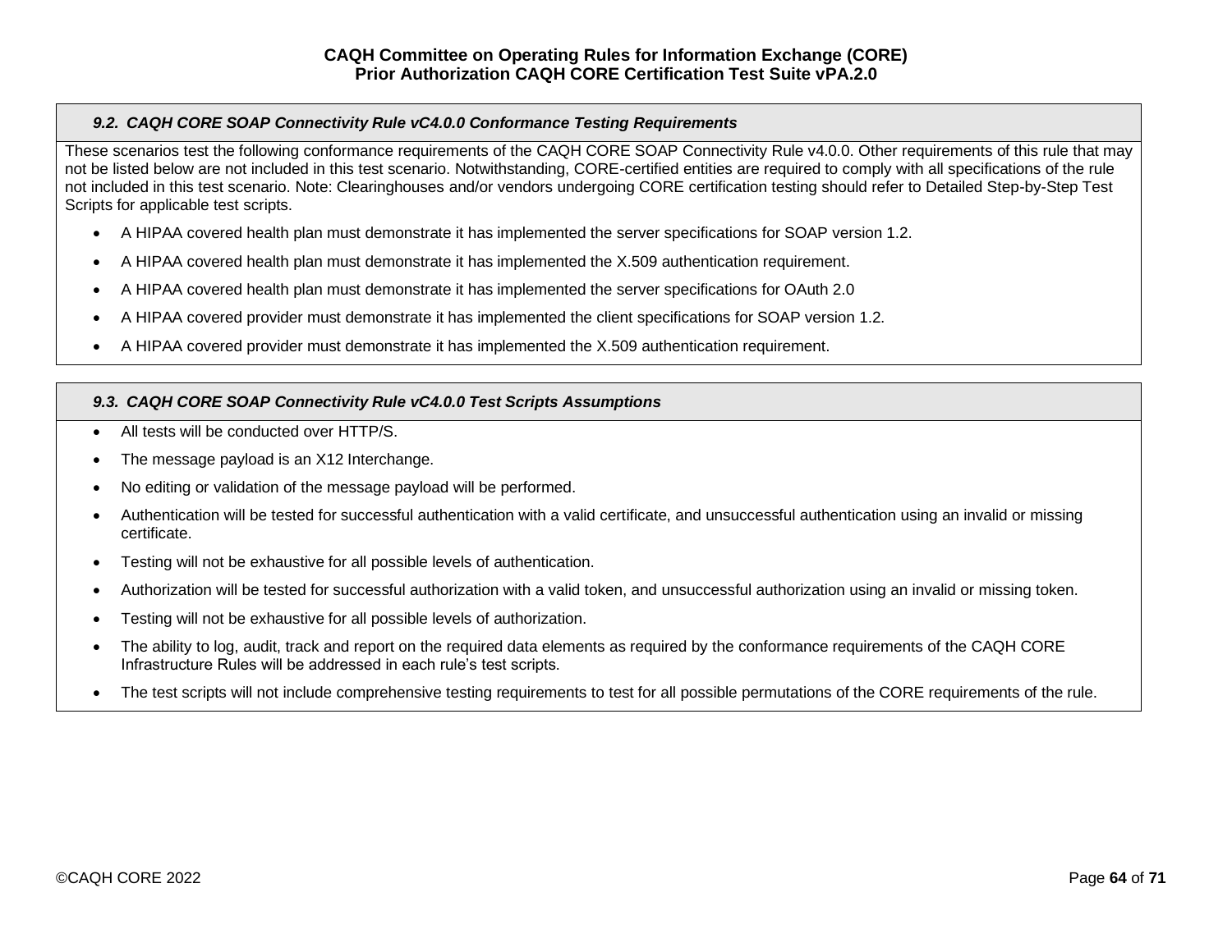### *9.2. CAQH CORE SOAP Connectivity Rule vC4.0.0 Conformance Testing Requirements*

These scenarios test the following conformance requirements of the CAQH CORE SOAP Connectivity Rule v4.0.0. Other requirements of this rule that may not be listed below are not included in this test scenario. Notwithstanding, CORE-certified entities are required to comply with all specifications of the rule not included in this test scenario. Note: Clearinghouses and/or vendors undergoing CORE certification testing should refer to Detailed Step-by-Step Test Scripts for applicable test scripts.

- A HIPAA covered health plan must demonstrate it has implemented the server specifications for SOAP version 1.2.
- A HIPAA covered health plan must demonstrate it has implemented the X.509 authentication requirement.
- A HIPAA covered health plan must demonstrate it has implemented the server specifications for OAuth 2.0
- A HIPAA covered provider must demonstrate it has implemented the client specifications for SOAP version 1.2.
- A HIPAA covered provider must demonstrate it has implemented the X.509 authentication requirement.

### *9.3. CAQH CORE SOAP Connectivity Rule vC4.0.0 Test Scripts Assumptions*

- All tests will be conducted over HTTP/S.
- The message payload is an X12 Interchange.
- No editing or validation of the message payload will be performed.
- Authentication will be tested for successful authentication with a valid certificate, and unsuccessful authentication using an invalid or missing certificate.
- Testing will not be exhaustive for all possible levels of authentication.
- Authorization will be tested for successful authorization with a valid token, and unsuccessful authorization using an invalid or missing token.
- Testing will not be exhaustive for all possible levels of authorization.
- The ability to log, audit, track and report on the required data elements as required by the conformance requirements of the CAQH CORE Infrastructure Rules will be addressed in each rule's test scripts.
- The test scripts will not include comprehensive testing requirements to test for all possible permutations of the CORE requirements of the rule.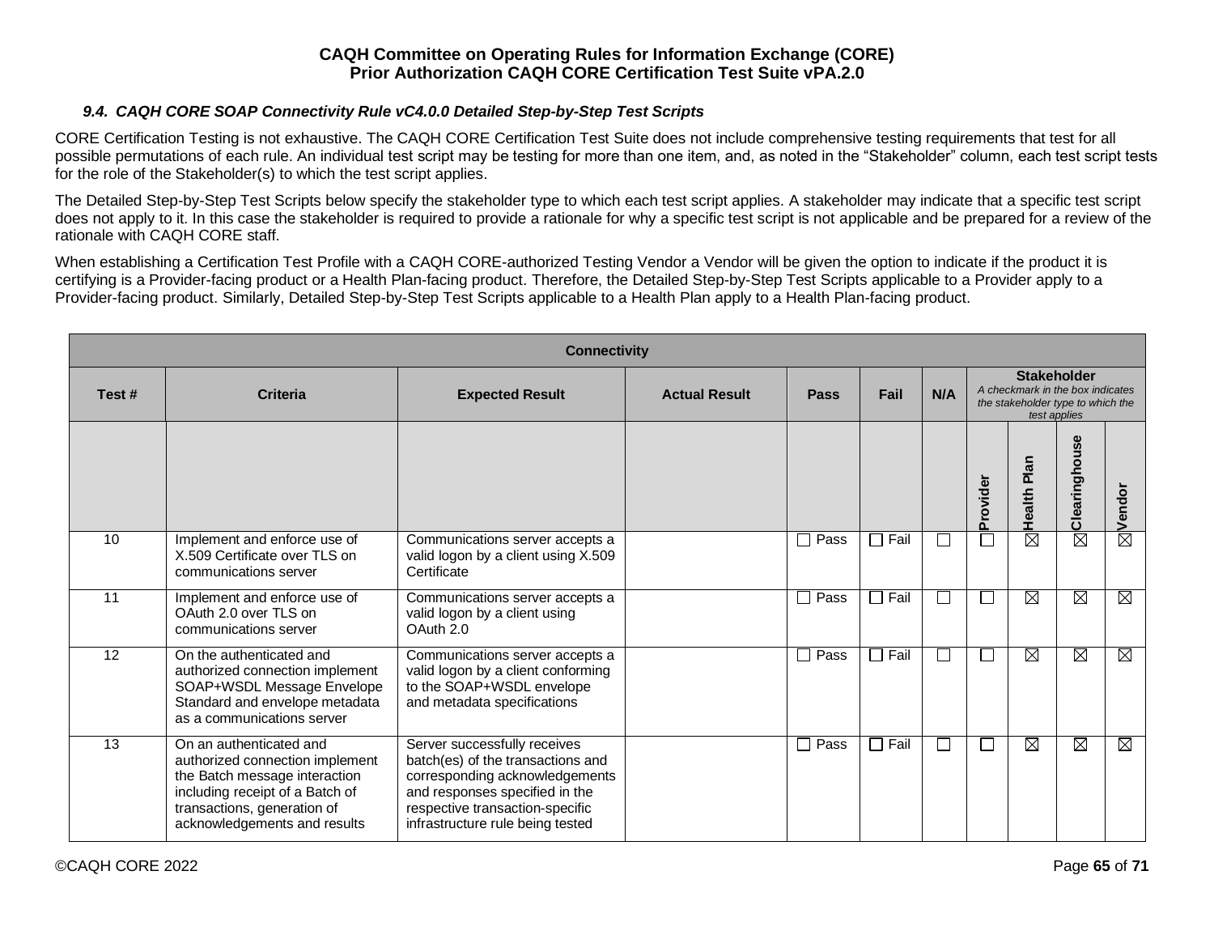### 9.4. CAQH CORE SOAP Connectivity Rule vC4.0.0 Detailed Step-by-Step Test Scripts

CORE Certification Testing is not exhaustive. The CAQH CORE Certification Test Suite does not include comprehensive testing requirements that test for all possible permutations of each rule. An individual test script may be testing for more than one item, and, as noted in the "Stakeholder" column, each test script tests for the role of the Stakeholder(s) to which the test script applies.

The Detailed Step-by-Step Test Scripts below specify the stakeholder type to which each test script applies. A stakeholder may indicate that a specific test script does not apply to it. In this case the stakeholder is required to provide a rationale for why a specific test script is not applicable and be prepared for a review of the rationale with CAQH CORE staff.

When establishing a Certification Test Profile with a CAQH CORE-authorized Testing Vendor a Vendor will be given the option to indicate if the product it is certifying is a Provider-facing product or a Health Plan-facing product. Therefore, the Detailed Step-by-Step Test Scripts applicable to a Provider apply to a Provider-facing product. Similarly, Detailed Step-by-Step Test Scripts applicable to a Health Plan apply to a Health Plan-facing product.

| Connectivity | | | | | | | | | | |
|---|---|---|---|---|---|---|---|---|---|---|
| Test # | Criteria | Expected Result | Actual Result | Pass | Fail | N/A | Stakeholder<br>*A checkmark in the box indicates the stakeholder type to which the test applies* | | | |
| | | | | | | | Provider | Health Plan | Clearinghouse | Vendor |
| 10 | Implement and enforce use of X.509 Certificate over TLS on communications server | Communications server accepts a valid logon by a client using X.509 Certificate | | ☐ Pass | ☐ Fail | ☐ | ☐ | ☒ | ☒ | ☒ |
| 11 | Implement and enforce use of OAuth 2.0 over TLS on communications server | Communications server accepts a valid logon by a client using OAuth 2.0 | | ☐ Pass | ☐ Fail | ☐ | ☐ | ☒ | ☒ | ☒ |
| 12 | On the authenticated and authorized connection implement SOAP+WSDL Message Envelope Standard and envelope metadata as a communications server | Communications server accepts a valid logon by a client conforming to the SOAP+WSDL envelope and metadata specifications | | ☐ Pass | ☐ Fail | ☐ | ☐ | ☒ | ☒ | ☒ |
| 13 | On an authenticated and authorized connection implement the Batch message interaction including receipt of a Batch of transactions, generation of acknowledgements and results | Server successfully receives batch(es) of the transactions and corresponding acknowledgements and responses specified in the respective transaction-specific infrastructure rule being tested | | ☐ Pass | ☐ Fail | ☐ | ☐ | ☒ | ☒ | ☒ |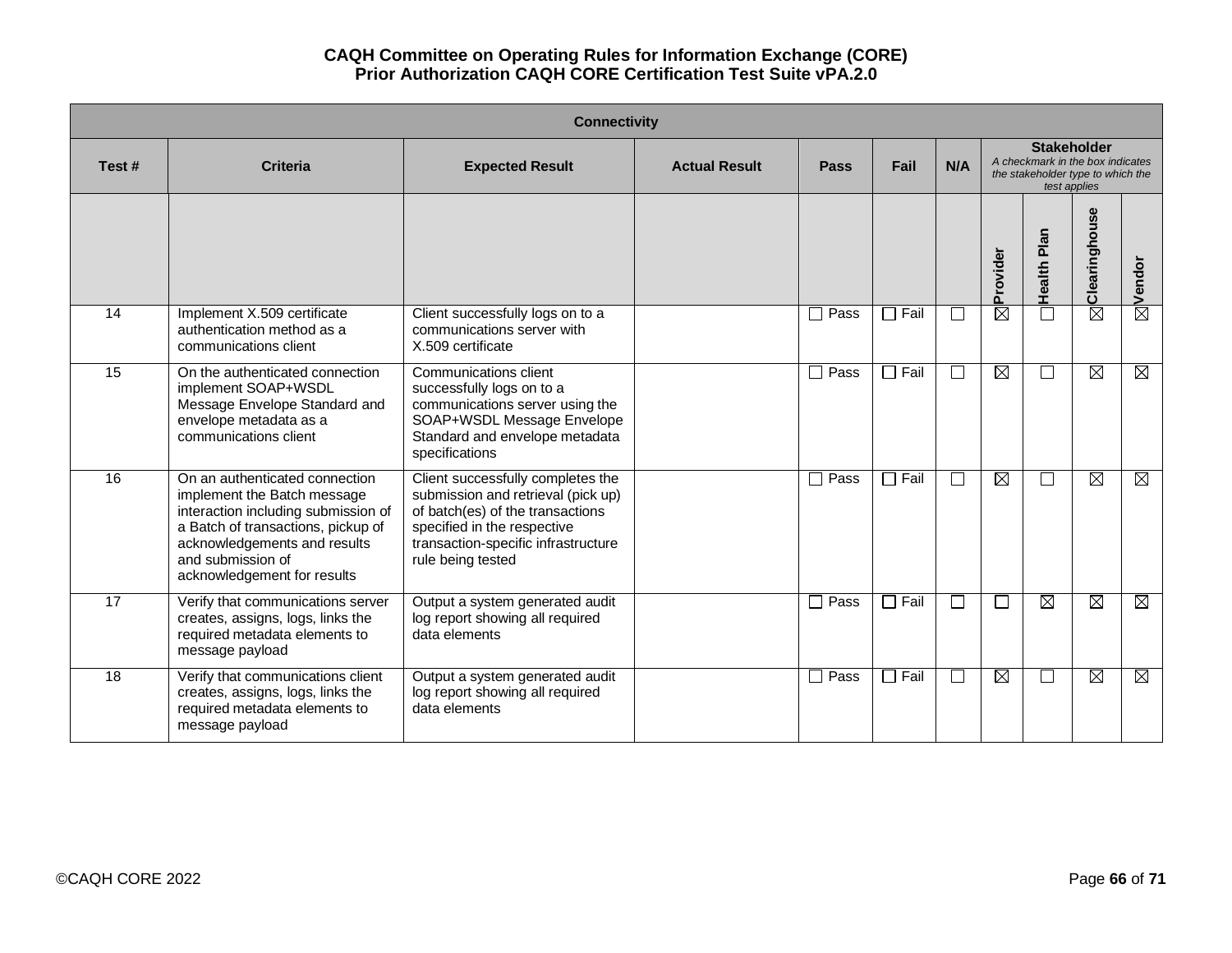**CAQH Committee on Operating Rules for Information Exchange (CORE)**
**Prior Authorization CAQH CORE Certification Test Suite vPA.2.0**

| Connectivity | | | | | | | | | | |
|---|---|---|---|---|---|---|---|---|---|---|
| Test # | Criteria | Expected Result | Actual Result | Pass | Fail | N/A | **Stakeholder** *A checkmark in the box indicates the stakeholder type to which the test applies* | | | |
| | | | | | | | Provider | Health Plan | Clearinghouse | Vendor |
| 14 | Implement X.509 certificate authentication method as a communications client | Client successfully logs on to a communications server with X.509 certificate | | ☐ Pass | ☐ Fail | ☐ | ☒ | ☐ | ☒ | ☒ |
| 15 | On the authenticated connection implement SOAP+WSDL Message Envelope Standard and envelope metadata as a communications client | Communications client successfully logs on to a communications server using the SOAP+WSDL Message Envelope Standard and envelope metadata specifications | | ☐ Pass | ☐ Fail | ☐ | ☒ | ☐ | ☒ | ☒ |
| 16 | On an authenticated connection implement the Batch message interaction including submission of a Batch of transactions, pickup of acknowledgements and results and submission of acknowledgement for results | Client successfully completes the submission and retrieval (pick up) of batch(es) of the transactions specified in the respective transaction-specific infrastructure rule being tested | | ☐ Pass | ☐ Fail | ☐ | ☒ | ☐ | ☒ | ☒ |
| 17 | Verify that communications server creates, assigns, logs, links the required metadata elements to message payload | Output a system generated audit log report showing all required data elements | | ☐ Pass | ☐ Fail | ☐ | ☐ | ☒ | ☒ | ☒ |
| 18 | Verify that communications client creates, assigns, logs, links the required metadata elements to message payload | Output a system generated audit log report showing all required data elements | | ☐ Pass | ☐ Fail | ☐ | ☒ | ☐ | ☒ | ☒ |

©CAQH CORE 2022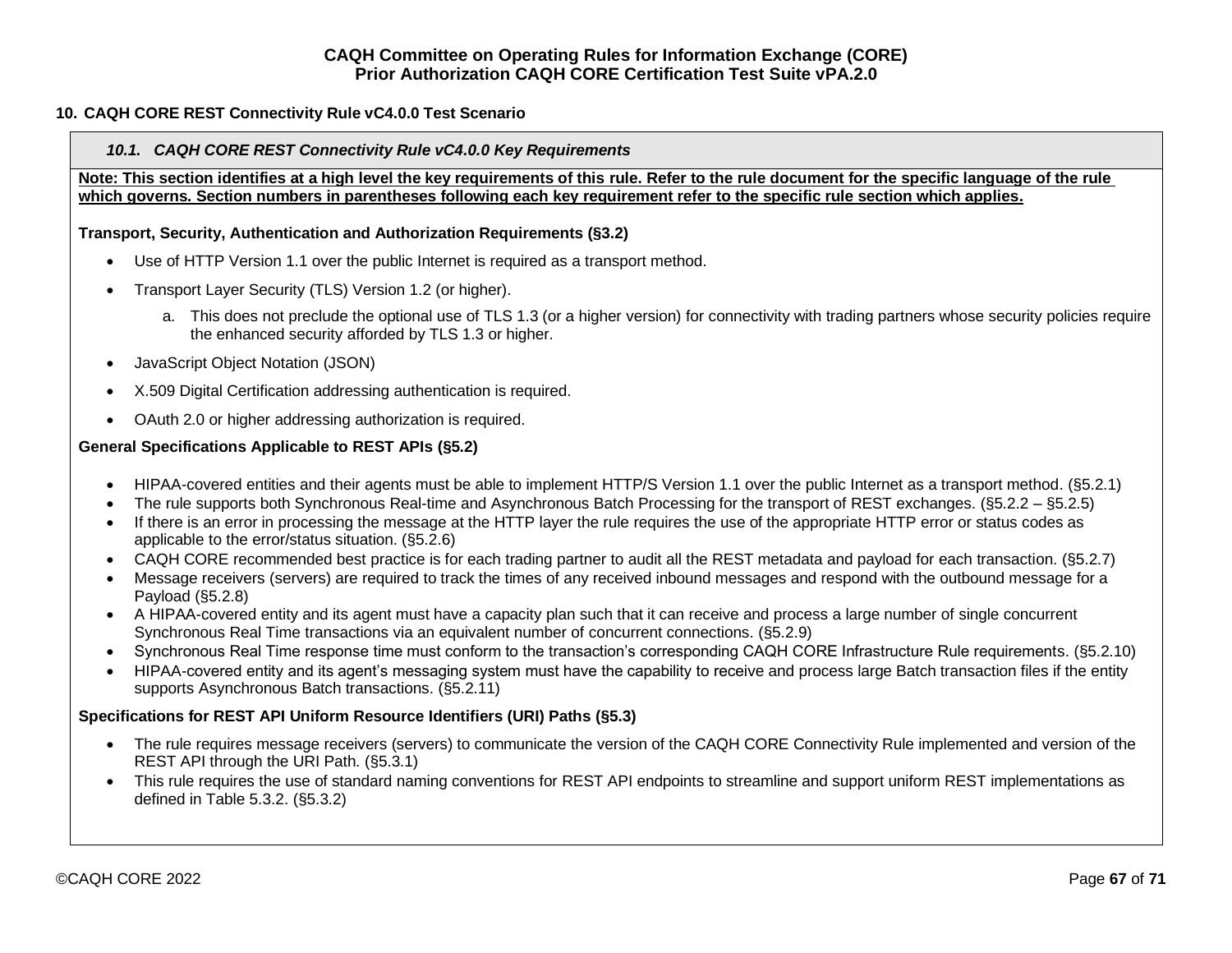## 10. CAQH CORE REST Connectivity Rule vC4.0.0 Test Scenario

### *10.1. CAQH CORE REST Connectivity Rule vC4.0.0 Key Requirements*

**Note: This section identifies at a high level the key requirements of this rule. Refer to the rule document for the specific language of the rule which governs. Section numbers in parentheses following each key requirement refer to the specific rule section which applies.**

**Transport, Security, Authentication and Authorization Requirements (§3.2)**

- Use of HTTP Version 1.1 over the public Internet is required as a transport method.
- Transport Layer Security (TLS) Version 1.2 (or higher).
    a. This does not preclude the optional use of TLS 1.3 (or a higher version) for connectivity with trading partners whose security policies require the enhanced security afforded by TLS 1.3 or higher.
- JavaScript Object Notation (JSON)
- X.509 Digital Certification addressing authentication is required.
- OAuth 2.0 or higher addressing authorization is required.

**General Specifications Applicable to REST APIs (§5.2)**

- HIPAA-covered entities and their agents must be able to implement HTTP/S Version 1.1 over the public Internet as a transport method. (§5.2.1)
- The rule supports both Synchronous Real-time and Asynchronous Batch Processing for the transport of REST exchanges. (§5.2.2 – §5.2.5)
- If there is an error in processing the message at the HTTP layer the rule requires the use of the appropriate HTTP error or status codes as applicable to the error/status situation. (§5.2.6)
- CAQH CORE recommended best practice is for each trading partner to audit all the REST metadata and payload for each transaction. (§5.2.7)
- Message receivers (servers) are required to track the times of any received inbound messages and respond with the outbound message for a Payload (§5.2.8)
- A HIPAA-covered entity and its agent must have a capacity plan such that it can receive and process a large number of single concurrent Synchronous Real Time transactions via an equivalent number of concurrent connections. (§5.2.9)
- Synchronous Real Time response time must conform to the transaction's corresponding CAQH CORE Infrastructure Rule requirements. (§5.2.10)
- HIPAA-covered entity and its agent's messaging system must have the capability to receive and process large Batch transaction files if the entity supports Asynchronous Batch transactions. (§5.2.11)

**Specifications for REST API Uniform Resource Identifiers (URI) Paths (§5.3)**

- The rule requires message receivers (servers) to communicate the version of the CAQH CORE Connectivity Rule implemented and version of the REST API through the URI Path. (§5.3.1)
- This rule requires the use of standard naming conventions for REST API endpoints to streamline and support uniform REST implementations as defined in Table 5.3.2. (§5.3.2)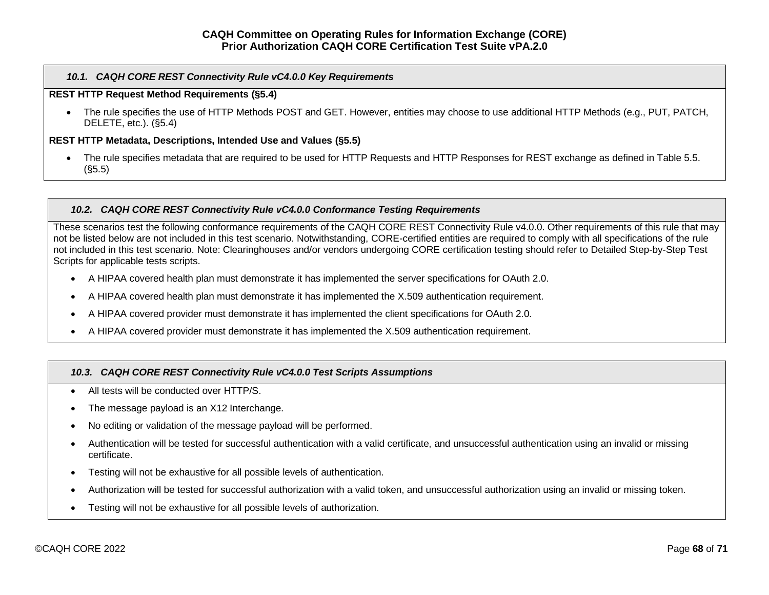### 10.1. CAQH CORE REST Connectivity Rule vC4.0.0 Key Requirements

**REST HTTP Request Method Requirements (§5.4)**

- The rule specifies the use of HTTP Methods POST and GET. However, entities may choose to use additional HTTP Methods (e.g., PUT, PATCH, DELETE, etc.). (§5.4)

**REST HTTP Metadata, Descriptions, Intended Use and Values (§5.5)**

- The rule specifies metadata that are required to be used for HTTP Requests and HTTP Responses for REST exchange as defined in Table 5.5. (§5.5)

### 10.2. CAQH CORE REST Connectivity Rule vC4.0.0 Conformance Testing Requirements

These scenarios test the following conformance requirements of the CAQH CORE REST Connectivity Rule v4.0.0. Other requirements of this rule that may not be listed below are not included in this test scenario. Notwithstanding, CORE-certified entities are required to comply with all specifications of the rule not included in this test scenario. Note: Clearinghouses and/or vendors undergoing CORE certification testing should refer to Detailed Step-by-Step Test Scripts for applicable tests scripts.

- A HIPAA covered health plan must demonstrate it has implemented the server specifications for OAuth 2.0.
- A HIPAA covered health plan must demonstrate it has implemented the X.509 authentication requirement.
- A HIPAA covered provider must demonstrate it has implemented the client specifications for OAuth 2.0.
- A HIPAA covered provider must demonstrate it has implemented the X.509 authentication requirement.

### 10.3. CAQH CORE REST Connectivity Rule vC4.0.0 Test Scripts Assumptions

- All tests will be conducted over HTTP/S.
- The message payload is an X12 Interchange.
- No editing or validation of the message payload will be performed.
- Authentication will be tested for successful authentication with a valid certificate, and unsuccessful authentication using an invalid or missing certificate.
- Testing will not be exhaustive for all possible levels of authentication.
- Authorization will be tested for successful authorization with a valid token, and unsuccessful authorization using an invalid or missing token.
- Testing will not be exhaustive for all possible levels of authorization.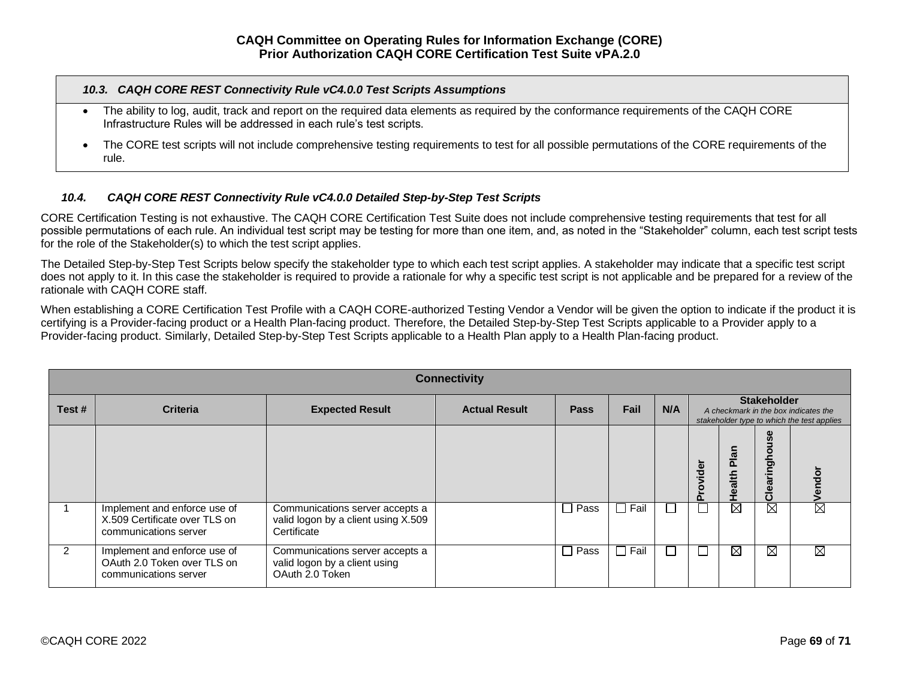### 10.3. CAQH CORE REST Connectivity Rule vC4.0.0 Test Scripts Assumptions

- The ability to log, audit, track and report on the required data elements as required by the conformance requirements of the CAQH CORE Infrastructure Rules will be addressed in each rule's test scripts.
- The CORE test scripts will not include comprehensive testing requirements to test for all possible permutations of the CORE requirements of the rule.

### *10.4. CAQH CORE REST Connectivity Rule vC4.0.0 Detailed Step-by-Step Test Scripts*

CORE Certification Testing is not exhaustive. The CAQH CORE Certification Test Suite does not include comprehensive testing requirements that test for all possible permutations of each rule. An individual test script may be testing for more than one item, and, as noted in the "Stakeholder" column, each test script tests for the role of the Stakeholder(s) to which the test script applies.

The Detailed Step-by-Step Test Scripts below specify the stakeholder type to which each test script applies. A stakeholder may indicate that a specific test script does not apply to it. In this case the stakeholder is required to provide a rationale for why a specific test script is not applicable and be prepared for a review of the rationale with CAQH CORE staff.

When establishing a CORE Certification Test Profile with a CAQH CORE-authorized Testing Vendor a Vendor will be given the option to indicate if the product it is certifying is a Provider-facing product or a Health Plan-facing product. Therefore, the Detailed Step-by-Step Test Scripts applicable to a Provider apply to a Provider-facing product. Similarly, Detailed Step-by-Step Test Scripts applicable to a Health Plan apply to a Health Plan-facing product.

| **Connectivity** | | | | | | | | | | |
|---|---|---|---|---|---|---|---|---|---|---|
| **Test #** | **Criteria** | **Expected Result** | **Actual Result** | **Pass** | **Fail** | **N/A** | **Stakeholder** *A checkmark in the box indicates the stakeholder type to which the test applies* | | | |
| | | | | | | | **Provider** | **Health Plan** | **Clearinghouse** | **Vendor** |
| 1 | Implement and enforce use of X.509 Certificate over TLS on communications server | Communications server accepts a valid logon by a client using X.509 Certificate | | ☐ Pass | ☐ Fail | ☐ | ☐ | ☒ | ☒ | ☒ |
| 2 | Implement and enforce use of OAuth 2.0 Token over TLS on communications server | Communications server accepts a valid logon by a client using OAuth 2.0 Token | | ☐ Pass | ☐ Fail | ☐ | ☐ | ☒ | ☒ | ☒ |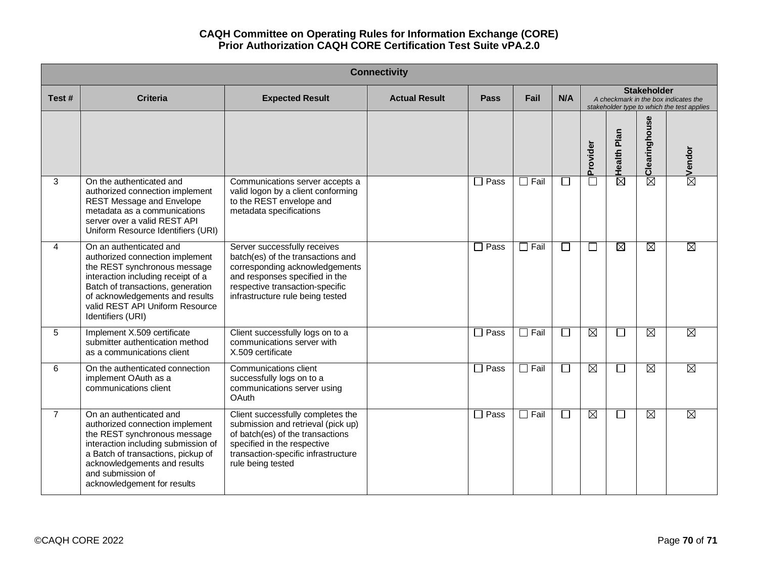# CAQH Committee on Operating Rules for Information Exchange (CORE)
## Prior Authorization CAQH CORE Certification Test Suite vPA.2.0

| Connectivity | | | | | | | | | | |
|---|---|---|---|---|---|---|---|---|---|---|
| Test # | Criteria | Expected Result | Actual Result | Pass | Fail | N/A | Stakeholder *A checkmark in the box indicates the stakeholder type to which the test applies* | | | |
| | | | | | | | Provider | Health Plan | Clearinghouse | Vendor |
| 3 | On the authenticated and authorized connection implement REST Message and Envelope metadata as a communications server over a valid REST API Uniform Resource Identifiers (URI) | Communications server accepts a valid logon by a client conforming to the REST envelope and metadata specifications | | ☐ Pass | ☐ Fail | ☐ | ☐ | ☒ | ☒ | ☒ |
| 4 | On an authenticated and authorized connection implement the REST synchronous message interaction including receipt of a Batch of transactions, generation of acknowledgements and results valid REST API Uniform Resource Identifiers (URI) | Server successfully receives batch(es) of the transactions and corresponding acknowledgements and responses specified in the respective transaction-specific infrastructure rule being tested | | ☐ Pass | ☐ Fail | ☐ | ☐ | ☒ | ☒ | ☒ |
| 5 | Implement X.509 certificate submitter authentication method as a communications client | Client successfully logs on to a communications server with X.509 certificate | | ☐ Pass | ☐ Fail | ☐ | ☒ | ☐ | ☒ | ☒ |
| 6 | On the authenticated connection implement OAuth as a communications client | Communications client successfully logs on to a communications server using OAuth | | ☐ Pass | ☐ Fail | ☐ | ☒ | ☐ | ☒ | ☒ |
| 7 | On an authenticated and authorized connection implement the REST synchronous message interaction including submission of a Batch of transactions, pickup of acknowledgements and results and submission of acknowledgement for results | Client successfully completes the submission and retrieval (pick up) of batch(es) of the transactions specified in the respective transaction-specific infrastructure rule being tested | | ☐ Pass | ☐ Fail | ☐ | ☒ | ☐ | ☒ | ☒ |

©CAQH CORE 2022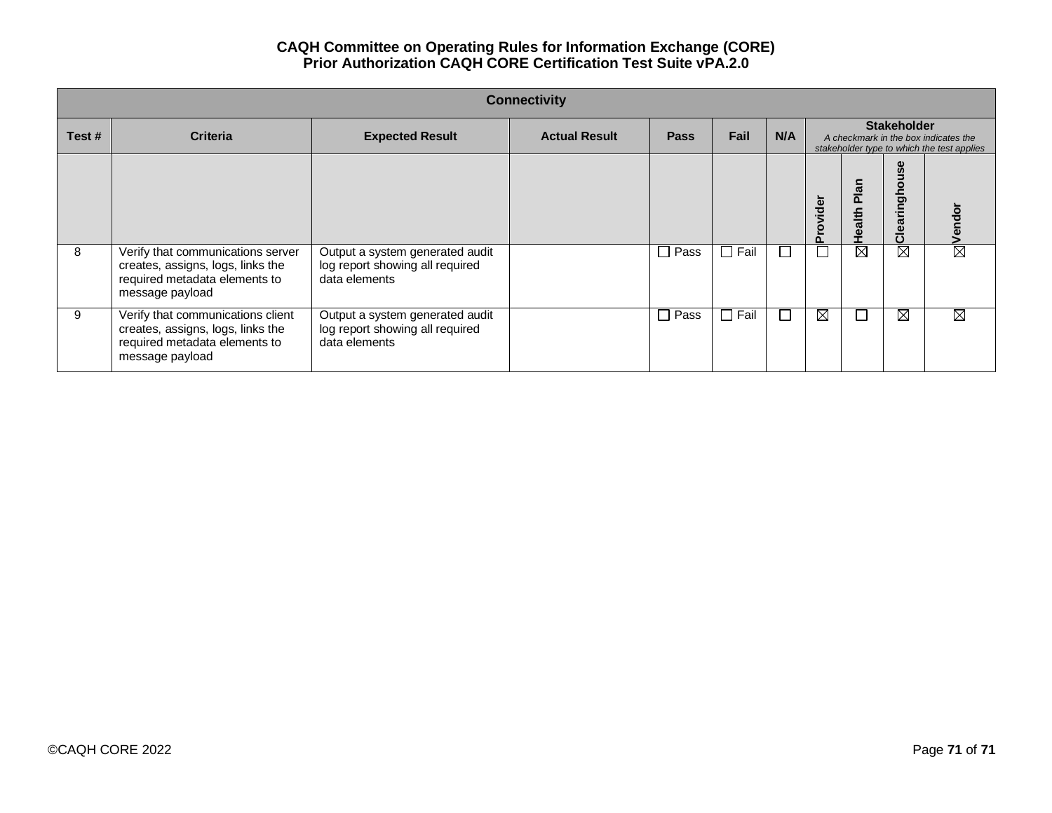**CAQH Committee on Operating Rules for Information Exchange (CORE)**
**Prior Authorization CAQH CORE Certification Test Suite vPA.2.0**

| Connectivity | | | | | | | | | | |
|---|---|---|---|---|---|---|---|---|---|---|
| **Test #** | **Criteria** | **Expected Result** | **Actual Result** | **Pass** | **Fail** | **N/A** | **Stakeholder** *A checkmark in the box indicates the stakeholder type to which the test applies* | | | |
| | | | | | | | **Provider** | **Health Plan** | **Clearinghouse** | **Vendor** |
| 8 | Verify that communications server creates, assigns, logs, links the required metadata elements to message payload | Output a system generated audit log report showing all required data elements | | ☐ Pass | ☐ Fail | ☐ | ☐ | ☒ | ☒ | ☒ |
| 9 | Verify that communications client creates, assigns, logs, links the required metadata elements to message payload | Output a system generated audit log report showing all required data elements | | ☐ Pass | ☐ Fail | ☐ | ☒ | ☐ | ☒ | ☒ |

©CAQH CORE 2022